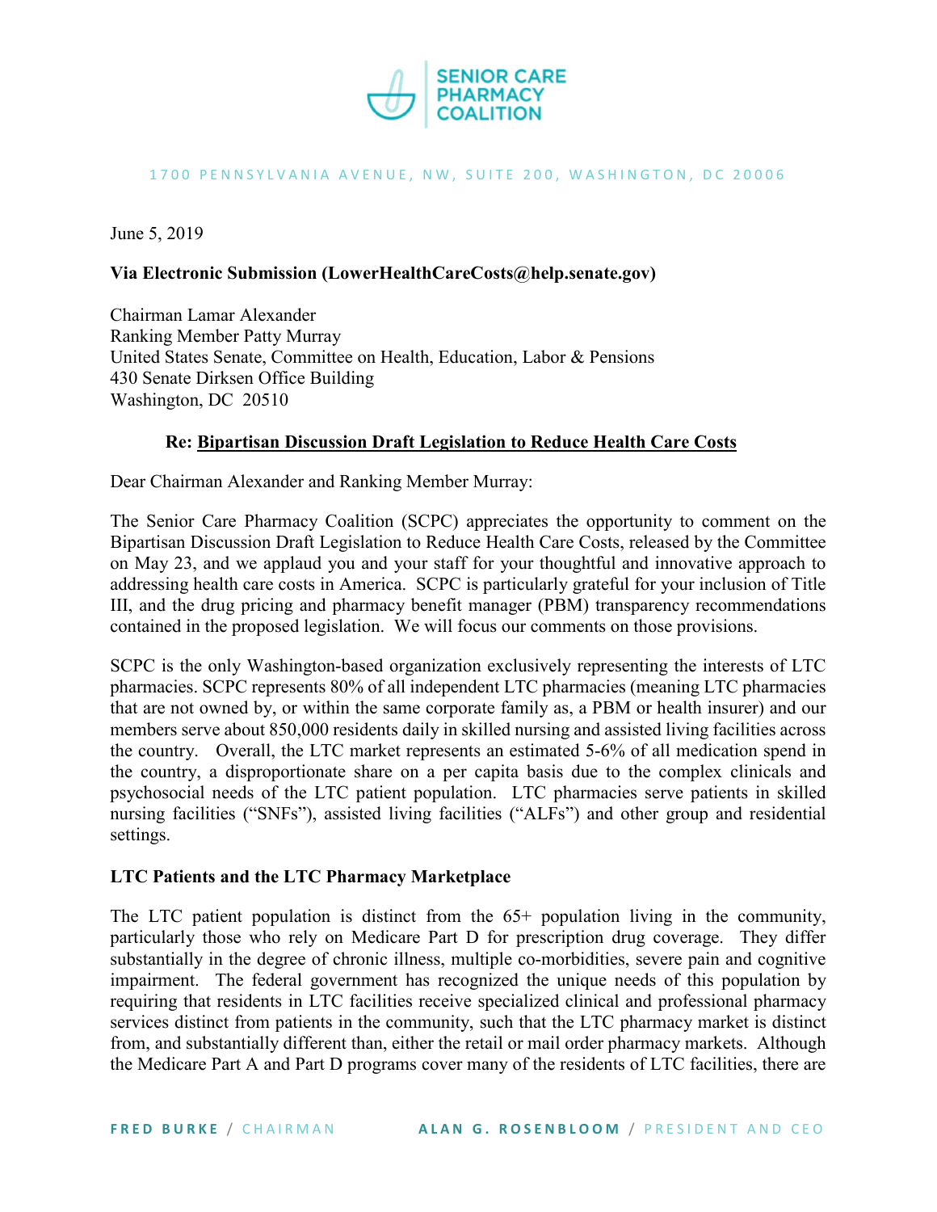SENIOR CARE PHARMACY COALITION

1700 PENNSYLVANIA AVENUE, NW, SUITE 200, WASHINGTON, DC 20006

June 5, 2019

**Via Electronic Submission (LowerHealthCareCosts@help.senate.gov)**

Chairman Lamar Alexander
Ranking Member Patty Murray
United States Senate, Committee on Health, Education, Labor & Pensions
430 Senate Dirksen Office Building
Washington, DC 20510

**Re: <u>Bipartisan Discussion Draft Legislation to Reduce Health Care Costs</u>**

Dear Chairman Alexander and Ranking Member Murray:

The Senior Care Pharmacy Coalition (SCPC) appreciates the opportunity to comment on the Bipartisan Discussion Draft Legislation to Reduce Health Care Costs, released by the Committee on May 23, and we applaud you and your staff for your thoughtful and innovative approach to addressing health care costs in America. SCPC is particularly grateful for your inclusion of Title III, and the drug pricing and pharmacy benefit manager (PBM) transparency recommendations contained in the proposed legislation. We will focus our comments on those provisions.

SCPC is the only Washington-based organization exclusively representing the interests of LTC pharmacies. SCPC represents 80% of all independent LTC pharmacies (meaning LTC pharmacies that are not owned by, or within the same corporate family as, a PBM or health insurer) and our members serve about 850,000 residents daily in skilled nursing and assisted living facilities across the country. Overall, the LTC market represents an estimated 5-6% of all medication spend in the country, a disproportionate share on a per capita basis due to the complex clinicals and psychosocial needs of the LTC patient population. LTC pharmacies serve patients in skilled nursing facilities ("SNFs"), assisted living facilities ("ALFs") and other group and residential settings.

**LTC Patients and the LTC Pharmacy Marketplace**

The LTC patient population is distinct from the 65+ population living in the community, particularly those who rely on Medicare Part D for prescription drug coverage. They differ substantially in the degree of chronic illness, multiple co-morbidities, severe pain and cognitive impairment. The federal government has recognized the unique needs of this population by requiring that residents in LTC facilities receive specialized clinical and professional pharmacy services distinct from patients in the community, such that the LTC pharmacy market is distinct from, and substantially different than, either the retail or mail order pharmacy markets. Although the Medicare Part A and Part D programs cover many of the residents of LTC facilities, there are

FRED BURKE / CHAIRMAN ALAN G. ROSENBLOOM / PRESIDENT AND CEO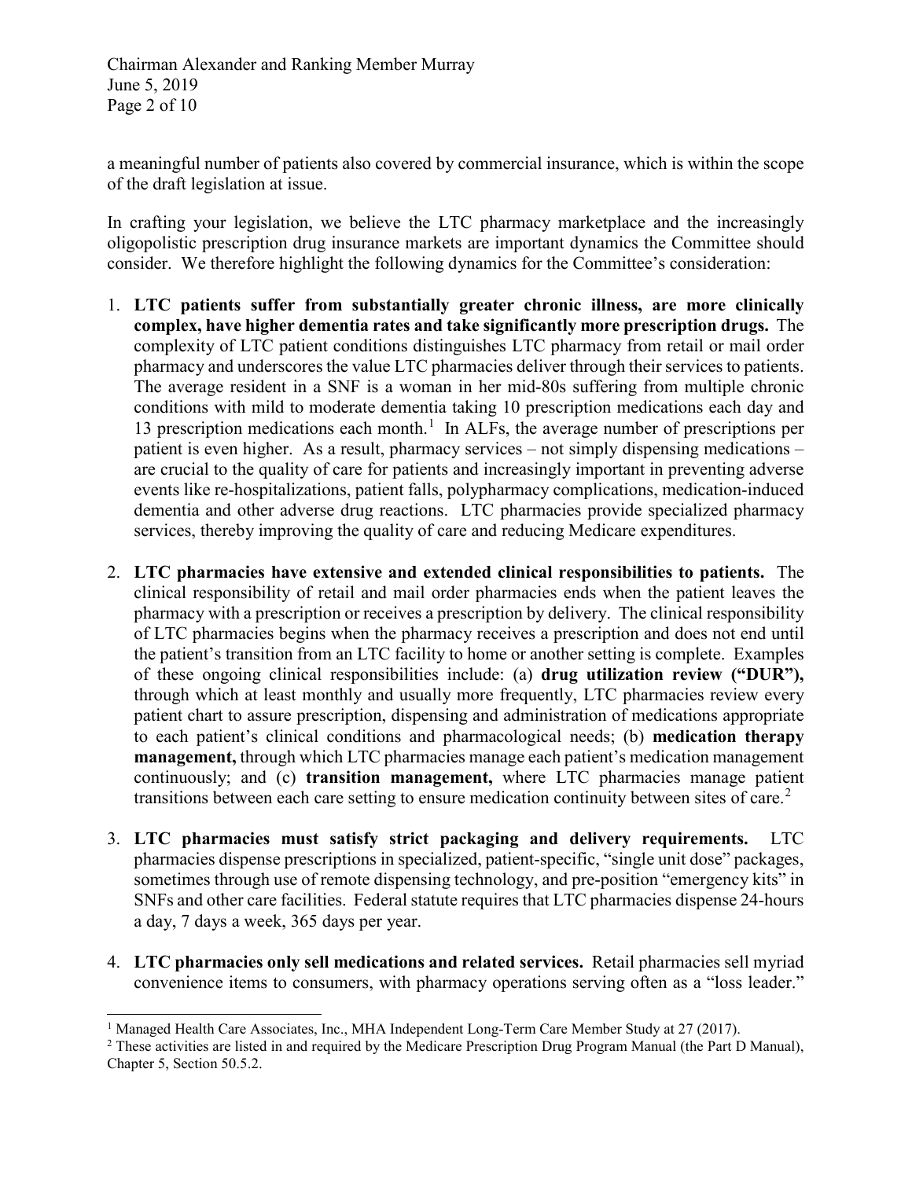a meaningful number of patients also covered by commercial insurance, which is within the scope of the draft legislation at issue.

In crafting your legislation, we believe the LTC pharmacy marketplace and the increasingly oligopolistic prescription drug insurance markets are important dynamics the Committee should consider. We therefore highlight the following dynamics for the Committee's consideration:

1. **LTC patients suffer from substantially greater chronic illness, are more clinically complex, have higher dementia rates and take significantly more prescription drugs.** The complexity of LTC patient conditions distinguishes LTC pharmacy from retail or mail order pharmacy and underscores the value LTC pharmacies deliver through their services to patients. The average resident in a SNF is a woman in her mid-80s suffering from multiple chronic conditions with mild to moderate dementia taking 10 prescription medications each day and 13 prescription medications each month.[1] In ALFs, the average number of prescriptions per patient is even higher. As a result, pharmacy services – not simply dispensing medications – are crucial to the quality of care for patients and increasingly important in preventing adverse events like re-hospitalizations, patient falls, polypharmacy complications, medication-induced dementia and other adverse drug reactions. LTC pharmacies provide specialized pharmacy services, thereby improving the quality of care and reducing Medicare expenditures.

2. **LTC pharmacies have extensive and extended clinical responsibilities to patients.** The clinical responsibility of retail and mail order pharmacies ends when the patient leaves the pharmacy with a prescription or receives a prescription by delivery. The clinical responsibility of LTC pharmacies begins when the pharmacy receives a prescription and does not end until the patient's transition from an LTC facility to home or another setting is complete. Examples of these ongoing clinical responsibilities include: (a) **drug utilization review ("DUR"),** through which at least monthly and usually more frequently, LTC pharmacies review every patient chart to assure prescription, dispensing and administration of medications appropriate to each patient's clinical conditions and pharmacological needs; (b) **medication therapy management,** through which LTC pharmacies manage each patient's medication management continuously; and (c) **transition management,** where LTC pharmacies manage patient transitions between each care setting to ensure medication continuity between sites of care.[2]

3. **LTC pharmacies must satisfy strict packaging and delivery requirements.** LTC pharmacies dispense prescriptions in specialized, patient-specific, "single unit dose" packages, sometimes through use of remote dispensing technology, and pre-position "emergency kits" in SNFs and other care facilities. Federal statute requires that LTC pharmacies dispense 24-hours a day, 7 days a week, 365 days per year.

4. **LTC pharmacies only sell medications and related services.** Retail pharmacies sell myriad convenience items to consumers, with pharmacy operations serving often as a "loss leader."

---

[1] Managed Health Care Associates, Inc., MHA Independent Long-Term Care Member Study at 27 (2017).

[2] These activities are listed in and required by the Medicare Prescription Drug Program Manual (the Part D Manual), Chapter 5, Section 50.5.2.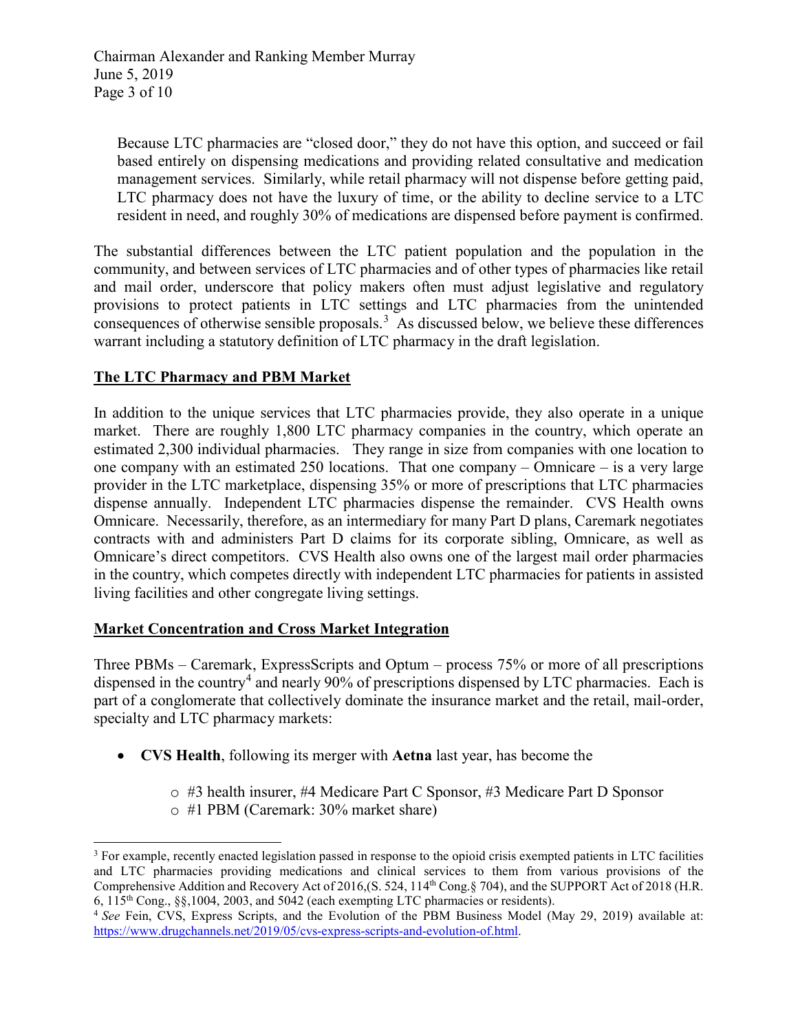Because LTC pharmacies are "closed door," they do not have this option, and succeed or fail based entirely on dispensing medications and providing related consultative and medication management services. Similarly, while retail pharmacy will not dispense before getting paid, LTC pharmacy does not have the luxury of time, or the ability to decline service to a LTC resident in need, and roughly 30% of medications are dispensed before payment is confirmed.

The substantial differences between the LTC patient population and the population in the community, and between services of LTC pharmacies and of other types of pharmacies like retail and mail order, underscore that policy makers often must adjust legislative and regulatory provisions to protect patients in LTC settings and LTC pharmacies from the unintended consequences of otherwise sensible proposals.[3] As discussed below, we believe these differences warrant including a statutory definition of LTC pharmacy in the draft legislation.

**The LTC Pharmacy and PBM Market**

In addition to the unique services that LTC pharmacies provide, they also operate in a unique market. There are roughly 1,800 LTC pharmacy companies in the country, which operate an estimated 2,300 individual pharmacies. They range in size from companies with one location to one company with an estimated 250 locations. That one company – Omnicare – is a very large provider in the LTC marketplace, dispensing 35% or more of prescriptions that LTC pharmacies dispense annually. Independent LTC pharmacies dispense the remainder. CVS Health owns Omnicare. Necessarily, therefore, as an intermediary for many Part D plans, Caremark negotiates contracts with and administers Part D claims for its corporate sibling, Omnicare, as well as Omnicare's direct competitors. CVS Health also owns one of the largest mail order pharmacies in the country, which competes directly with independent LTC pharmacies for patients in assisted living facilities and other congregate living settings.

**Market Concentration and Cross Market Integration**

Three PBMs – Caremark, ExpressScripts and Optum – process 75% or more of all prescriptions dispensed in the country[4] and nearly 90% of prescriptions dispensed by LTC pharmacies. Each is part of a conglomerate that collectively dominate the insurance market and the retail, mail-order, specialty and LTC pharmacy markets:

- **CVS Health**, following its merger with **Aetna** last year, has become the
  - #3 health insurer, #4 Medicare Part C Sponsor, #3 Medicare Part D Sponsor
  - #1 PBM (Caremark: 30% market share)

---

[3] For example, recently enacted legislation passed in response to the opioid crisis exempted patients in LTC facilities and LTC pharmacies providing medications and clinical services to them from various provisions of the Comprehensive Addition and Recovery Act of 2016,(S. 524, 114th Cong.§ 704), and the SUPPORT Act of 2018 (H.R. 6, 115th Cong., §§,1004, 2003, and 5042 (each exempting LTC pharmacies or residents).

[4] *See* Fein, CVS, Express Scripts, and the Evolution of the PBM Business Model (May 29, 2019) available at: https://www.drugchannels.net/2019/05/cvs-express-scripts-and-evolution-of.html.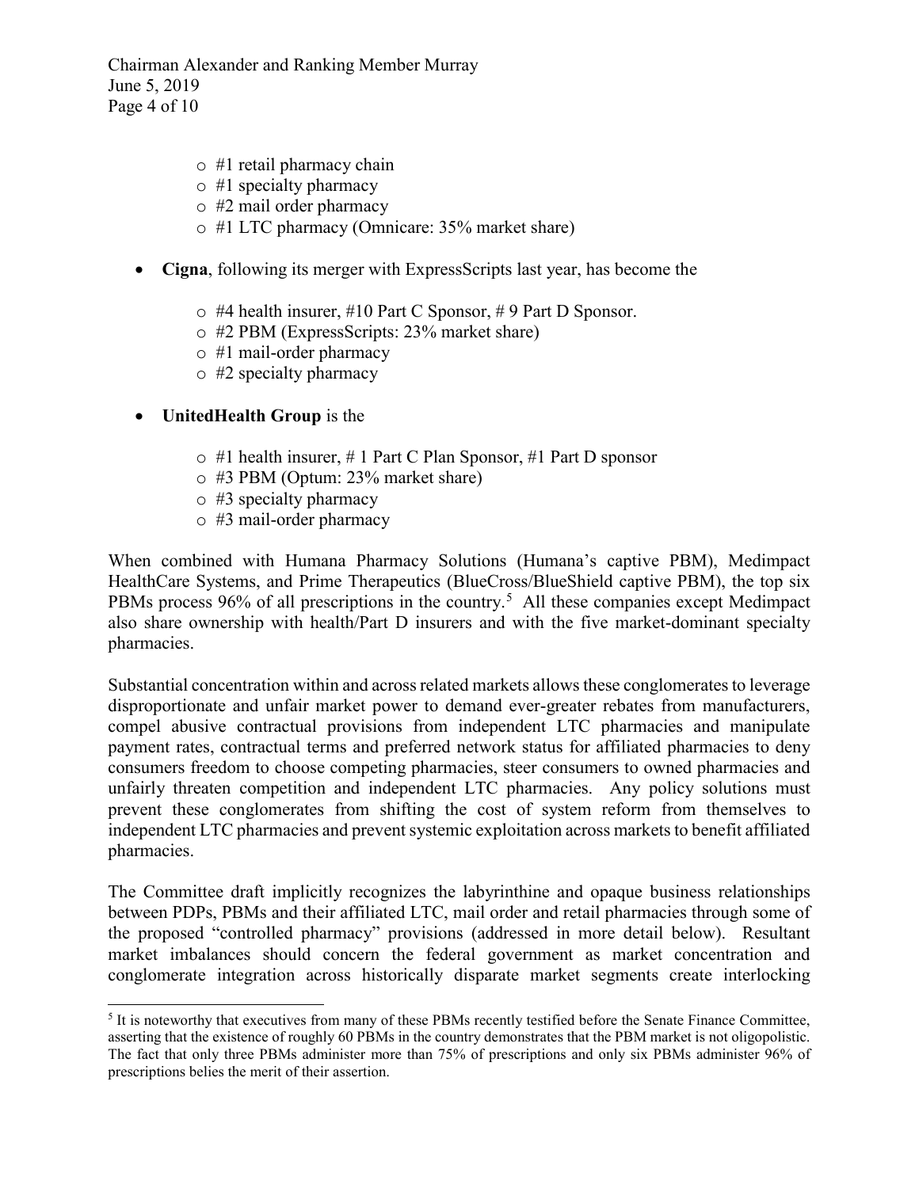- #1 retail pharmacy chain
  - #1 specialty pharmacy
  - #2 mail order pharmacy
  - #1 LTC pharmacy (Omnicare: 35% market share)

- **Cigna**, following its merger with ExpressScripts last year, has become the

  - #4 health insurer, #10 Part C Sponsor, # 9 Part D Sponsor.
  - #2 PBM (ExpressScripts: 23% market share)
  - #1 mail-order pharmacy
  - #2 specialty pharmacy

- **UnitedHealth Group** is the

  - #1 health insurer, # 1 Part C Plan Sponsor, #1 Part D sponsor
  - #3 PBM (Optum: 23% market share)
  - #3 specialty pharmacy
  - #3 mail-order pharmacy

When combined with Humana Pharmacy Solutions (Humana's captive PBM), Medimpact HealthCare Systems, and Prime Therapeutics (BlueCross/BlueShield captive PBM), the top six PBMs process 96% of all prescriptions in the country.[5] All these companies except Medimpact also share ownership with health/Part D insurers and with the five market-dominant specialty pharmacies.

Substantial concentration within and across related markets allows these conglomerates to leverage disproportionate and unfair market power to demand ever-greater rebates from manufacturers, compel abusive contractual provisions from independent LTC pharmacies and manipulate payment rates, contractual terms and preferred network status for affiliated pharmacies to deny consumers freedom to choose competing pharmacies, steer consumers to owned pharmacies and unfairly threaten competition and independent LTC pharmacies. Any policy solutions must prevent these conglomerates from shifting the cost of system reform from themselves to independent LTC pharmacies and prevent systemic exploitation across markets to benefit affiliated pharmacies.

The Committee draft implicitly recognizes the labyrinthine and opaque business relationships between PDPs, PBMs and their affiliated LTC, mail order and retail pharmacies through some of the proposed "controlled pharmacy" provisions (addressed in more detail below). Resultant market imbalances should concern the federal government as market concentration and conglomerate integration across historically disparate market segments create interlocking

[5] It is noteworthy that executives from many of these PBMs recently testified before the Senate Finance Committee, asserting that the existence of roughly 60 PBMs in the country demonstrates that the PBM market is not oligopolistic. The fact that only three PBMs administer more than 75% of prescriptions and only six PBMs administer 96% of prescriptions belies the merit of their assertion.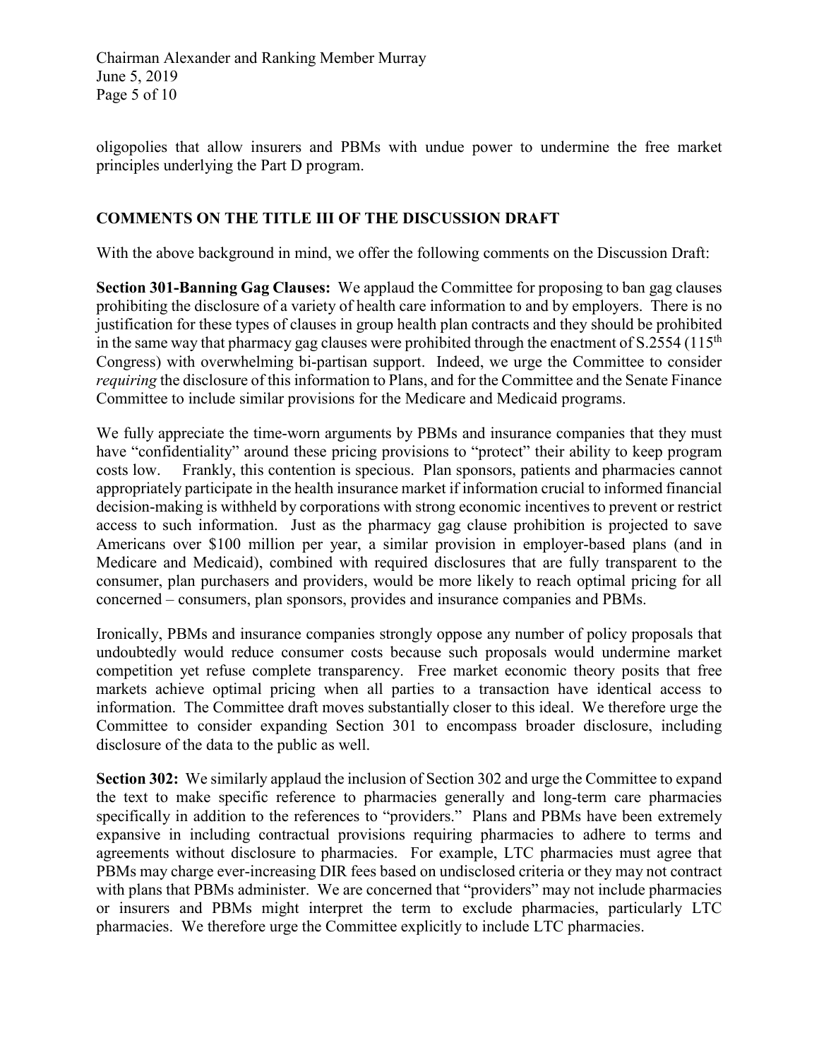oligopolies that allow insurers and PBMs with undue power to undermine the free market principles underlying the Part D program.

## COMMENTS ON THE TITLE III OF THE DISCUSSION DRAFT

With the above background in mind, we offer the following comments on the Discussion Draft:

**Section 301-Banning Gag Clauses:** We applaud the Committee for proposing to ban gag clauses prohibiting the disclosure of a variety of health care information to and by employers. There is no justification for these types of clauses in group health plan contracts and they should be prohibited in the same way that pharmacy gag clauses were prohibited through the enactment of S.2554 (115th Congress) with overwhelming bi-partisan support. Indeed, we urge the Committee to consider *requiring* the disclosure of this information to Plans, and for the Committee and the Senate Finance Committee to include similar provisions for the Medicare and Medicaid programs.

We fully appreciate the time-worn arguments by PBMs and insurance companies that they must have "confidentiality" around these pricing provisions to "protect" their ability to keep program costs low. Frankly, this contention is specious. Plan sponsors, patients and pharmacies cannot appropriately participate in the health insurance market if information crucial to informed financial decision-making is withheld by corporations with strong economic incentives to prevent or restrict access to such information. Just as the pharmacy gag clause prohibition is projected to save Americans over $100 million per year, a similar provision in employer-based plans (and in Medicare and Medicaid), combined with required disclosures that are fully transparent to the consumer, plan purchasers and providers, would be more likely to reach optimal pricing for all concerned – consumers, plan sponsors, provides and insurance companies and PBMs.

Ironically, PBMs and insurance companies strongly oppose any number of policy proposals that undoubtedly would reduce consumer costs because such proposals would undermine market competition yet refuse complete transparency. Free market economic theory posits that free markets achieve optimal pricing when all parties to a transaction have identical access to information. The Committee draft moves substantially closer to this ideal. We therefore urge the Committee to consider expanding Section 301 to encompass broader disclosure, including disclosure of the data to the public as well.

**Section 302:** We similarly applaud the inclusion of Section 302 and urge the Committee to expand the text to make specific reference to pharmacies generally and long-term care pharmacies specifically in addition to the references to "providers." Plans and PBMs have been extremely expansive in including contractual provisions requiring pharmacies to adhere to terms and agreements without disclosure to pharmacies. For example, LTC pharmacies must agree that PBMs may charge ever-increasing DIR fees based on undisclosed criteria or they may not contract with plans that PBMs administer. We are concerned that "providers" may not include pharmacies or insurers and PBMs might interpret the term to exclude pharmacies, particularly LTC pharmacies. We therefore urge the Committee explicitly to include LTC pharmacies.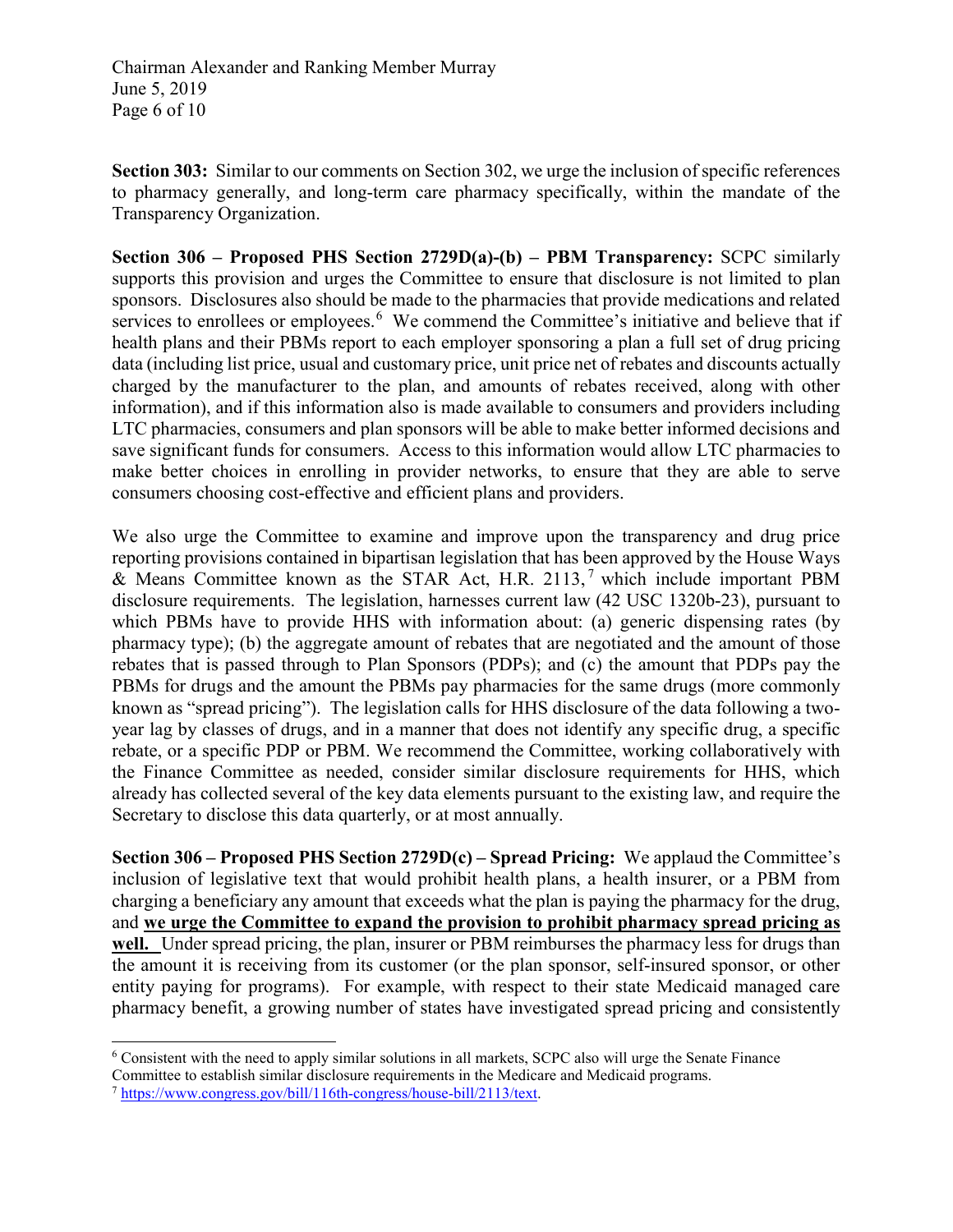**Section 303:** Similar to our comments on Section 302, we urge the inclusion of specific references to pharmacy generally, and long-term care pharmacy specifically, within the mandate of the Transparency Organization.

**Section 306 – Proposed PHS Section 2729D(a)-(b) – PBM Transparency:** SCPC similarly supports this provision and urges the Committee to ensure that disclosure is not limited to plan sponsors. Disclosures also should be made to the pharmacies that provide medications and related services to enrollees or employees.[6] We commend the Committee's initiative and believe that if health plans and their PBMs report to each employer sponsoring a plan a full set of drug pricing data (including list price, usual and customary price, unit price net of rebates and discounts actually charged by the manufacturer to the plan, and amounts of rebates received, along with other information), and if this information also is made available to consumers and providers including LTC pharmacies, consumers and plan sponsors will be able to make better informed decisions and save significant funds for consumers. Access to this information would allow LTC pharmacies to make better choices in enrolling in provider networks, to ensure that they are able to serve consumers choosing cost-effective and efficient plans and providers.

We also urge the Committee to examine and improve upon the transparency and drug price reporting provisions contained in bipartisan legislation that has been approved by the House Ways & Means Committee known as the STAR Act, H.R. 2113,[7] which include important PBM disclosure requirements. The legislation, harnesses current law (42 USC 1320b-23), pursuant to which PBMs have to provide HHS with information about: (a) generic dispensing rates (by pharmacy type); (b) the aggregate amount of rebates that are negotiated and the amount of those rebates that is passed through to Plan Sponsors (PDPs); and (c) the amount that PDPs pay the PBMs for drugs and the amount the PBMs pay pharmacies for the same drugs (more commonly known as "spread pricing"). The legislation calls for HHS disclosure of the data following a two-year lag by classes of drugs, and in a manner that does not identify any specific drug, a specific rebate, or a specific PDP or PBM. We recommend the Committee, working collaboratively with the Finance Committee as needed, consider similar disclosure requirements for HHS, which already has collected several of the key data elements pursuant to the existing law, and require the Secretary to disclose this data quarterly, or at most annually.

**Section 306 – Proposed PHS Section 2729D(c) – Spread Pricing:** We applaud the Committee's inclusion of legislative text that would prohibit health plans, a health insurer, or a PBM from charging a beneficiary any amount that exceeds what the plan is paying the pharmacy for the drug, and **we urge the Committee to expand the provision to prohibit pharmacy spread pricing as well.** Under spread pricing, the plan, insurer or PBM reimburses the pharmacy less for drugs than the amount it is receiving from its customer (or the plan sponsor, self-insured sponsor, or other entity paying for programs). For example, with respect to their state Medicaid managed care pharmacy benefit, a growing number of states have investigated spread pricing and consistently

[6] Consistent with the need to apply similar solutions in all markets, SCPC also will urge the Senate Finance Committee to establish similar disclosure requirements in the Medicare and Medicaid programs.

[7] https://www.congress.gov/bill/116th-congress/house-bill/2113/text.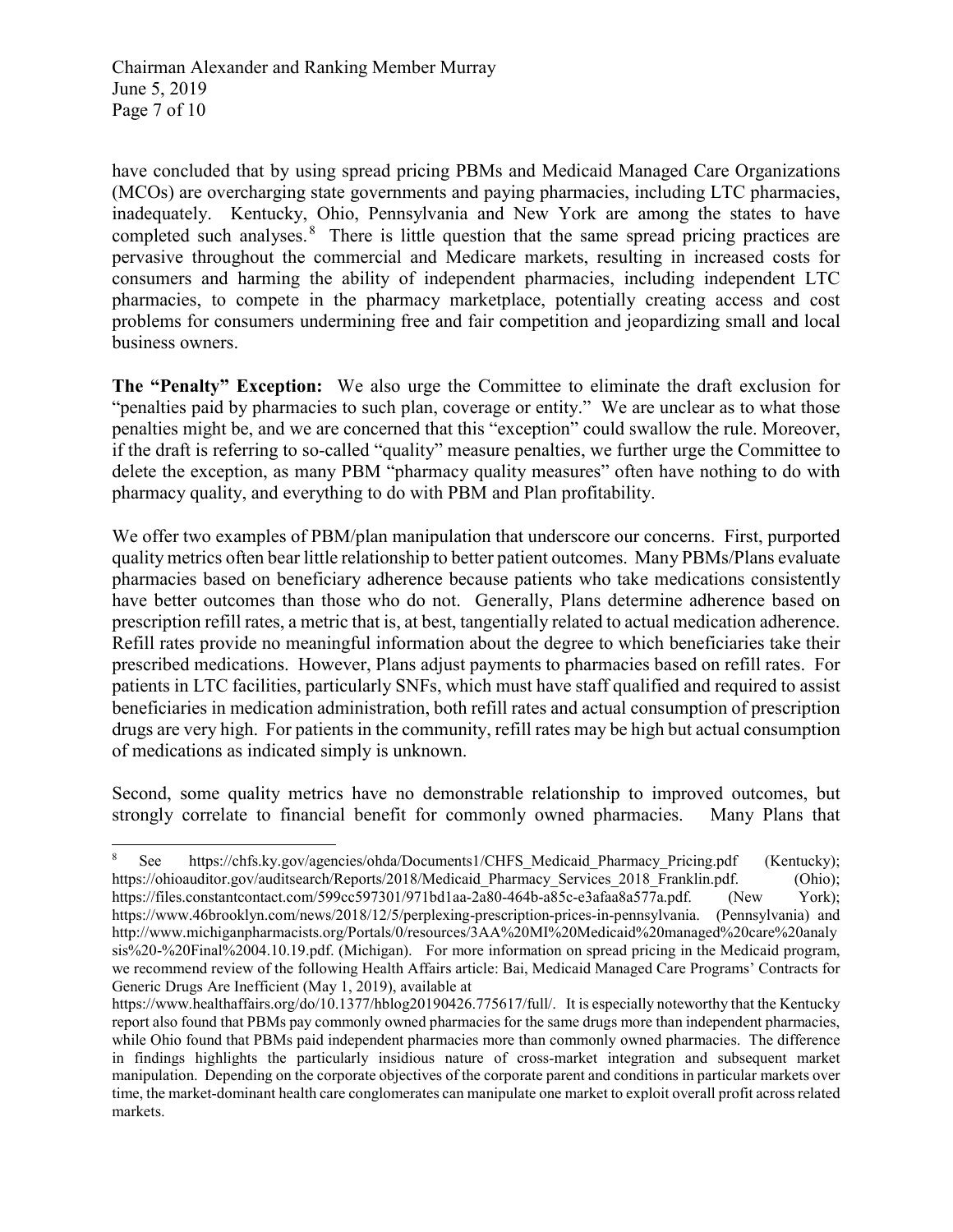have concluded that by using spread pricing PBMs and Medicaid Managed Care Organizations (MCOs) are overcharging state governments and paying pharmacies, including LTC pharmacies, inadequately. Kentucky, Ohio, Pennsylvania and New York are among the states to have completed such analyses.[8] There is little question that the same spread pricing practices are pervasive throughout the commercial and Medicare markets, resulting in increased costs for consumers and harming the ability of independent pharmacies, including independent LTC pharmacies, to compete in the pharmacy marketplace, potentially creating access and cost problems for consumers undermining free and fair competition and jeopardizing small and local business owners.

**The "Penalty" Exception:** We also urge the Committee to eliminate the draft exclusion for "penalties paid by pharmacies to such plan, coverage or entity." We are unclear as to what those penalties might be, and we are concerned that this "exception" could swallow the rule. Moreover, if the draft is referring to so-called "quality" measure penalties, we further urge the Committee to delete the exception, as many PBM "pharmacy quality measures" often have nothing to do with pharmacy quality, and everything to do with PBM and Plan profitability.

We offer two examples of PBM/plan manipulation that underscore our concerns. First, purported quality metrics often bear little relationship to better patient outcomes. Many PBMs/Plans evaluate pharmacies based on beneficiary adherence because patients who take medications consistently have better outcomes than those who do not. Generally, Plans determine adherence based on prescription refill rates, a metric that is, at best, tangentially related to actual medication adherence. Refill rates provide no meaningful information about the degree to which beneficiaries take their prescribed medications. However, Plans adjust payments to pharmacies based on refill rates. For patients in LTC facilities, particularly SNFs, which must have staff qualified and required to assist beneficiaries in medication administration, both refill rates and actual consumption of prescription drugs are very high. For patients in the community, refill rates may be high but actual consumption of medications as indicated simply is unknown.

Second, some quality metrics have no demonstrable relationship to improved outcomes, but strongly correlate to financial benefit for commonly owned pharmacies. Many Plans that

---

[8] See https://chfs.ky.gov/agencies/ohda/Documents1/CHFS_Medicaid_Pharmacy_Pricing.pdf (Kentucky); https://ohioauditor.gov/auditsearch/Reports/2018/Medicaid_Pharmacy_Services_2018_Franklin.pdf. (Ohio); https://files.constantcontact.com/599cc597301/971bd1aa-2a80-464b-a85c-e3afaa8a577a.pdf. (New York); https://www.46brooklyn.com/news/2018/12/5/perplexing-prescription-prices-in-pennsylvania. (Pennsylvania) and http://www.michiganpharmacists.org/Portals/0/resources/3AA%20MI%20Medicaid%20managed%20care%20analysis%20-%20Final%2004.10.19.pdf. (Michigan). For more information on spread pricing in the Medicaid program, we recommend review of the following Health Affairs article: Bai, Medicaid Managed Care Programs' Contracts for Generic Drugs Are Inefficient (May 1, 2019), available at https://www.healthaffairs.org/do/10.1377/hblog20190426.775617/full/. It is especially noteworthy that the Kentucky report also found that PBMs pay commonly owned pharmacies for the same drugs more than independent pharmacies, while Ohio found that PBMs paid independent pharmacies more than commonly owned pharmacies. The difference in findings highlights the particularly insidious nature of cross-market integration and subsequent market manipulation. Depending on the corporate objectives of the corporate parent and conditions in particular markets over time, the market-dominant health care conglomerates can manipulate one market to exploit overall profit across related markets.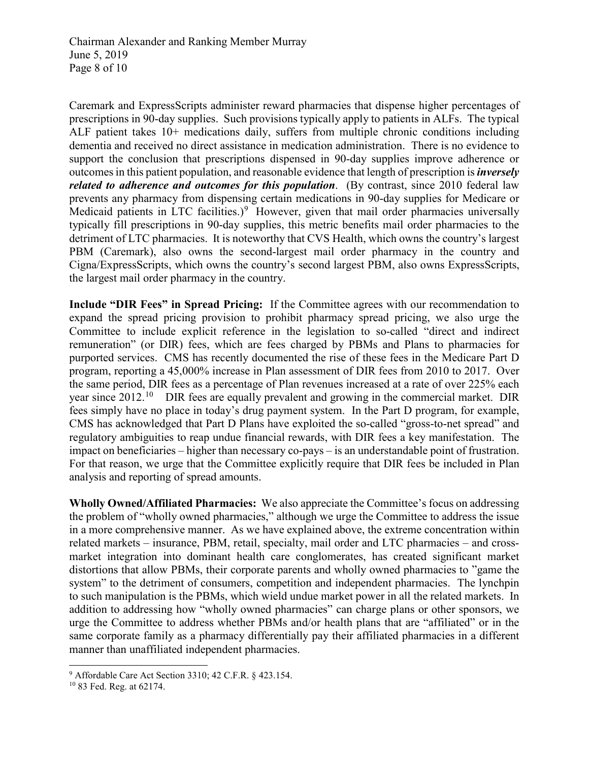Caremark and ExpressScripts administer reward pharmacies that dispense higher percentages of prescriptions in 90-day supplies. Such provisions typically apply to patients in ALFs. The typical ALF patient takes 10+ medications daily, suffers from multiple chronic conditions including dementia and received no direct assistance in medication administration. There is no evidence to support the conclusion that prescriptions dispensed in 90-day supplies improve adherence or outcomes in this patient population, and reasonable evidence that length of prescription is ***inversely related to adherence and outcomes for this population***. (By contrast, since 2010 federal law prevents any pharmacy from dispensing certain medications in 90-day supplies for Medicare or Medicaid patients in LTC facilities.)[9] However, given that mail order pharmacies universally typically fill prescriptions in 90-day supplies, this metric benefits mail order pharmacies to the detriment of LTC pharmacies. It is noteworthy that CVS Health, which owns the country's largest PBM (Caremark), also owns the second-largest mail order pharmacy in the country and Cigna/ExpressScripts, which owns the country's second largest PBM, also owns ExpressScripts, the largest mail order pharmacy in the country.

**Include "DIR Fees" in Spread Pricing:** If the Committee agrees with our recommendation to expand the spread pricing provision to prohibit pharmacy spread pricing, we also urge the Committee to include explicit reference in the legislation to so-called "direct and indirect remuneration" (or DIR) fees, which are fees charged by PBMs and Plans to pharmacies for purported services. CMS has recently documented the rise of these fees in the Medicare Part D program, reporting a 45,000% increase in Plan assessment of DIR fees from 2010 to 2017. Over the same period, DIR fees as a percentage of Plan revenues increased at a rate of over 225% each year since 2012.[10] DIR fees are equally prevalent and growing in the commercial market. DIR fees simply have no place in today's drug payment system. In the Part D program, for example, CMS has acknowledged that Part D Plans have exploited the so-called "gross-to-net spread" and regulatory ambiguities to reap undue financial rewards, with DIR fees a key manifestation. The impact on beneficiaries – higher than necessary co-pays – is an understandable point of frustration. For that reason, we urge that the Committee explicitly require that DIR fees be included in Plan analysis and reporting of spread amounts.

**Wholly Owned/Affiliated Pharmacies:** We also appreciate the Committee's focus on addressing the problem of "wholly owned pharmacies," although we urge the Committee to address the issue in a more comprehensive manner. As we have explained above, the extreme concentration within related markets – insurance, PBM, retail, specialty, mail order and LTC pharmacies – and cross-market integration into dominant health care conglomerates, has created significant market distortions that allow PBMs, their corporate parents and wholly owned pharmacies to "game the system" to the detriment of consumers, competition and independent pharmacies. The lynchpin to such manipulation is the PBMs, which wield undue market power in all the related markets. In addition to addressing how "wholly owned pharmacies" can charge plans or other sponsors, we urge the Committee to address whether PBMs and/or health plans that are "affiliated" or in the same corporate family as a pharmacy differentially pay their affiliated pharmacies in a different manner than unaffiliated independent pharmacies.

---

[9] Affordable Care Act Section 3310; 42 C.F.R. § 423.154.

[10] 83 Fed. Reg. at 62174.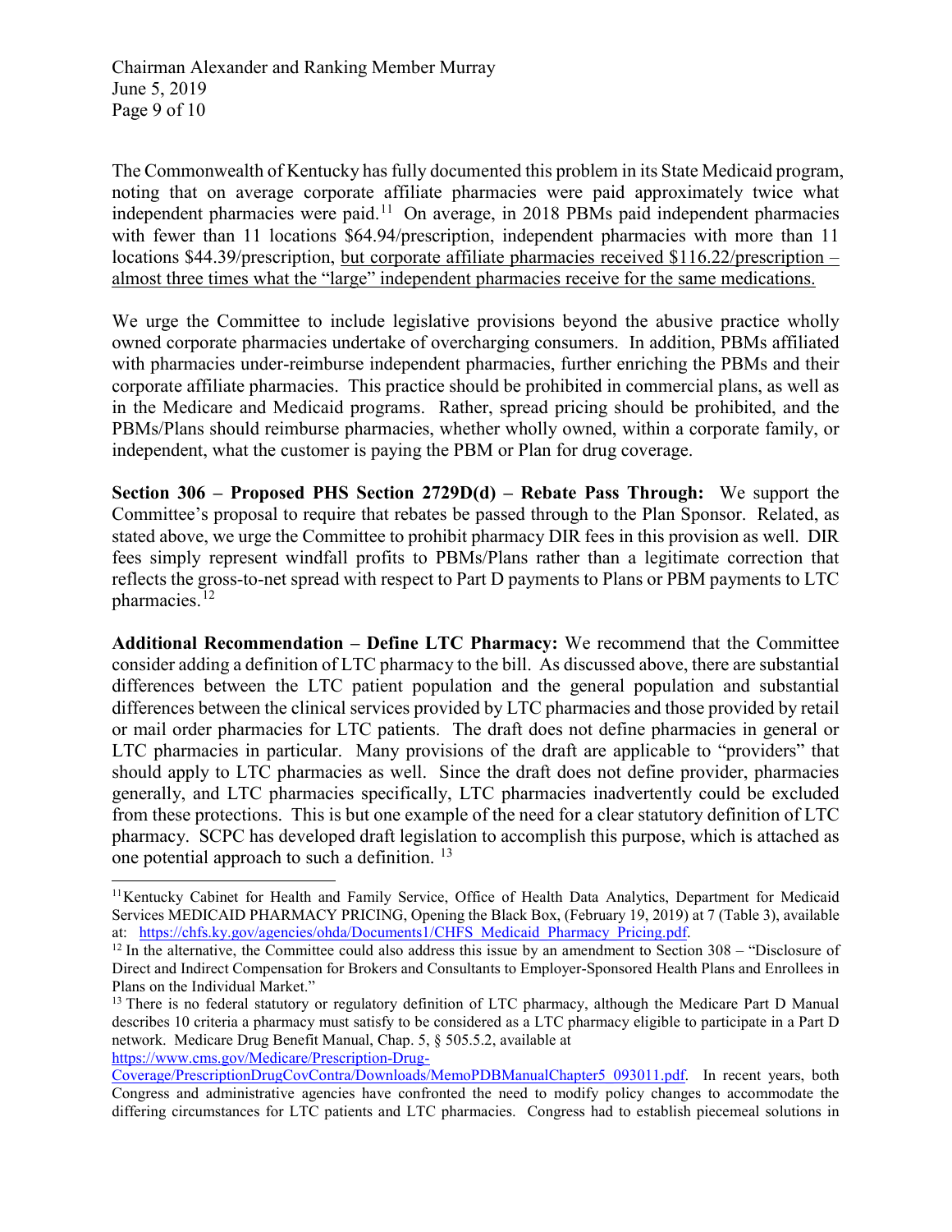The Commonwealth of Kentucky has fully documented this problem in its State Medicaid program, noting that on average corporate affiliate pharmacies were paid approximately twice what independent pharmacies were paid.[11] On average, in 2018 PBMs paid independent pharmacies with fewer than 11 locations $64.94/prescription, independent pharmacies with more than 11 locations $44.39/prescription, <u>but corporate affiliate pharmacies received $116.22/prescription – almost three times what the "large" independent pharmacies receive for the same medications.</u>

We urge the Committee to include legislative provisions beyond the abusive practice wholly owned corporate pharmacies undertake of overcharging consumers. In addition, PBMs affiliated with pharmacies under-reimburse independent pharmacies, further enriching the PBMs and their corporate affiliate pharmacies. This practice should be prohibited in commercial plans, as well as in the Medicare and Medicaid programs. Rather, spread pricing should be prohibited, and the PBMs/Plans should reimburse pharmacies, whether wholly owned, within a corporate family, or independent, what the customer is paying the PBM or Plan for drug coverage.

**Section 306 – Proposed PHS Section 2729D(d) – Rebate Pass Through:** We support the Committee's proposal to require that rebates be passed through to the Plan Sponsor. Related, as stated above, we urge the Committee to prohibit pharmacy DIR fees in this provision as well. DIR fees simply represent windfall profits to PBMs/Plans rather than a legitimate correction that reflects the gross-to-net spread with respect to Part D payments to Plans or PBM payments to LTC pharmacies.[12]

**Additional Recommendation – Define LTC Pharmacy:** We recommend that the Committee consider adding a definition of LTC pharmacy to the bill. As discussed above, there are substantial differences between the LTC patient population and the general population and substantial differences between the clinical services provided by LTC pharmacies and those provided by retail or mail order pharmacies for LTC patients. The draft does not define pharmacies in general or LTC pharmacies in particular. Many provisions of the draft are applicable to "providers" that should apply to LTC pharmacies as well. Since the draft does not define provider, pharmacies generally, and LTC pharmacies specifically, LTC pharmacies inadvertently could be excluded from these protections. This is but one example of the need for a clear statutory definition of LTC pharmacy. SCPC has developed draft legislation to accomplish this purpose, which is attached as one potential approach to such a definition.[13]

---

[11] Kentucky Cabinet for Health and Family Service, Office of Health Data Analytics, Department for Medicaid Services MEDICAID PHARMACY PRICING, Opening the Black Box, (February 19, 2019) at 7 (Table 3), available at: https://chfs.ky.gov/agencies/ohda/Documents1/CHFS_Medicaid_Pharmacy_Pricing.pdf.

[12] In the alternative, the Committee could also address this issue by an amendment to Section 308 – "Disclosure of Direct and Indirect Compensation for Brokers and Consultants to Employer-Sponsored Health Plans and Enrollees in Plans on the Individual Market."

[13] There is no federal statutory or regulatory definition of LTC pharmacy, although the Medicare Part D Manual describes 10 criteria a pharmacy must satisfy to be considered as a LTC pharmacy eligible to participate in a Part D network. Medicare Drug Benefit Manual, Chap. 5, § 505.5.2, available at https://www.cms.gov/Medicare/Prescription-Drug-Coverage/PrescriptionDrugCovContra/Downloads/MemoPDBManualChapter5_093011.pdf. In recent years, both Congress and administrative agencies have confronted the need to modify policy changes to accommodate the differing circumstances for LTC patients and LTC pharmacies. Congress had to establish piecemeal solutions in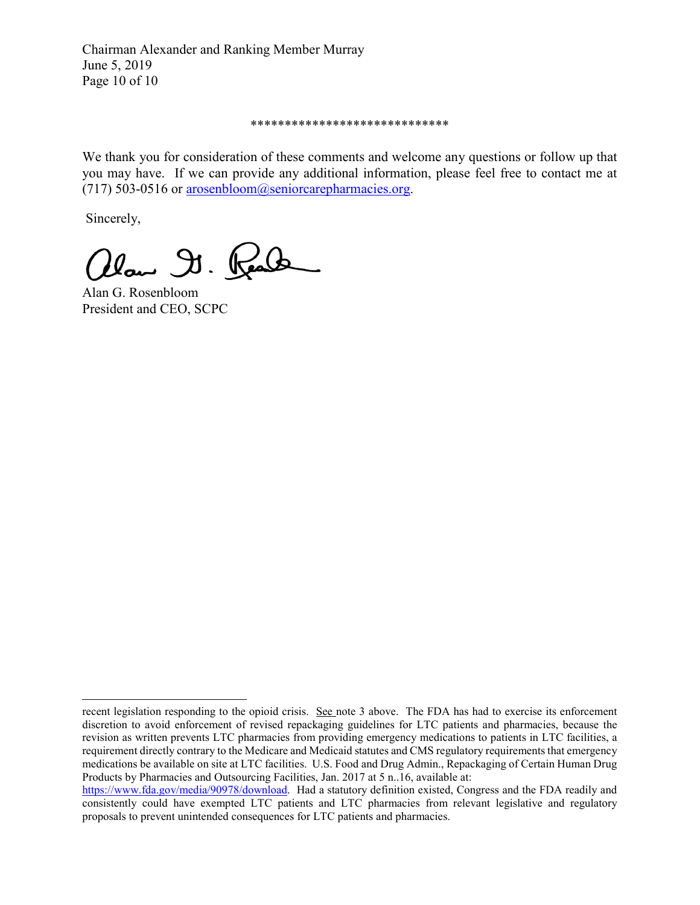\*\*\*\*\*\*\*\*\*\*\*\*\*\*\*\*\*\*\*\*\*\*\*\*\*\*\*\*\*

We thank you for consideration of these comments and welcome any questions or follow up that you may have. If we can provide any additional information, please feel free to contact me at (717) 503-0516 or [arosenbloom@seniorcarepharmacies.org](mailto:arosenbloom@seniorcarepharmacies.org).

Sincerely,

Alan G. Rosenbloom
President and CEO, SCPC

---

recent legislation responding to the opioid crisis. See note 3 above. The FDA has had to exercise its enforcement discretion to avoid enforcement of revised repackaging guidelines for LTC patients and pharmacies, because the revision as written prevents LTC pharmacies from providing emergency medications to patients in LTC facilities, a requirement directly contrary to the Medicare and Medicaid statutes and CMS regulatory requirements that emergency medications be available on site at LTC facilities. U.S. Food and Drug Admin., Repackaging of Certain Human Drug Products by Pharmacies and Outsourcing Facilities, Jan. 2017 at 5 n..16, available at: https://www.fda.gov/media/90978/download. Had a statutory definition existed, Congress and the FDA readily and consistently could have exempted LTC patients and LTC pharmacies from relevant legislative and regulatory proposals to prevent unintended consequences for LTC patients and pharmacies.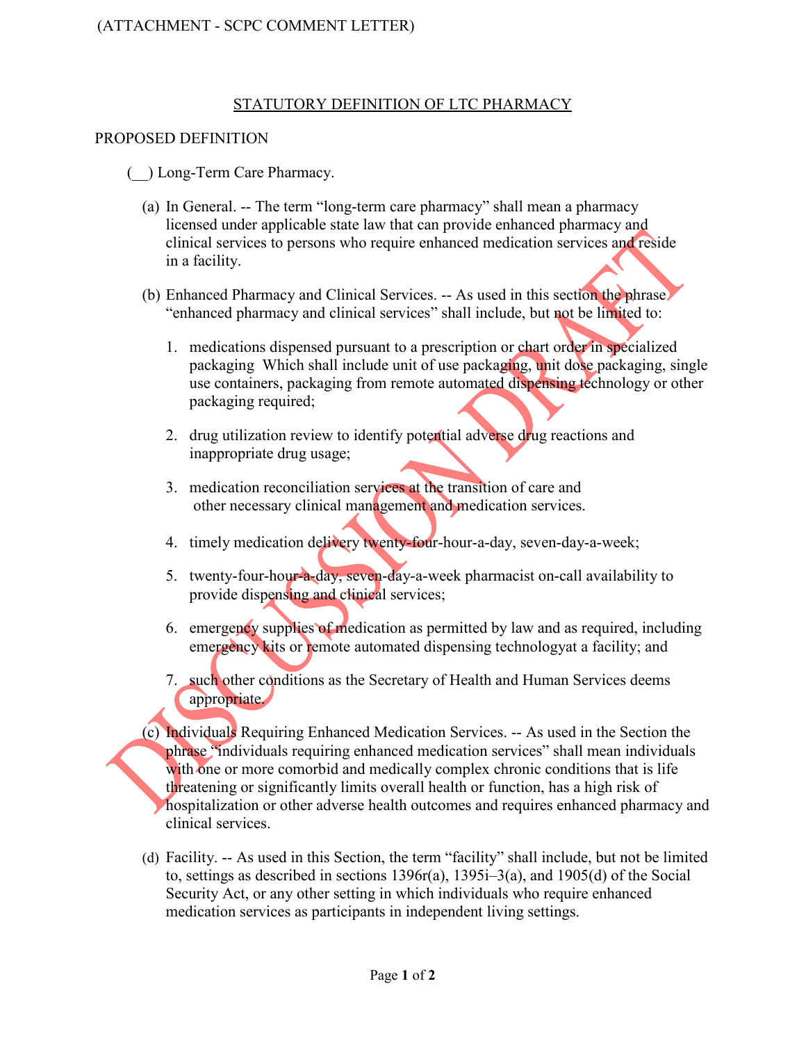(ATTACHMENT - SCPC COMMENT LETTER)

## STATUTORY DEFINITION OF LTC PHARMACY

PROPOSED DEFINITION

(__) Long-Term Care Pharmacy.

(a) In General. -- The term "long-term care pharmacy" shall mean a pharmacy licensed under applicable state law that can provide enhanced pharmacy and clinical services to persons who require enhanced medication services and reside in a facility.

(b) Enhanced Pharmacy and Clinical Services. -- As used in this section the phrase "enhanced pharmacy and clinical services" shall include, but not be limited to:

1. medications dispensed pursuant to a prescription or chart order in specialized packaging Which shall include unit of use packaging, unit dose packaging, single use containers, packaging from remote automated dispensing technology or other packaging required;

2. drug utilization review to identify potential adverse drug reactions and inappropriate drug usage;

3. medication reconciliation services at the transition of care and other necessary clinical management and medication services.

4. timely medication delivery twenty-four-hour-a-day, seven-day-a-week;

5. twenty-four-hour-a-day, seven-day-a-week pharmacist on-call availability to provide dispensing and clinical services;

6. emergency supplies of medication as permitted by law and as required, including emergency kits or remote automated dispensing technologyat a facility; and

7. such other conditions as the Secretary of Health and Human Services deems appropriate.

(c) Individuals Requiring Enhanced Medication Services. -- As used in the Section the phrase "individuals requiring enhanced medication services" shall mean individuals with one or more comorbid and medically complex chronic conditions that is life threatening or significantly limits overall health or function, has a high risk of hospitalization or other adverse health outcomes and requires enhanced pharmacy and clinical services.

(d) Facility. -- As used in this Section, the term "facility" shall include, but not be limited to, settings as described in sections 1396r(a), 1395i–3(a), and 1905(d) of the Social Security Act, or any other setting in which individuals who require enhanced medication services as participants in independent living settings.

DISCUSSION DRAFT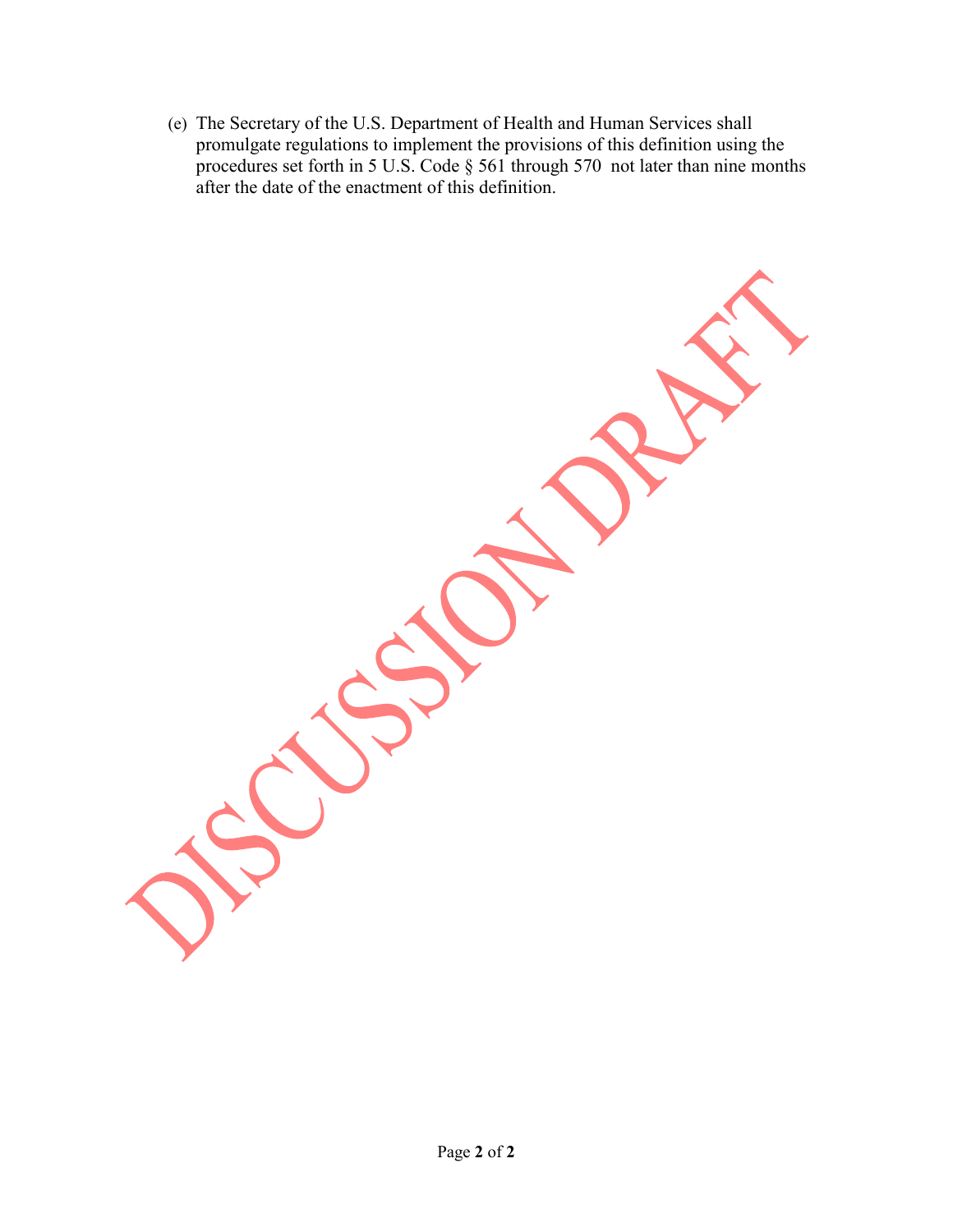(e) The Secretary of the U.S. Department of Health and Human Services shall promulgate regulations to implement the provisions of this definition using the procedures set forth in 5 U.S. Code § 561 through 570 not later than nine months after the date of the enactment of this definition.

DISCUSSION DRAFT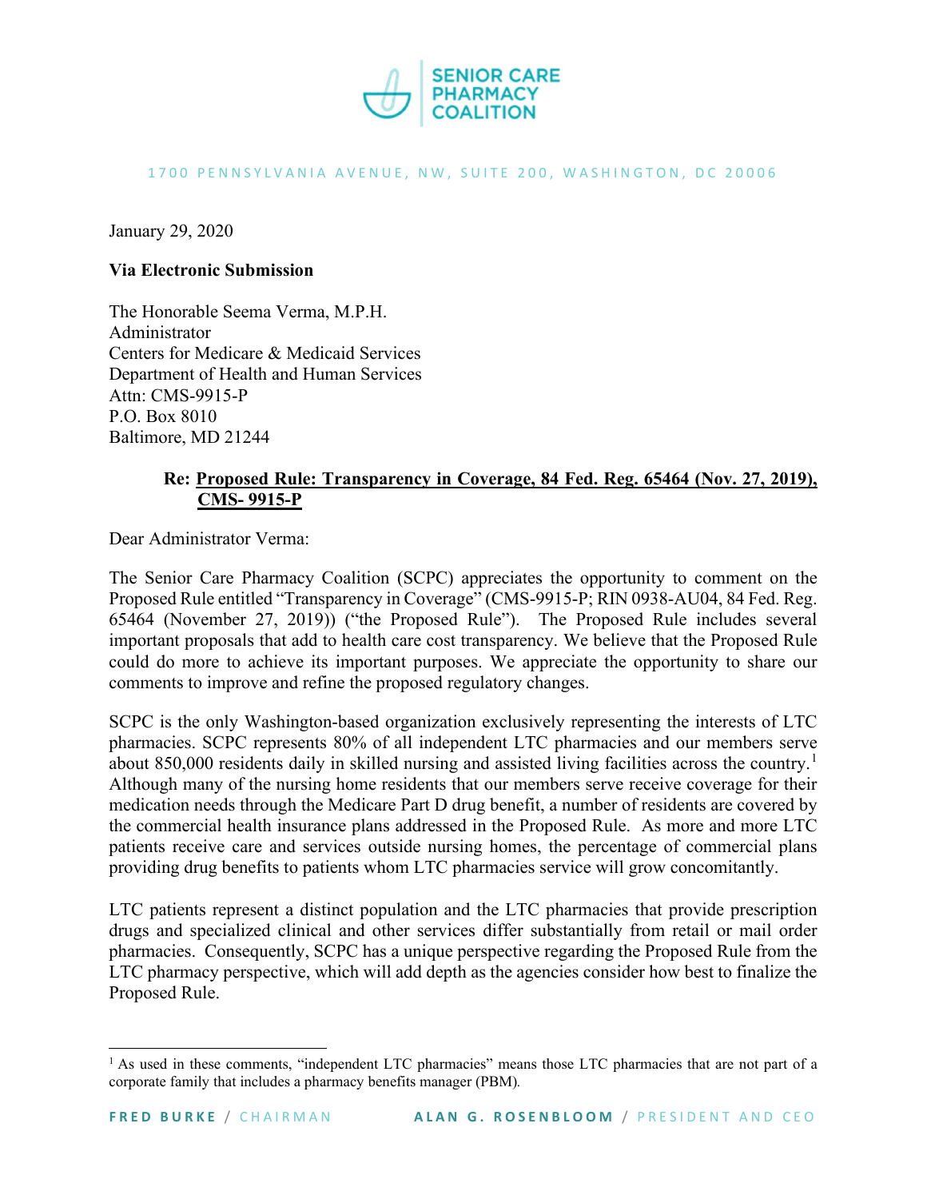SENIOR CARE PHARMACY COALITION

1700 PENNSYLVANIA AVENUE, NW, SUITE 200, WASHINGTON, DC 20006

January 29, 2020

**Via Electronic Submission**

The Honorable Seema Verma, M.P.H.
Administrator
Centers for Medicare & Medicaid Services
Department of Health and Human Services
Attn: CMS-9915-P
P.O. Box 8010
Baltimore, MD 21244

**Re: <u>Proposed Rule: Transparency in Coverage, 84 Fed. Reg. 65464 (Nov. 27, 2019), CMS- 9915-P</u>**

Dear Administrator Verma:

The Senior Care Pharmacy Coalition (SCPC) appreciates the opportunity to comment on the Proposed Rule entitled "Transparency in Coverage" (CMS-9915-P; RIN 0938-AU04, 84 Fed. Reg. 65464 (November 27, 2019)) ("the Proposed Rule"). The Proposed Rule includes several important proposals that add to health care cost transparency. We believe that the Proposed Rule could do more to achieve its important purposes. We appreciate the opportunity to share our comments to improve and refine the proposed regulatory changes.

SCPC is the only Washington-based organization exclusively representing the interests of LTC pharmacies. SCPC represents 80% of all independent LTC pharmacies and our members serve about 850,000 residents daily in skilled nursing and assisted living facilities across the country.[1] Although many of the nursing home residents that our members serve receive coverage for their medication needs through the Medicare Part D drug benefit, a number of residents are covered by the commercial health insurance plans addressed in the Proposed Rule. As more and more LTC patients receive care and services outside nursing homes, the percentage of commercial plans providing drug benefits to patients whom LTC pharmacies service will grow concomitantly.

LTC patients represent a distinct population and the LTC pharmacies that provide prescription drugs and specialized clinical and other services differ substantially from retail or mail order pharmacies. Consequently, SCPC has a unique perspective regarding the Proposed Rule from the LTC pharmacy perspective, which will add depth as the agencies consider how best to finalize the Proposed Rule.

[1] As used in these comments, "independent LTC pharmacies" means those LTC pharmacies that are not part of a corporate family that includes a pharmacy benefits manager (PBM).

FRED BURKE / CHAIRMAN ALAN G. ROSENBLOOM / PRESIDENT AND CEO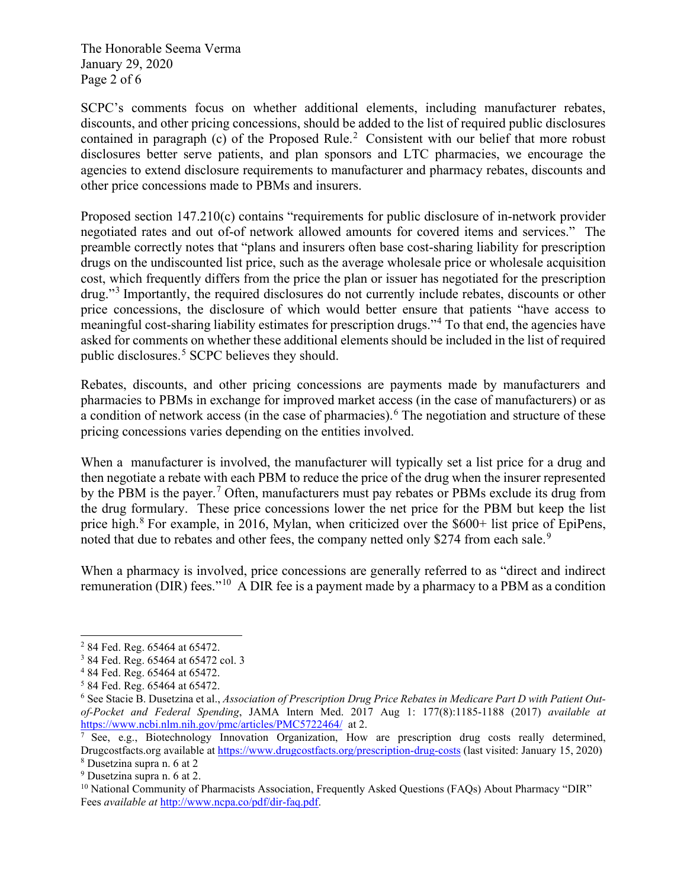SCPC's comments focus on whether additional elements, including manufacturer rebates, discounts, and other pricing concessions, should be added to the list of required public disclosures contained in paragraph (c) of the Proposed Rule.[2] Consistent with our belief that more robust disclosures better serve patients, and plan sponsors and LTC pharmacies, we encourage the agencies to extend disclosure requirements to manufacturer and pharmacy rebates, discounts and other price concessions made to PBMs and insurers.

Proposed section 147.210(c) contains "requirements for public disclosure of in-network provider negotiated rates and out of-of network allowed amounts for covered items and services." The preamble correctly notes that "plans and insurers often base cost-sharing liability for prescription drugs on the undiscounted list price, such as the average wholesale price or wholesale acquisition cost, which frequently differs from the price the plan or issuer has negotiated for the prescription drug."[3] Importantly, the required disclosures do not currently include rebates, discounts or other price concessions, the disclosure of which would better ensure that patients "have access to meaningful cost-sharing liability estimates for prescription drugs."[4] To that end, the agencies have asked for comments on whether these additional elements should be included in the list of required public disclosures.[5] SCPC believes they should.

Rebates, discounts, and other pricing concessions are payments made by manufacturers and pharmacies to PBMs in exchange for improved market access (in the case of manufacturers) or as a condition of network access (in the case of pharmacies).[6] The negotiation and structure of these pricing concessions varies depending on the entities involved.

When a manufacturer is involved, the manufacturer will typically set a list price for a drug and then negotiate a rebate with each PBM to reduce the price of the drug when the insurer represented by the PBM is the payer.[7] Often, manufacturers must pay rebates or PBMs exclude its drug from the drug formulary. These price concessions lower the net price for the PBM but keep the list price high.[8] For example, in 2016, Mylan, when criticized over the $600+ list price of EpiPens, noted that due to rebates and other fees, the company netted only $274 from each sale.[9]

When a pharmacy is involved, price concessions are generally referred to as "direct and indirect remuneration (DIR) fees."[10] A DIR fee is a payment made by a pharmacy to a PBM as a condition

---

[2] 84 Fed. Reg. 65464 at 65472.

[3] 84 Fed. Reg. 65464 at 65472 col. 3

[4] 84 Fed. Reg. 65464 at 65472.

[5] 84 Fed. Reg. 65464 at 65472.

[6] See Stacie B. Dusetzina et al., *Association of Prescription Drug Price Rebates in Medicare Part D with Patient Out-of-Pocket and Federal Spending*, JAMA Intern Med. 2017 Aug 1: 177(8):1185-1188 (2017) *available at* https://www.ncbi.nlm.nih.gov/pmc/articles/PMC5722464/ at 2.

[7] See, e.g., Biotechnology Innovation Organization, How are prescription drug costs really determined, Drugcostfacts.org available at https://www.drugcostfacts.org/prescription-drug-costs (last visited: January 15, 2020)

[8] Dusetzina supra n. 6 at 2

[9] Dusetzina supra n. 6 at 2.

[10] National Community of Pharmacists Association, Frequently Asked Questions (FAQs) About Pharmacy "DIR" Fees *available at* http://www.ncpa.co/pdf/dir-faq.pdf.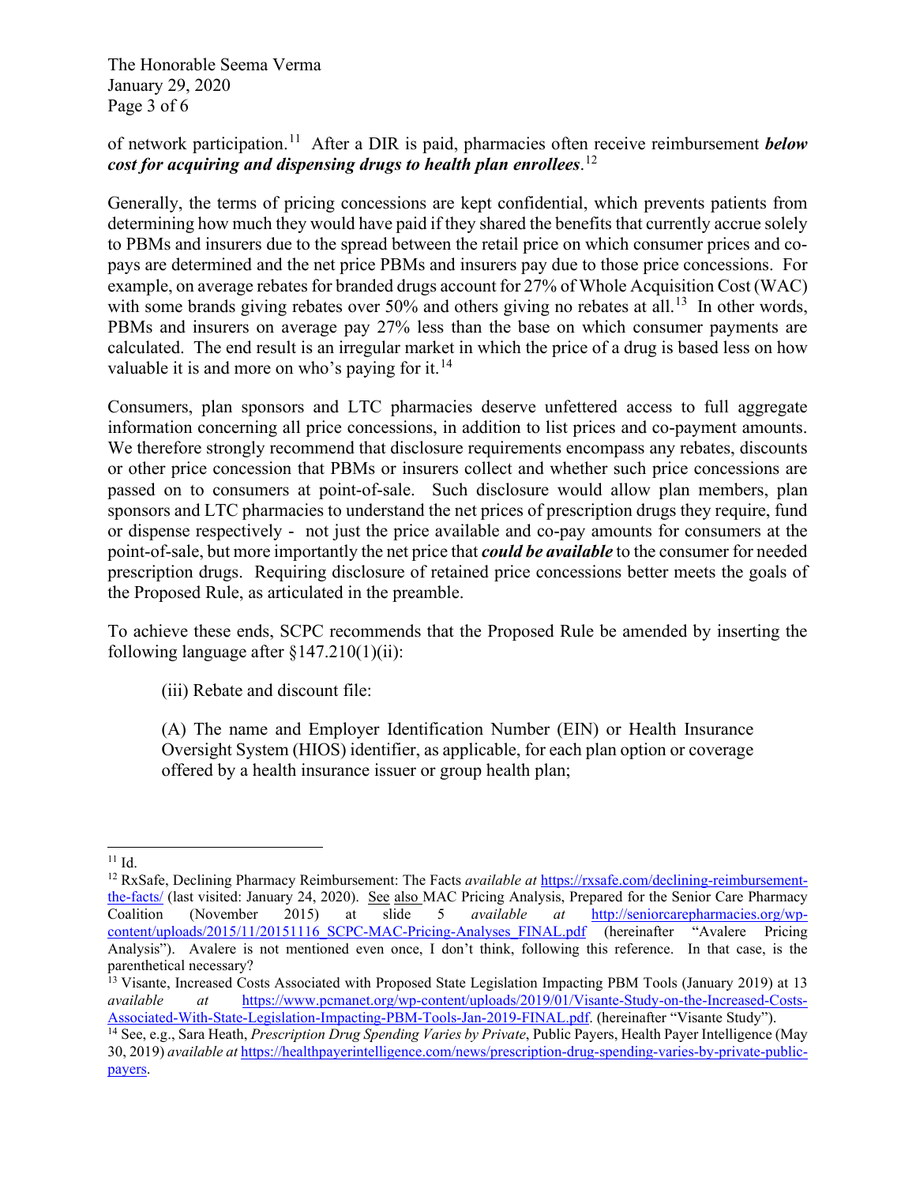of network participation.[11] After a DIR is paid, pharmacies often receive reimbursement ***below cost for acquiring and dispensing drugs to health plan enrollees***.[12]

Generally, the terms of pricing concessions are kept confidential, which prevents patients from determining how much they would have paid if they shared the benefits that currently accrue solely to PBMs and insurers due to the spread between the retail price on which consumer prices and co-pays are determined and the net price PBMs and insurers pay due to those price concessions. For example, on average rebates for branded drugs account for 27% of Whole Acquisition Cost (WAC) with some brands giving rebates over 50% and others giving no rebates at all.[13] In other words, PBMs and insurers on average pay 27% less than the base on which consumer payments are calculated. The end result is an irregular market in which the price of a drug is based less on how valuable it is and more on who's paying for it.[14]

Consumers, plan sponsors and LTC pharmacies deserve unfettered access to full aggregate information concerning all price concessions, in addition to list prices and co-payment amounts. We therefore strongly recommend that disclosure requirements encompass any rebates, discounts or other price concession that PBMs or insurers collect and whether such price concessions are passed on to consumers at point-of-sale. Such disclosure would allow plan members, plan sponsors and LTC pharmacies to understand the net prices of prescription drugs they require, fund or dispense respectively - not just the price available and co-pay amounts for consumers at the point-of-sale, but more importantly the net price that ***could be available*** to the consumer for needed prescription drugs. Requiring disclosure of retained price concessions better meets the goals of the Proposed Rule, as articulated in the preamble.

To achieve these ends, SCPC recommends that the Proposed Rule be amended by inserting the following language after §147.210(1)(ii):

> (iii) Rebate and discount file:
>
> (A) The name and Employer Identification Number (EIN) or Health Insurance Oversight System (HIOS) identifier, as applicable, for each plan option or coverage offered by a health insurance issuer or group health plan;

---

[11] Id.

[12] RxSafe, Declining Pharmacy Reimbursement: The Facts *available at* https://rxsafe.com/declining-reimbursement-the-facts/ (last visited: January 24, 2020). See also MAC Pricing Analysis, Prepared for the Senior Care Pharmacy Coalition (November 2015) at slide 5 *available at* http://seniorcarepharmacies.org/wp-content/uploads/2015/11/20151116_SCPC-MAC-Pricing-Analyses_FINAL.pdf (hereinafter "Avalere Pricing Analysis"). Avalere is not mentioned even once, I don't think, following this reference. In that case, is the parenthetical necessary?

[13] Visante, Increased Costs Associated with Proposed State Legislation Impacting PBM Tools (January 2019) at 13 *available at* https://www.pcmanet.org/wp-content/uploads/2019/01/Visante-Study-on-the-Increased-Costs-Associated-With-State-Legislation-Impacting-PBM-Tools-Jan-2019-FINAL.pdf. (hereinafter "Visante Study").

[14] See, e.g., Sara Heath, *Prescription Drug Spending Varies by Private*, Public Payers, Health Payer Intelligence (May 30, 2019) *available at* https://healthpayerintelligence.com/news/prescription-drug-spending-varies-by-private-public-payers.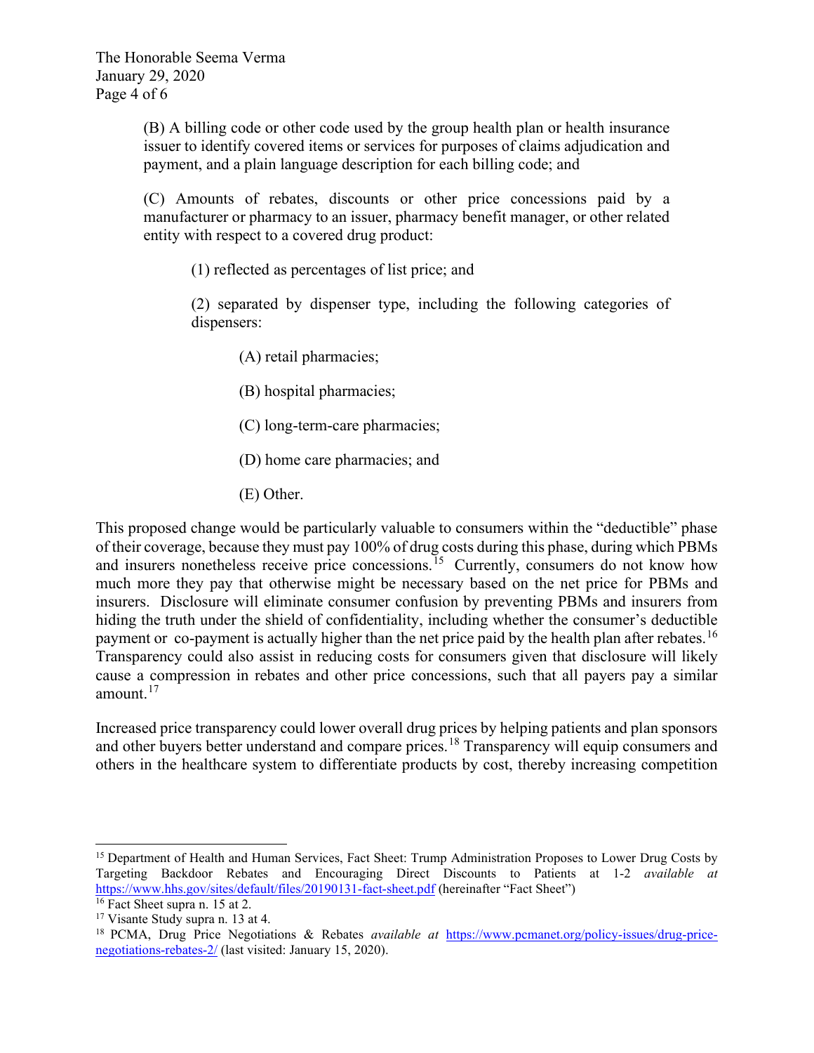(B) A billing code or other code used by the group health plan or health insurance issuer to identify covered items or services for purposes of claims adjudication and payment, and a plain language description for each billing code; and

(C) Amounts of rebates, discounts or other price concessions paid by a manufacturer or pharmacy to an issuer, pharmacy benefit manager, or other related entity with respect to a covered drug product:

(1) reflected as percentages of list price; and

(2) separated by dispenser type, including the following categories of dispensers:

(A) retail pharmacies;

(B) hospital pharmacies;

(C) long-term-care pharmacies;

(D) home care pharmacies; and

(E) Other.

This proposed change would be particularly valuable to consumers within the "deductible" phase of their coverage, because they must pay 100% of drug costs during this phase, during which PBMs and insurers nonetheless receive price concessions.[15] Currently, consumers do not know how much more they pay that otherwise might be necessary based on the net price for PBMs and insurers. Disclosure will eliminate consumer confusion by preventing PBMs and insurers from hiding the truth under the shield of confidentiality, including whether the consumer's deductible payment or co-payment is actually higher than the net price paid by the health plan after rebates.[16] Transparency could also assist in reducing costs for consumers given that disclosure will likely cause a compression in rebates and other price concessions, such that all payers pay a similar amount.[17]

Increased price transparency could lower overall drug prices by helping patients and plan sponsors and other buyers better understand and compare prices.[18] Transparency will equip consumers and others in the healthcare system to differentiate products by cost, thereby increasing competition

---

[15] Department of Health and Human Services, Fact Sheet: Trump Administration Proposes to Lower Drug Costs by Targeting Backdoor Rebates and Encouraging Direct Discounts to Patients at 1-2 *available at* https://www.hhs.gov/sites/default/files/20190131-fact-sheet.pdf (hereinafter "Fact Sheet")

[16] Fact Sheet supra n. 15 at 2.

[17] Visante Study supra n. 13 at 4.

[18] PCMA, Drug Price Negotiations & Rebates *available at* https://www.pcmanet.org/policy-issues/drug-price-negotiations-rebates-2/ (last visited: January 15, 2020).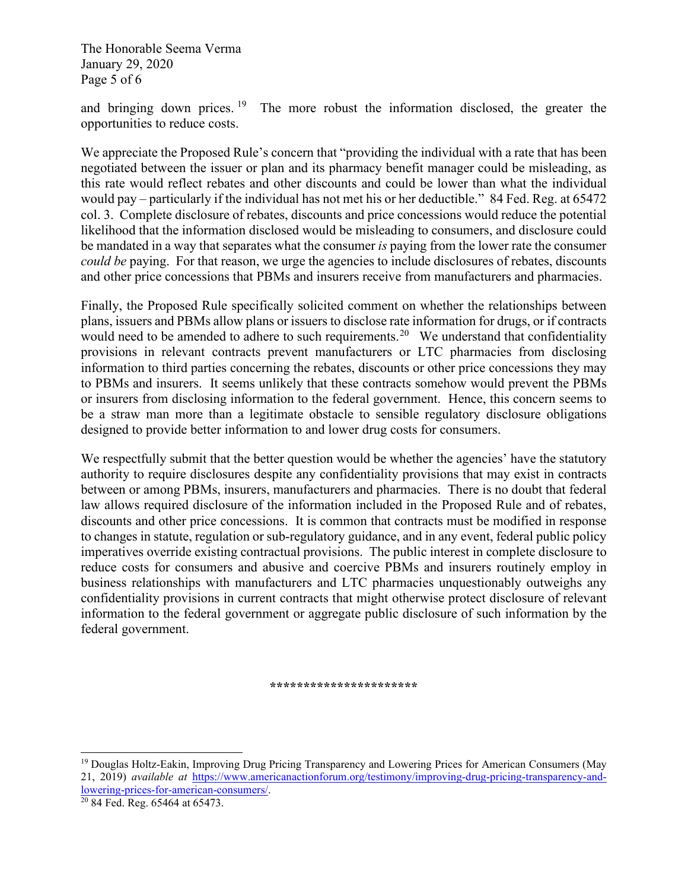and bringing down prices.[19] The more robust the information disclosed, the greater the opportunities to reduce costs.

We appreciate the Proposed Rule's concern that "providing the individual with a rate that has been negotiated between the issuer or plan and its pharmacy benefit manager could be misleading, as this rate would reflect rebates and other discounts and could be lower than what the individual would pay – particularly if the individual has not met his or her deductible." 84 Fed. Reg. at 65472 col. 3. Complete disclosure of rebates, discounts and price concessions would reduce the potential likelihood that the information disclosed would be misleading to consumers, and disclosure could be mandated in a way that separates what the consumer *is* paying from the lower rate the consumer *could be* paying. For that reason, we urge the agencies to include disclosures of rebates, discounts and other price concessions that PBMs and insurers receive from manufacturers and pharmacies.

Finally, the Proposed Rule specifically solicited comment on whether the relationships between plans, issuers and PBMs allow plans or issuers to disclose rate information for drugs, or if contracts would need to be amended to adhere to such requirements.[20] We understand that confidentiality provisions in relevant contracts prevent manufacturers or LTC pharmacies from disclosing information to third parties concerning the rebates, discounts or other price concessions they may to PBMs and insurers. It seems unlikely that these contracts somehow would prevent the PBMs or insurers from disclosing information to the federal government. Hence, this concern seems to be a straw man more than a legitimate obstacle to sensible regulatory disclosure obligations designed to provide better information to and lower drug costs for consumers.

We respectfully submit that the better question would be whether the agencies' have the statutory authority to require disclosures despite any confidentiality provisions that may exist in contracts between or among PBMs, insurers, manufacturers and pharmacies. There is no doubt that federal law allows required disclosure of the information included in the Proposed Rule and of rebates, discounts and other price concessions. It is common that contracts must be modified in response to changes in statute, regulation or sub-regulatory guidance, and in any event, federal public policy imperatives override existing contractual provisions. The public interest in complete disclosure to reduce costs for consumers and abusive and coercive PBMs and insurers routinely employ in business relationships with manufacturers and LTC pharmacies unquestionably outweighs any confidentiality provisions in current contracts that might otherwise protect disclosure of relevant information to the federal government or aggregate public disclosure of such information by the federal government.

*********************

---

[19] Douglas Holtz-Eakin, Improving Drug Pricing Transparency and Lowering Prices for American Consumers (May 21, 2019) *available at* https://www.americanactionforum.org/testimony/improving-drug-pricing-transparency-and-lowering-prices-for-american-consumers/.

[20] 84 Fed. Reg. 65464 at 65473.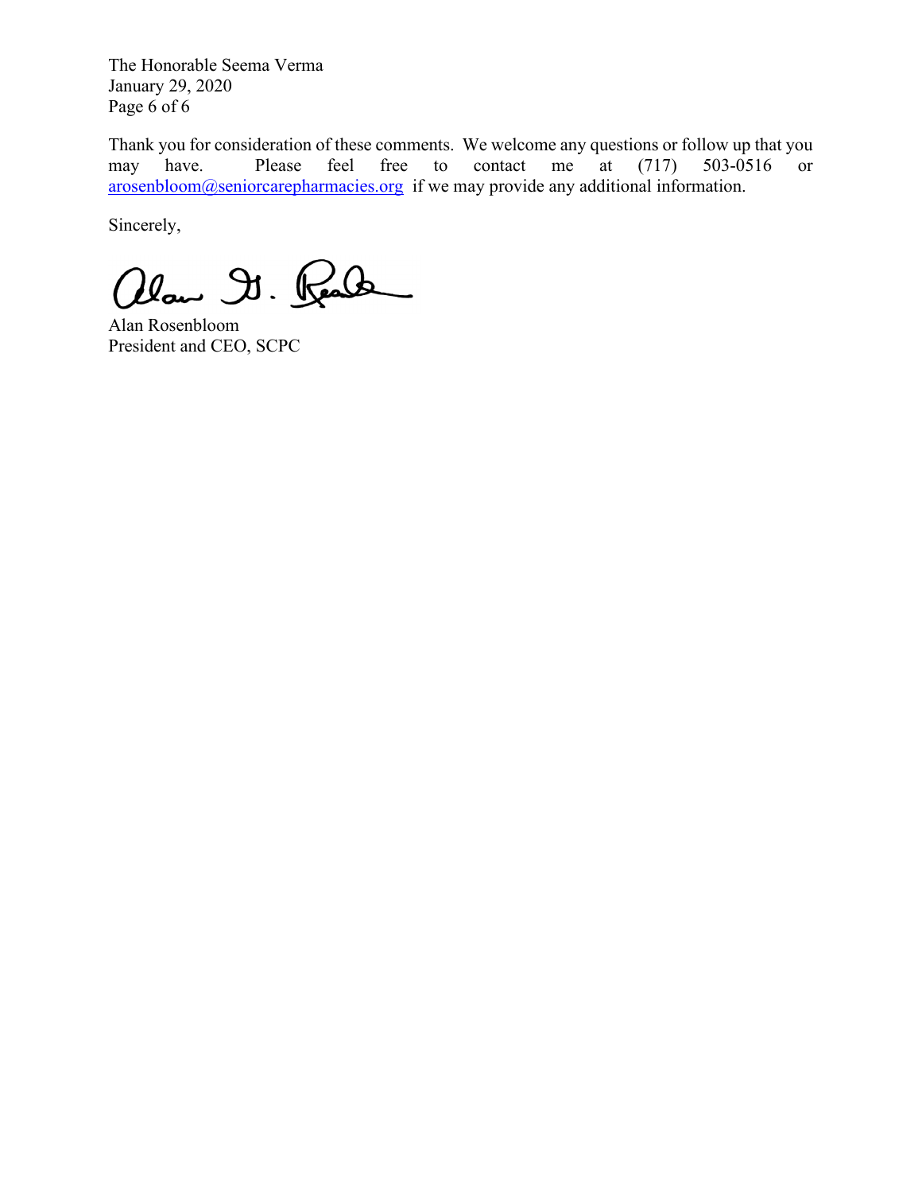Thank you for consideration of these comments. We welcome any questions or follow up that you may have. Please feel free to contact me at (717) 503-0516 or arosenbloom@seniorcarepharmacies.org if we may provide any additional information.

Sincerely,

Alan Rosenbloom
President and CEO, SCPC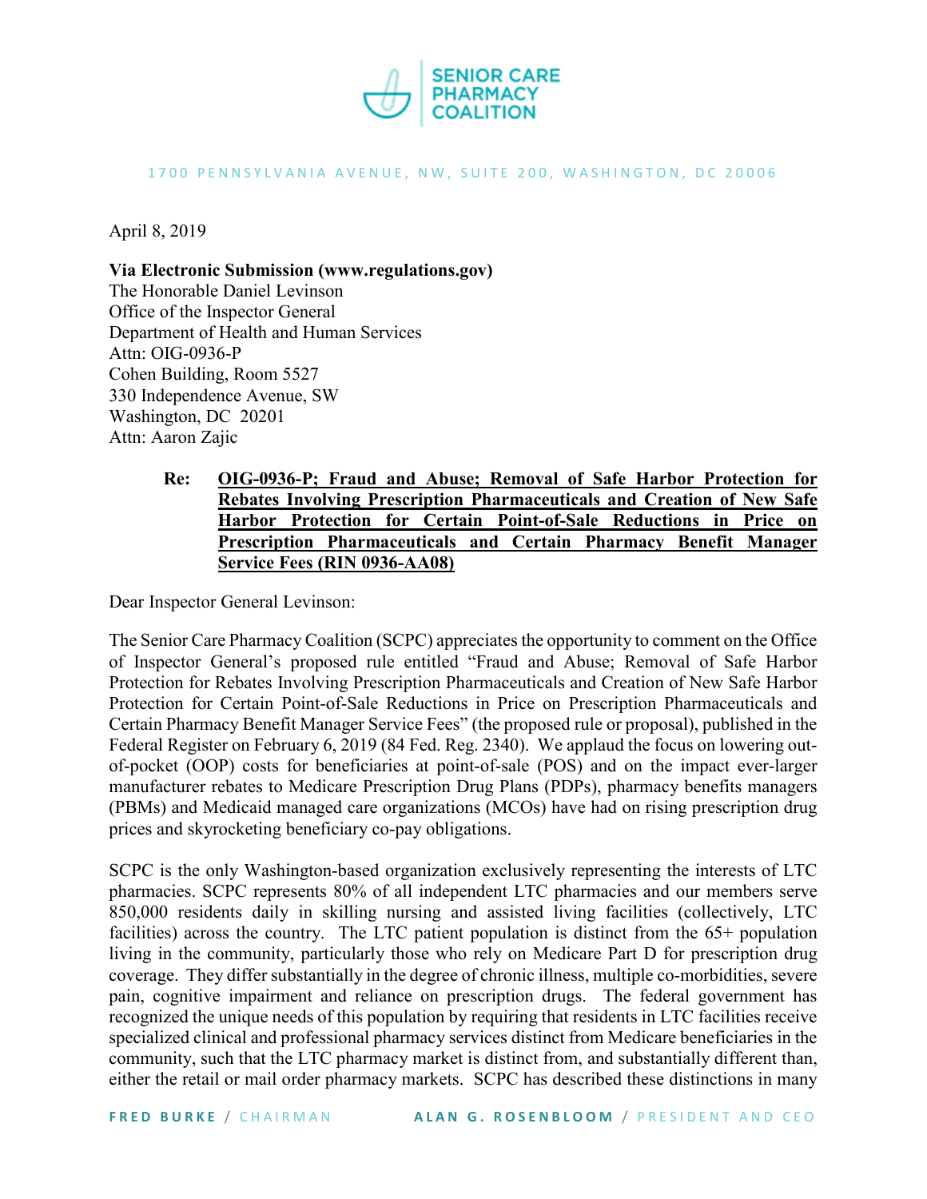SENIOR CARE PHARMACY COALITION

1700 PENNSYLVANIA AVENUE, NW, SUITE 200, WASHINGTON, DC 20006

April 8, 2019

**Via Electronic Submission (www.regulations.gov)**
The Honorable Daniel Levinson
Office of the Inspector General
Department of Health and Human Services
Attn: OIG-0936-P
Cohen Building, Room 5527
330 Independence Avenue, SW
Washington, DC 20201
Attn: Aaron Zajic

**Re: OIG-0936-P; Fraud and Abuse; Removal of Safe Harbor Protection for Rebates Involving Prescription Pharmaceuticals and Creation of New Safe Harbor Protection for Certain Point-of-Sale Reductions in Price on Prescription Pharmaceuticals and Certain Pharmacy Benefit Manager Service Fees (RIN 0936-AA08)**

Dear Inspector General Levinson:

The Senior Care Pharmacy Coalition (SCPC) appreciates the opportunity to comment on the Office of Inspector General's proposed rule entitled "Fraud and Abuse; Removal of Safe Harbor Protection for Rebates Involving Prescription Pharmaceuticals and Creation of New Safe Harbor Protection for Certain Point-of-Sale Reductions in Price on Prescription Pharmaceuticals and Certain Pharmacy Benefit Manager Service Fees" (the proposed rule or proposal), published in the Federal Register on February 6, 2019 (84 Fed. Reg. 2340). We applaud the focus on lowering out-of-pocket (OOP) costs for beneficiaries at point-of-sale (POS) and on the impact ever-larger manufacturer rebates to Medicare Prescription Drug Plans (PDPs), pharmacy benefits managers (PBMs) and Medicaid managed care organizations (MCOs) have had on rising prescription drug prices and skyrocketing beneficiary co-pay obligations.

SCPC is the only Washington-based organization exclusively representing the interests of LTC pharmacies. SCPC represents 80% of all independent LTC pharmacies and our members serve 850,000 residents daily in skilling nursing and assisted living facilities (collectively, LTC facilities) across the country. The LTC patient population is distinct from the 65+ population living in the community, particularly those who rely on Medicare Part D for prescription drug coverage. They differ substantially in the degree of chronic illness, multiple co-morbidities, severe pain, cognitive impairment and reliance on prescription drugs. The federal government has recognized the unique needs of this population by requiring that residents in LTC facilities receive specialized clinical and professional pharmacy services distinct from Medicare beneficiaries in the community, such that the LTC pharmacy market is distinct from, and substantially different than, either the retail or mail order pharmacy markets. SCPC has described these distinctions in many

FRED BURKE / CHAIRMAN ALAN G. ROSENBLOOM / PRESIDENT AND CEO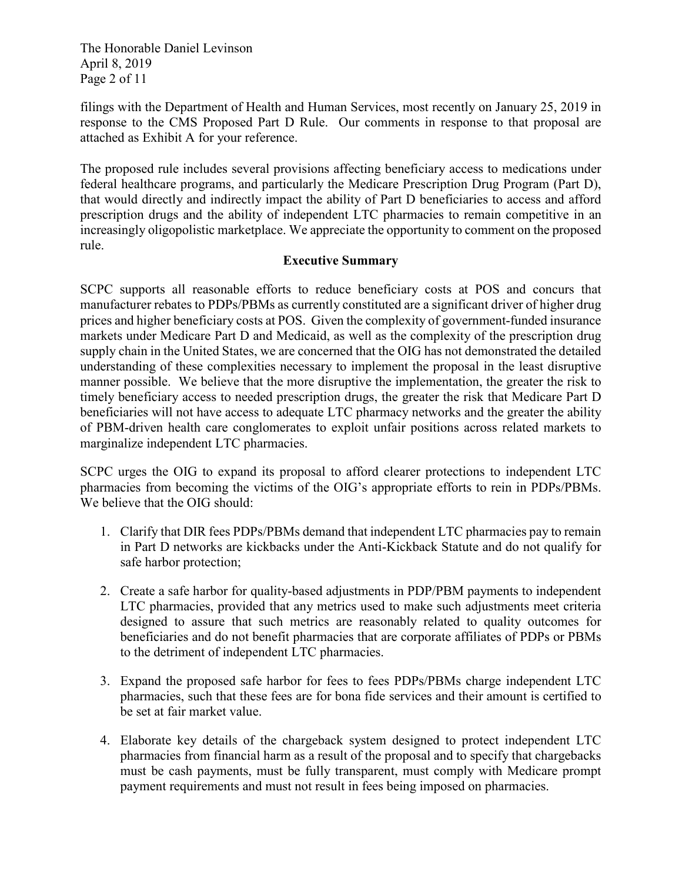filings with the Department of Health and Human Services, most recently on January 25, 2019 in response to the CMS Proposed Part D Rule. Our comments in response to that proposal are attached as Exhibit A for your reference.

The proposed rule includes several provisions affecting beneficiary access to medications under federal healthcare programs, and particularly the Medicare Prescription Drug Program (Part D), that would directly and indirectly impact the ability of Part D beneficiaries to access and afford prescription drugs and the ability of independent LTC pharmacies to remain competitive in an increasingly oligopolistic marketplace. We appreciate the opportunity to comment on the proposed rule.

## Executive Summary

SCPC supports all reasonable efforts to reduce beneficiary costs at POS and concurs that manufacturer rebates to PDPs/PBMs as currently constituted are a significant driver of higher drug prices and higher beneficiary costs at POS. Given the complexity of government-funded insurance markets under Medicare Part D and Medicaid, as well as the complexity of the prescription drug supply chain in the United States, we are concerned that the OIG has not demonstrated the detailed understanding of these complexities necessary to implement the proposal in the least disruptive manner possible. We believe that the more disruptive the implementation, the greater the risk to timely beneficiary access to needed prescription drugs, the greater the risk that Medicare Part D beneficiaries will not have access to adequate LTC pharmacy networks and the greater the ability of PBM-driven health care conglomerates to exploit unfair positions across related markets to marginalize independent LTC pharmacies.

SCPC urges the OIG to expand its proposal to afford clearer protections to independent LTC pharmacies from becoming the victims of the OIG's appropriate efforts to rein in PDPs/PBMs. We believe that the OIG should:

1. Clarify that DIR fees PDPs/PBMs demand that independent LTC pharmacies pay to remain in Part D networks are kickbacks under the Anti-Kickback Statute and do not qualify for safe harbor protection;

2. Create a safe harbor for quality-based adjustments in PDP/PBM payments to independent LTC pharmacies, provided that any metrics used to make such adjustments meet criteria designed to assure that such metrics are reasonably related to quality outcomes for beneficiaries and do not benefit pharmacies that are corporate affiliates of PDPs or PBMs to the detriment of independent LTC pharmacies.

3. Expand the proposed safe harbor for fees to fees PDPs/PBMs charge independent LTC pharmacies, such that these fees are for bona fide services and their amount is certified to be set at fair market value.

4. Elaborate key details of the chargeback system designed to protect independent LTC pharmacies from financial harm as a result of the proposal and to specify that chargebacks must be cash payments, must be fully transparent, must comply with Medicare prompt payment requirements and must not result in fees being imposed on pharmacies.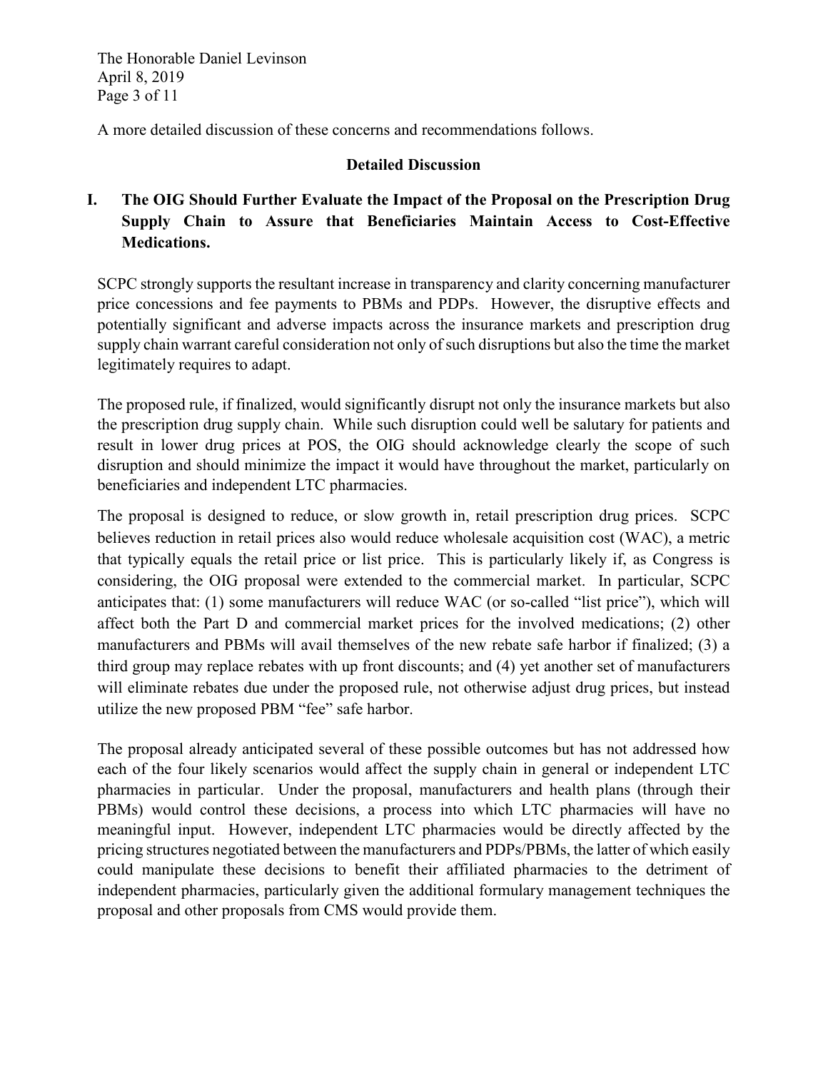A more detailed discussion of these concerns and recommendations follows.

## Detailed Discussion

### I. The OIG Should Further Evaluate the Impact of the Proposal on the Prescription Drug Supply Chain to Assure that Beneficiaries Maintain Access to Cost-Effective Medications.

SCPC strongly supports the resultant increase in transparency and clarity concerning manufacturer price concessions and fee payments to PBMs and PDPs. However, the disruptive effects and potentially significant and adverse impacts across the insurance markets and prescription drug supply chain warrant careful consideration not only of such disruptions but also the time the market legitimately requires to adapt.

The proposed rule, if finalized, would significantly disrupt not only the insurance markets but also the prescription drug supply chain. While such disruption could well be salutary for patients and result in lower drug prices at POS, the OIG should acknowledge clearly the scope of such disruption and should minimize the impact it would have throughout the market, particularly on beneficiaries and independent LTC pharmacies.

The proposal is designed to reduce, or slow growth in, retail prescription drug prices. SCPC believes reduction in retail prices also would reduce wholesale acquisition cost (WAC), a metric that typically equals the retail price or list price. This is particularly likely if, as Congress is considering, the OIG proposal were extended to the commercial market. In particular, SCPC anticipates that: (1) some manufacturers will reduce WAC (or so-called "list price"), which will affect both the Part D and commercial market prices for the involved medications; (2) other manufacturers and PBMs will avail themselves of the new rebate safe harbor if finalized; (3) a third group may replace rebates with up front discounts; and (4) yet another set of manufacturers will eliminate rebates due under the proposed rule, not otherwise adjust drug prices, but instead utilize the new proposed PBM "fee" safe harbor.

The proposal already anticipated several of these possible outcomes but has not addressed how each of the four likely scenarios would affect the supply chain in general or independent LTC pharmacies in particular. Under the proposal, manufacturers and health plans (through their PBMs) would control these decisions, a process into which LTC pharmacies will have no meaningful input. However, independent LTC pharmacies would be directly affected by the pricing structures negotiated between the manufacturers and PDPs/PBMs, the latter of which easily could manipulate these decisions to benefit their affiliated pharmacies to the detriment of independent pharmacies, particularly given the additional formulary management techniques the proposal and other proposals from CMS would provide them.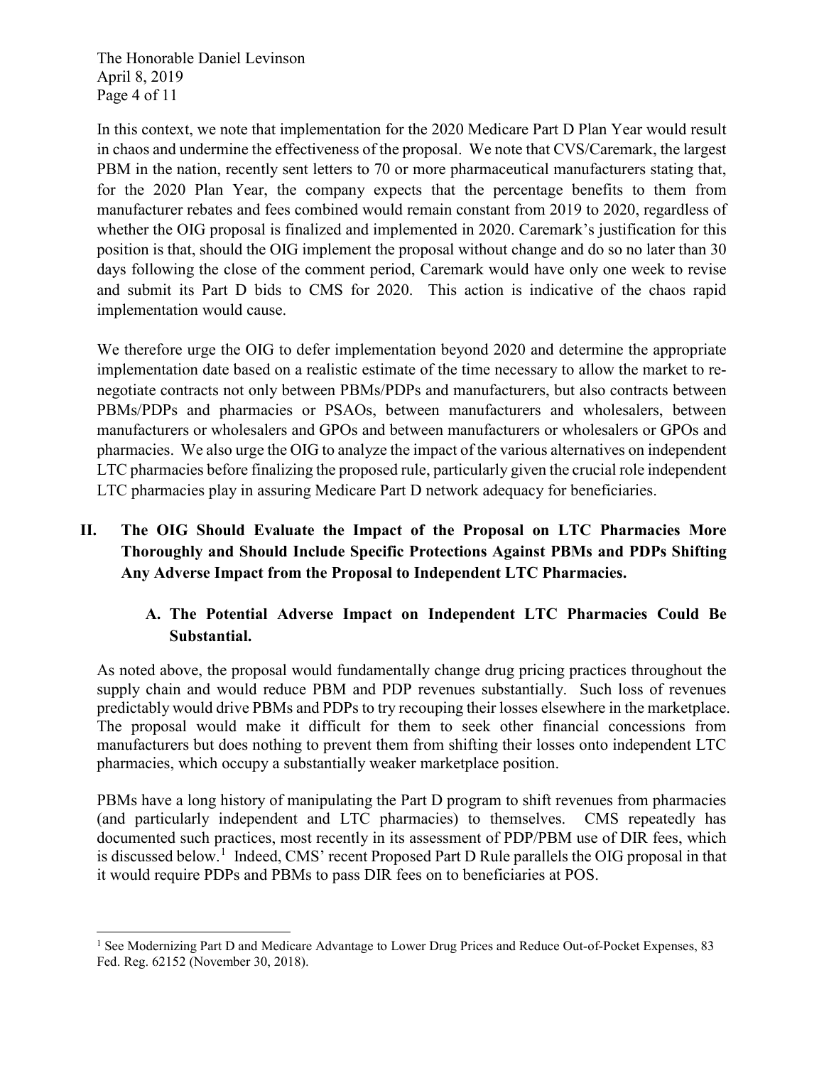In this context, we note that implementation for the 2020 Medicare Part D Plan Year would result in chaos and undermine the effectiveness of the proposal. We note that CVS/Caremark, the largest PBM in the nation, recently sent letters to 70 or more pharmaceutical manufacturers stating that, for the 2020 Plan Year, the company expects that the percentage benefits to them from manufacturer rebates and fees combined would remain constant from 2019 to 2020, regardless of whether the OIG proposal is finalized and implemented in 2020. Caremark's justification for this position is that, should the OIG implement the proposal without change and do so no later than 30 days following the close of the comment period, Caremark would have only one week to revise and submit its Part D bids to CMS for 2020. This action is indicative of the chaos rapid implementation would cause.

We therefore urge the OIG to defer implementation beyond 2020 and determine the appropriate implementation date based on a realistic estimate of the time necessary to allow the market to re-negotiate contracts not only between PBMs/PDPs and manufacturers, but also contracts between PBMs/PDPs and pharmacies or PSAOs, between manufacturers and wholesalers, between manufacturers or wholesalers and GPOs and between manufacturers or wholesalers or GPOs and pharmacies. We also urge the OIG to analyze the impact of the various alternatives on independent LTC pharmacies before finalizing the proposed rule, particularly given the crucial role independent LTC pharmacies play in assuring Medicare Part D network adequacy for beneficiaries.

## II. The OIG Should Evaluate the Impact of the Proposal on LTC Pharmacies More Thoroughly and Should Include Specific Protections Against PBMs and PDPs Shifting Any Adverse Impact from the Proposal to Independent LTC Pharmacies.

### A. The Potential Adverse Impact on Independent LTC Pharmacies Could Be Substantial.

As noted above, the proposal would fundamentally change drug pricing practices throughout the supply chain and would reduce PBM and PDP revenues substantially. Such loss of revenues predictably would drive PBMs and PDPs to try recouping their losses elsewhere in the marketplace. The proposal would make it difficult for them to seek other financial concessions from manufacturers but does nothing to prevent them from shifting their losses onto independent LTC pharmacies, which occupy a substantially weaker marketplace position.

PBMs have a long history of manipulating the Part D program to shift revenues from pharmacies (and particularly independent and LTC pharmacies) to themselves. CMS repeatedly has documented such practices, most recently in its assessment of PDP/PBM use of DIR fees, which is discussed below.[1] Indeed, CMS' recent Proposed Part D Rule parallels the OIG proposal in that it would require PDPs and PBMs to pass DIR fees on to beneficiaries at POS.

[1] See Modernizing Part D and Medicare Advantage to Lower Drug Prices and Reduce Out-of-Pocket Expenses, 83 Fed. Reg. 62152 (November 30, 2018).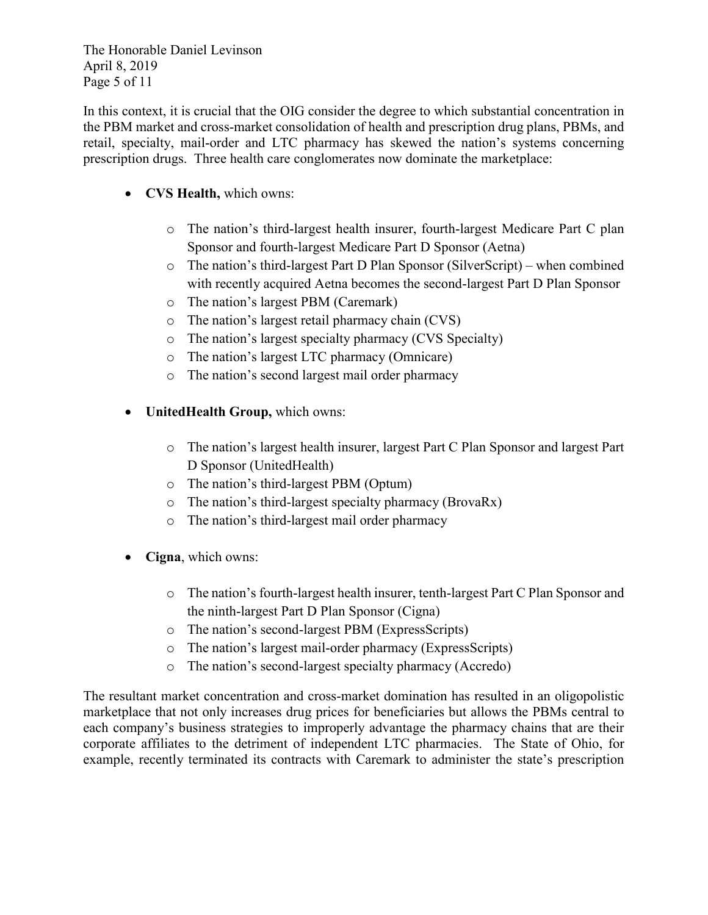In this context, it is crucial that the OIG consider the degree to which substantial concentration in the PBM market and cross-market consolidation of health and prescription drug plans, PBMs, and retail, specialty, mail-order and LTC pharmacy has skewed the nation's systems concerning prescription drugs. Three health care conglomerates now dominate the marketplace:

- **CVS Health,** which owns:
  - The nation's third-largest health insurer, fourth-largest Medicare Part C plan Sponsor and fourth-largest Medicare Part D Sponsor (Aetna)
  - The nation's third-largest Part D Plan Sponsor (SilverScript) – when combined with recently acquired Aetna becomes the second-largest Part D Plan Sponsor
  - The nation's largest PBM (Caremark)
  - The nation's largest retail pharmacy chain (CVS)
  - The nation's largest specialty pharmacy (CVS Specialty)
  - The nation's largest LTC pharmacy (Omnicare)
  - The nation's second largest mail order pharmacy

- **UnitedHealth Group,** which owns:
  - The nation's largest health insurer, largest Part C Plan Sponsor and largest Part D Sponsor (UnitedHealth)
  - The nation's third-largest PBM (Optum)
  - The nation's third-largest specialty pharmacy (BrovaRx)
  - The nation's third-largest mail order pharmacy

- **Cigna**, which owns:
  - The nation's fourth-largest health insurer, tenth-largest Part C Plan Sponsor and the ninth-largest Part D Plan Sponsor (Cigna)
  - The nation's second-largest PBM (ExpressScripts)
  - The nation's largest mail-order pharmacy (ExpressScripts)
  - The nation's second-largest specialty pharmacy (Accredo)

The resultant market concentration and cross-market domination has resulted in an oligopolistic marketplace that not only increases drug prices for beneficiaries but allows the PBMs central to each company's business strategies to improperly advantage the pharmacy chains that are their corporate affiliates to the detriment of independent LTC pharmacies. The State of Ohio, for example, recently terminated its contracts with Caremark to administer the state's prescription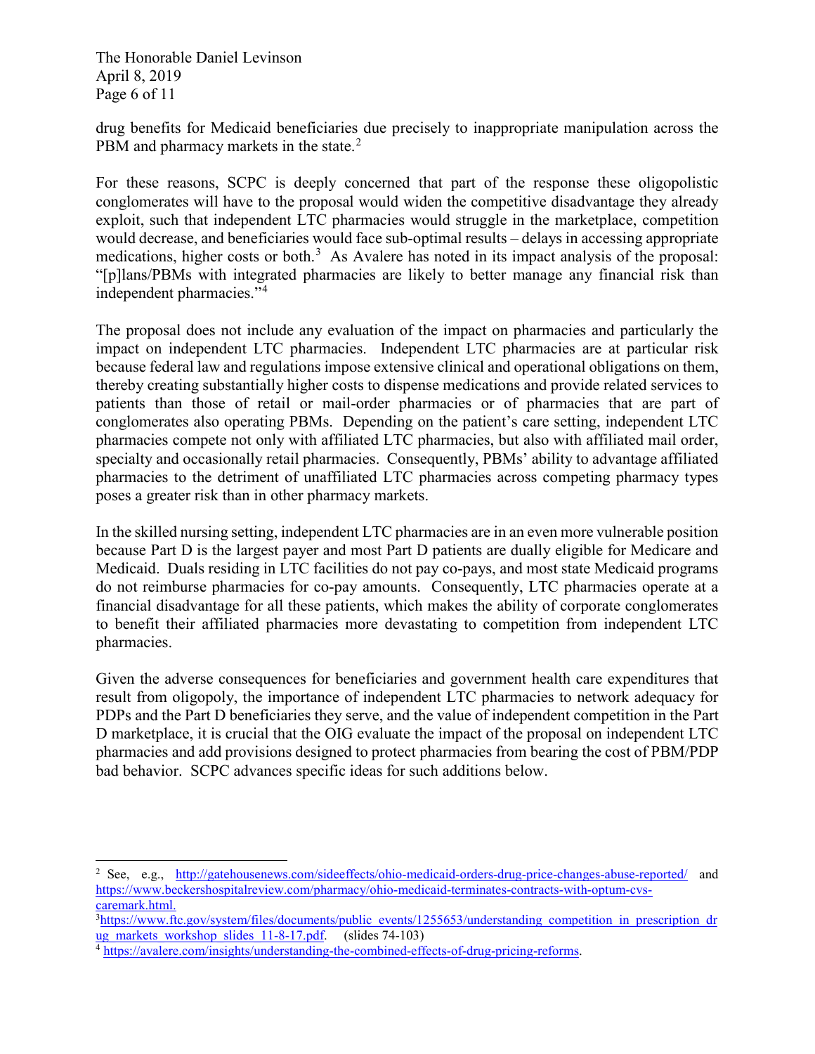drug benefits for Medicaid beneficiaries due precisely to inappropriate manipulation across the PBM and pharmacy markets in the state.[2]

For these reasons, SCPC is deeply concerned that part of the response these oligopolistic conglomerates will have to the proposal would widen the competitive disadvantage they already exploit, such that independent LTC pharmacies would struggle in the marketplace, competition would decrease, and beneficiaries would face sub-optimal results – delays in accessing appropriate medications, higher costs or both.[3] As Avalere has noted in its impact analysis of the proposal: "[p]lans/PBMs with integrated pharmacies are likely to better manage any financial risk than independent pharmacies."[4]

The proposal does not include any evaluation of the impact on pharmacies and particularly the impact on independent LTC pharmacies. Independent LTC pharmacies are at particular risk because federal law and regulations impose extensive clinical and operational obligations on them, thereby creating substantially higher costs to dispense medications and provide related services to patients than those of retail or mail-order pharmacies or of pharmacies that are part of conglomerates also operating PBMs. Depending on the patient's care setting, independent LTC pharmacies compete not only with affiliated LTC pharmacies, but also with affiliated mail order, specialty and occasionally retail pharmacies. Consequently, PBMs' ability to advantage affiliated pharmacies to the detriment of unaffiliated LTC pharmacies across competing pharmacy types poses a greater risk than in other pharmacy markets.

In the skilled nursing setting, independent LTC pharmacies are in an even more vulnerable position because Part D is the largest payer and most Part D patients are dually eligible for Medicare and Medicaid. Duals residing in LTC facilities do not pay co-pays, and most state Medicaid programs do not reimburse pharmacies for co-pay amounts. Consequently, LTC pharmacies operate at a financial disadvantage for all these patients, which makes the ability of corporate conglomerates to benefit their affiliated pharmacies more devastating to competition from independent LTC pharmacies.

Given the adverse consequences for beneficiaries and government health care expenditures that result from oligopoly, the importance of independent LTC pharmacies to network adequacy for PDPs and the Part D beneficiaries they serve, and the value of independent competition in the Part D marketplace, it is crucial that the OIG evaluate the impact of the proposal on independent LTC pharmacies and add provisions designed to protect pharmacies from bearing the cost of PBM/PDP bad behavior. SCPC advances specific ideas for such additions below.

---

[2] See, e.g., http://gatehousenews.com/sideeffects/ohio-medicaid-orders-drug-price-changes-abuse-reported/ and https://www.beckershospitalreview.com/pharmacy/ohio-medicaid-terminates-contracts-with-optum-cvs-caremark.html.

[3] https://www.ftc.gov/system/files/documents/public_events/1255653/understanding_competition_in_prescription_drug_markets_workshop_slides_11-8-17.pdf. (slides 74-103)

[4] https://avalere.com/insights/understanding-the-combined-effects-of-drug-pricing-reforms.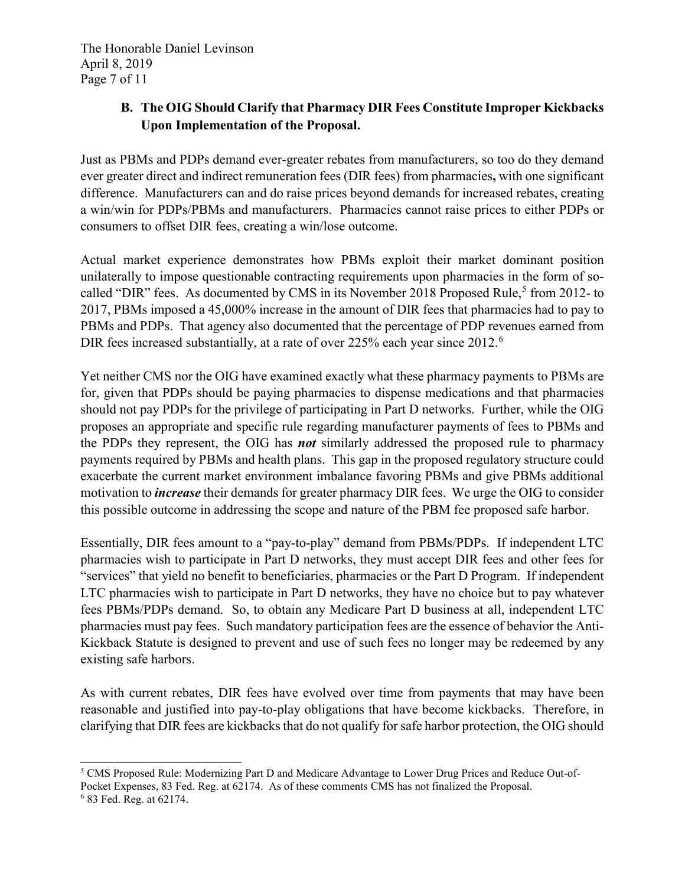### B. The OIG Should Clarify that Pharmacy DIR Fees Constitute Improper Kickbacks Upon Implementation of the Proposal.

Just as PBMs and PDPs demand ever-greater rebates from manufacturers, so too do they demand ever greater direct and indirect remuneration fees (DIR fees) from pharmacies**,** with one significant difference. Manufacturers can and do raise prices beyond demands for increased rebates, creating a win/win for PDPs/PBMs and manufacturers. Pharmacies cannot raise prices to either PDPs or consumers to offset DIR fees, creating a win/lose outcome.

Actual market experience demonstrates how PBMs exploit their market dominant position unilaterally to impose questionable contracting requirements upon pharmacies in the form of so-called "DIR" fees. As documented by CMS in its November 2018 Proposed Rule,[5] from 2012- to 2017, PBMs imposed a 45,000% increase in the amount of DIR fees that pharmacies had to pay to PBMs and PDPs. That agency also documented that the percentage of PDP revenues earned from DIR fees increased substantially, at a rate of over 225% each year since 2012.[6]

Yet neither CMS nor the OIG have examined exactly what these pharmacy payments to PBMs are for, given that PDPs should be paying pharmacies to dispense medications and that pharmacies should not pay PDPs for the privilege of participating in Part D networks. Further, while the OIG proposes an appropriate and specific rule regarding manufacturer payments of fees to PBMs and the PDPs they represent, the OIG has ***not*** similarly addressed the proposed rule to pharmacy payments required by PBMs and health plans. This gap in the proposed regulatory structure could exacerbate the current market environment imbalance favoring PBMs and give PBMs additional motivation to ***increase*** their demands for greater pharmacy DIR fees. We urge the OIG to consider this possible outcome in addressing the scope and nature of the PBM fee proposed safe harbor.

Essentially, DIR fees amount to a "pay-to-play" demand from PBMs/PDPs. If independent LTC pharmacies wish to participate in Part D networks, they must accept DIR fees and other fees for "services" that yield no benefit to beneficiaries, pharmacies or the Part D Program. If independent LTC pharmacies wish to participate in Part D networks, they have no choice but to pay whatever fees PBMs/PDPs demand. So, to obtain any Medicare Part D business at all, independent LTC pharmacies must pay fees. Such mandatory participation fees are the essence of behavior the Anti-Kickback Statute is designed to prevent and use of such fees no longer may be redeemed by any existing safe harbors.

As with current rebates, DIR fees have evolved over time from payments that may have been reasonable and justified into pay-to-play obligations that have become kickbacks. Therefore, in clarifying that DIR fees are kickbacks that do not qualify for safe harbor protection, the OIG should

---

[5] CMS Proposed Rule: Modernizing Part D and Medicare Advantage to Lower Drug Prices and Reduce Out-of-Pocket Expenses, 83 Fed. Reg. at 62174. As of these comments CMS has not finalized the Proposal.

[6] 83 Fed. Reg. at 62174.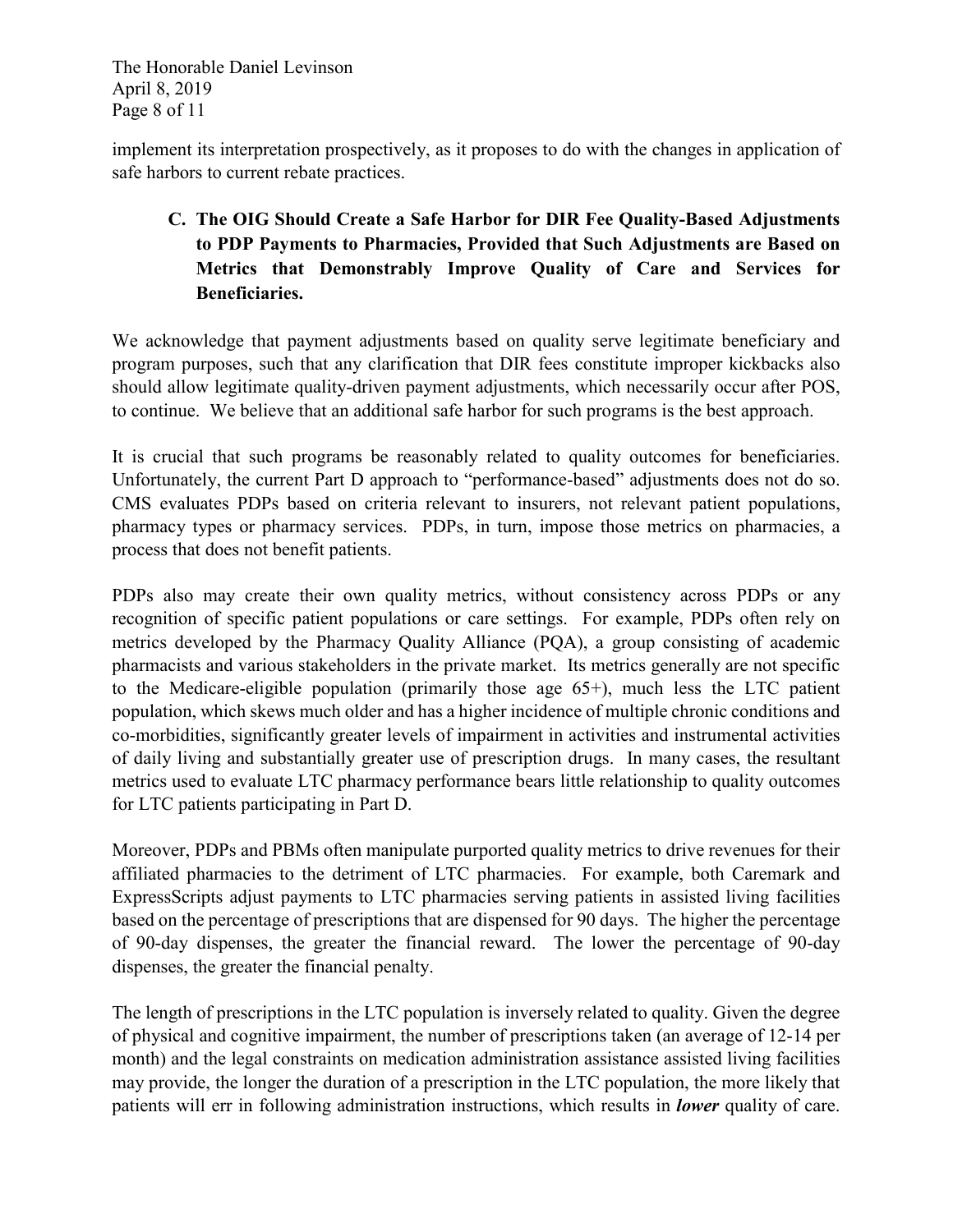implement its interpretation prospectively, as it proposes to do with the changes in application of safe harbors to current rebate practices.

### C. The OIG Should Create a Safe Harbor for DIR Fee Quality-Based Adjustments to PDP Payments to Pharmacies, Provided that Such Adjustments are Based on Metrics that Demonstrably Improve Quality of Care and Services for Beneficiaries.

We acknowledge that payment adjustments based on quality serve legitimate beneficiary and program purposes, such that any clarification that DIR fees constitute improper kickbacks also should allow legitimate quality-driven payment adjustments, which necessarily occur after POS, to continue. We believe that an additional safe harbor for such programs is the best approach.

It is crucial that such programs be reasonably related to quality outcomes for beneficiaries. Unfortunately, the current Part D approach to "performance-based" adjustments does not do so. CMS evaluates PDPs based on criteria relevant to insurers, not relevant patient populations, pharmacy types or pharmacy services. PDPs, in turn, impose those metrics on pharmacies, a process that does not benefit patients.

PDPs also may create their own quality metrics, without consistency across PDPs or any recognition of specific patient populations or care settings. For example, PDPs often rely on metrics developed by the Pharmacy Quality Alliance (PQA), a group consisting of academic pharmacists and various stakeholders in the private market. Its metrics generally are not specific to the Medicare-eligible population (primarily those age 65+), much less the LTC patient population, which skews much older and has a higher incidence of multiple chronic conditions and co-morbidities, significantly greater levels of impairment in activities and instrumental activities of daily living and substantially greater use of prescription drugs. In many cases, the resultant metrics used to evaluate LTC pharmacy performance bears little relationship to quality outcomes for LTC patients participating in Part D.

Moreover, PDPs and PBMs often manipulate purported quality metrics to drive revenues for their affiliated pharmacies to the detriment of LTC pharmacies. For example, both Caremark and ExpressScripts adjust payments to LTC pharmacies serving patients in assisted living facilities based on the percentage of prescriptions that are dispensed for 90 days. The higher the percentage of 90-day dispenses, the greater the financial reward. The lower the percentage of 90-day dispenses, the greater the financial penalty.

The length of prescriptions in the LTC population is inversely related to quality. Given the degree of physical and cognitive impairment, the number of prescriptions taken (an average of 12-14 per month) and the legal constraints on medication administration assistance assisted living facilities may provide, the longer the duration of a prescription in the LTC population, the more likely that patients will err in following administration instructions, which results in ***lower*** quality of care.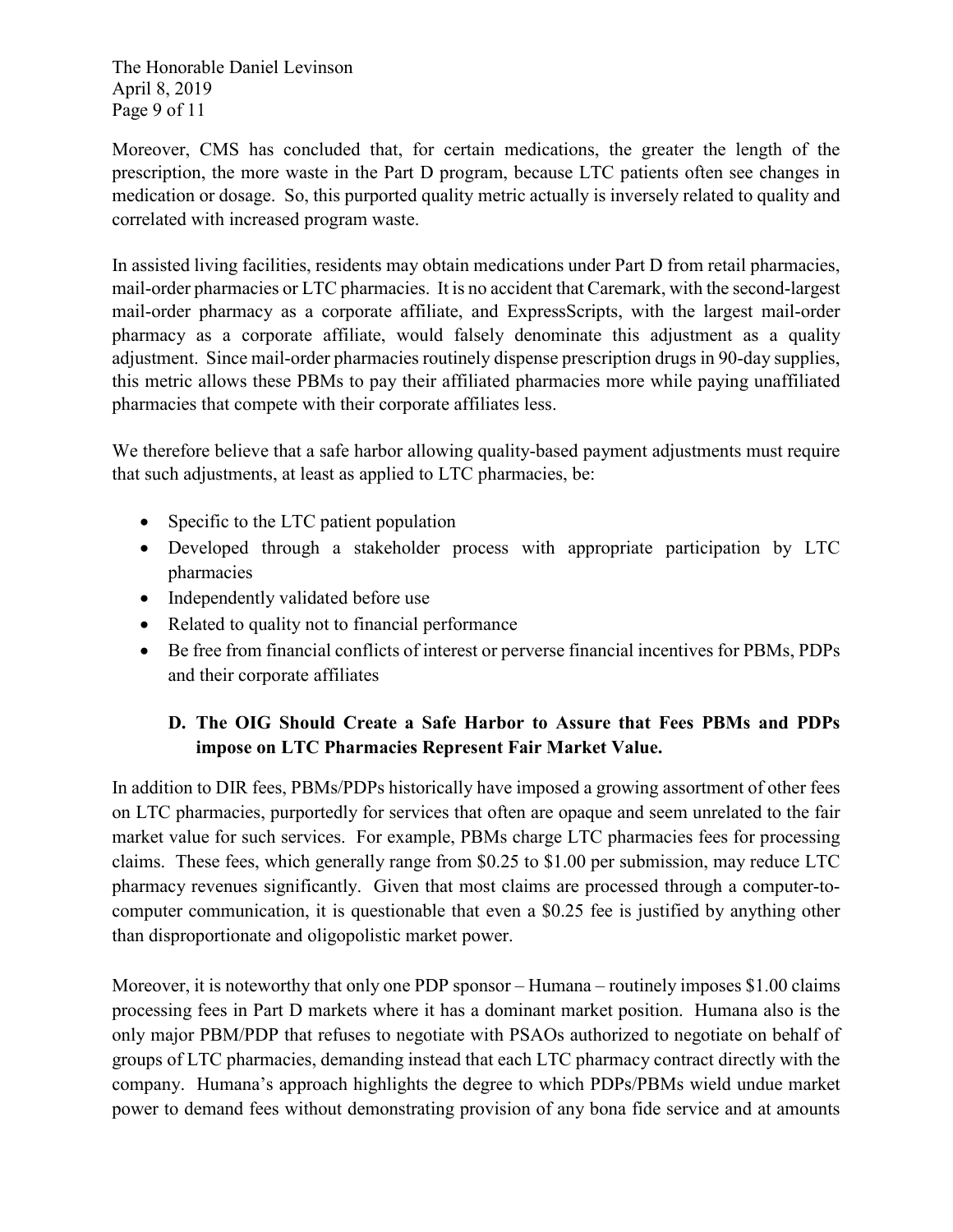Moreover, CMS has concluded that, for certain medications, the greater the length of the prescription, the more waste in the Part D program, because LTC patients often see changes in medication or dosage. So, this purported quality metric actually is inversely related to quality and correlated with increased program waste.

In assisted living facilities, residents may obtain medications under Part D from retail pharmacies, mail-order pharmacies or LTC pharmacies. It is no accident that Caremark, with the second-largest mail-order pharmacy as a corporate affiliate, and ExpressScripts, with the largest mail-order pharmacy as a corporate affiliate, would falsely denominate this adjustment as a quality adjustment. Since mail-order pharmacies routinely dispense prescription drugs in 90-day supplies, this metric allows these PBMs to pay their affiliated pharmacies more while paying unaffiliated pharmacies that compete with their corporate affiliates less.

We therefore believe that a safe harbor allowing quality-based payment adjustments must require that such adjustments, at least as applied to LTC pharmacies, be:

- Specific to the LTC patient population
- Developed through a stakeholder process with appropriate participation by LTC pharmacies
- Independently validated before use
- Related to quality not to financial performance
- Be free from financial conflicts of interest or perverse financial incentives for PBMs, PDPs and their corporate affiliates

### D. The OIG Should Create a Safe Harbor to Assure that Fees PBMs and PDPs impose on LTC Pharmacies Represent Fair Market Value.

In addition to DIR fees, PBMs/PDPs historically have imposed a growing assortment of other fees on LTC pharmacies, purportedly for services that often are opaque and seem unrelated to the fair market value for such services. For example, PBMs charge LTC pharmacies fees for processing claims. These fees, which generally range from $0.25 to $1.00 per submission, may reduce LTC pharmacy revenues significantly. Given that most claims are processed through a computer-to-computer communication, it is questionable that even a $0.25 fee is justified by anything other than disproportionate and oligopolistic market power.

Moreover, it is noteworthy that only one PDP sponsor – Humana – routinely imposes $1.00 claims processing fees in Part D markets where it has a dominant market position. Humana also is the only major PBM/PDP that refuses to negotiate with PSAOs authorized to negotiate on behalf of groups of LTC pharmacies, demanding instead that each LTC pharmacy contract directly with the company. Humana's approach highlights the degree to which PDPs/PBMs wield undue market power to demand fees without demonstrating provision of any bona fide service and at amounts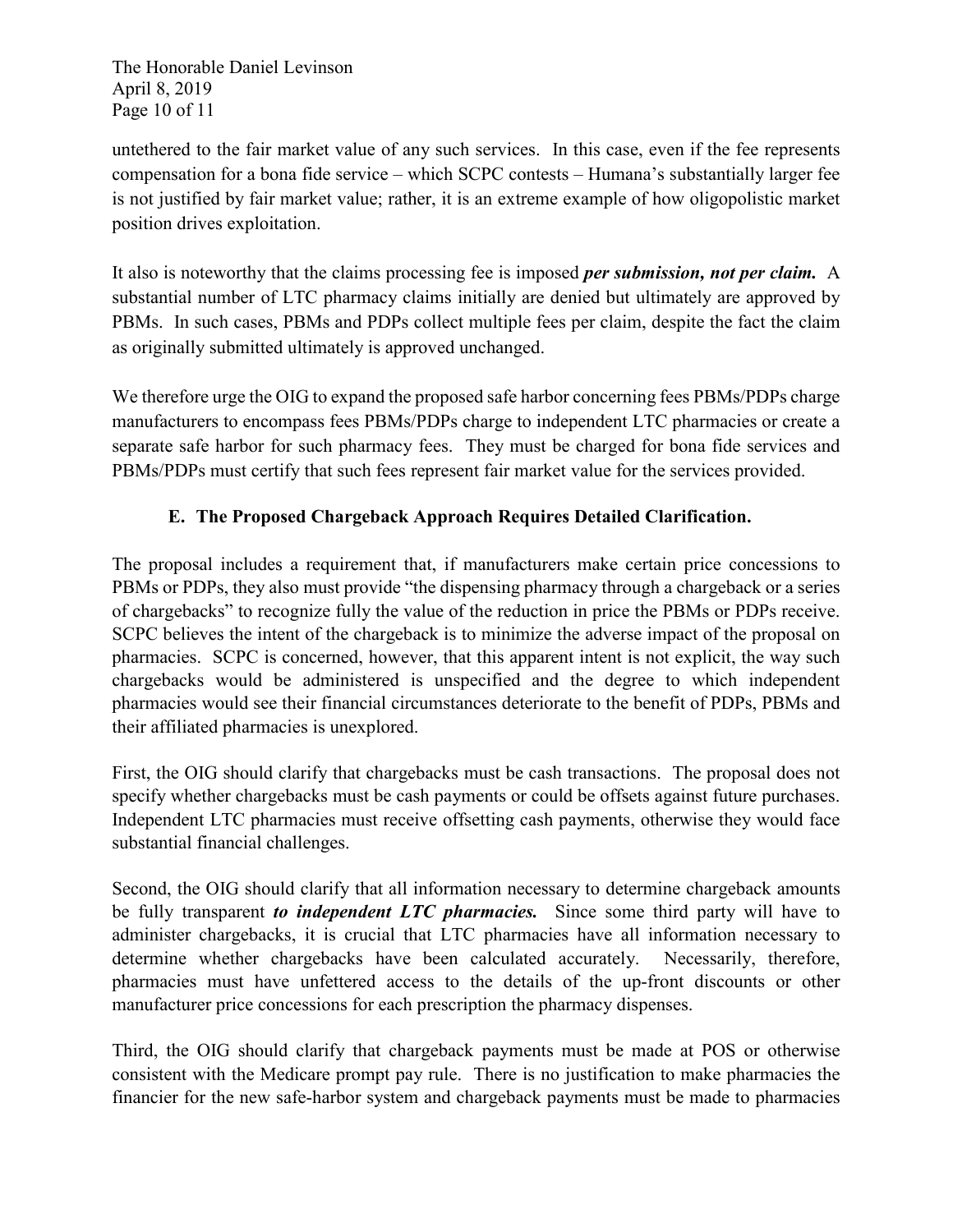untethered to the fair market value of any such services. In this case, even if the fee represents compensation for a bona fide service – which SCPC contests – Humana's substantially larger fee is not justified by fair market value; rather, it is an extreme example of how oligopolistic market position drives exploitation.

It also is noteworthy that the claims processing fee is imposed ***per submission, not per claim.*** A substantial number of LTC pharmacy claims initially are denied but ultimately are approved by PBMs. In such cases, PBMs and PDPs collect multiple fees per claim, despite the fact the claim as originally submitted ultimately is approved unchanged.

We therefore urge the OIG to expand the proposed safe harbor concerning fees PBMs/PDPs charge manufacturers to encompass fees PBMs/PDPs charge to independent LTC pharmacies or create a separate safe harbor for such pharmacy fees. They must be charged for bona fide services and PBMs/PDPs must certify that such fees represent fair market value for the services provided.

### E. The Proposed Chargeback Approach Requires Detailed Clarification.

The proposal includes a requirement that, if manufacturers make certain price concessions to PBMs or PDPs, they also must provide "the dispensing pharmacy through a chargeback or a series of chargebacks" to recognize fully the value of the reduction in price the PBMs or PDPs receive. SCPC believes the intent of the chargeback is to minimize the adverse impact of the proposal on pharmacies. SCPC is concerned, however, that this apparent intent is not explicit, the way such chargebacks would be administered is unspecified and the degree to which independent pharmacies would see their financial circumstances deteriorate to the benefit of PDPs, PBMs and their affiliated pharmacies is unexplored.

First, the OIG should clarify that chargebacks must be cash transactions. The proposal does not specify whether chargebacks must be cash payments or could be offsets against future purchases. Independent LTC pharmacies must receive offsetting cash payments, otherwise they would face substantial financial challenges.

Second, the OIG should clarify that all information necessary to determine chargeback amounts be fully transparent ***to independent LTC pharmacies.*** Since some third party will have to administer chargebacks, it is crucial that LTC pharmacies have all information necessary to determine whether chargebacks have been calculated accurately. Necessarily, therefore, pharmacies must have unfettered access to the details of the up-front discounts or other manufacturer price concessions for each prescription the pharmacy dispenses.

Third, the OIG should clarify that chargeback payments must be made at POS or otherwise consistent with the Medicare prompt pay rule. There is no justification to make pharmacies the financier for the new safe-harbor system and chargeback payments must be made to pharmacies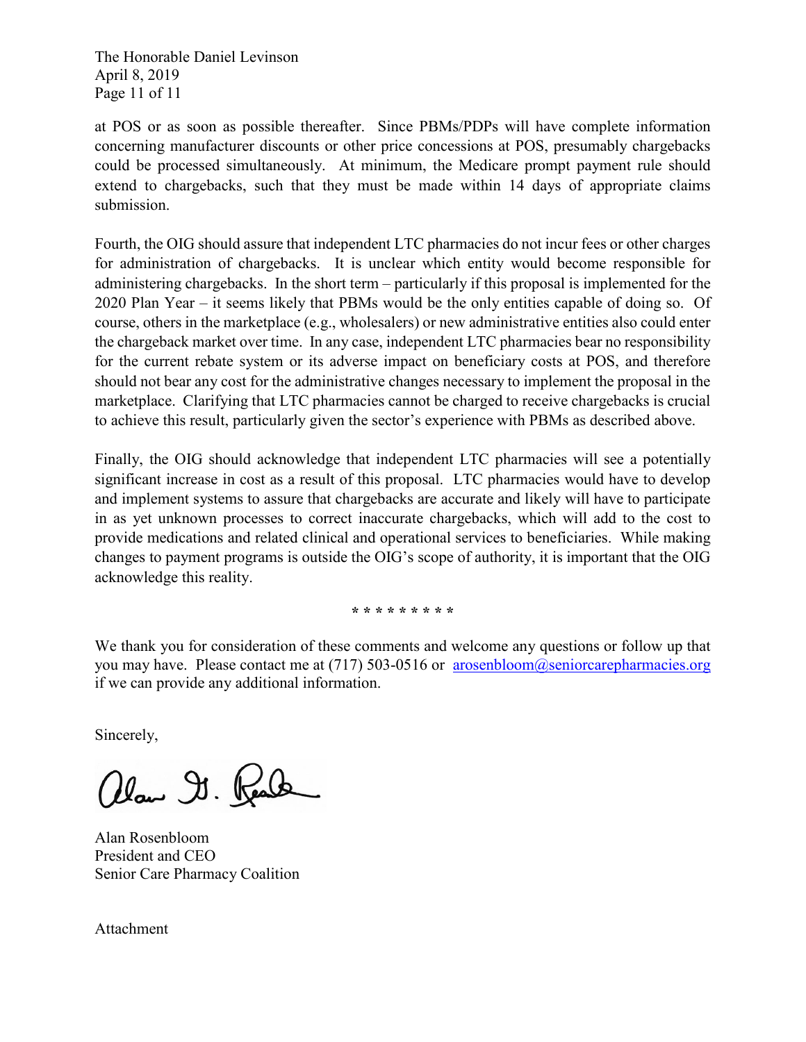at POS or as soon as possible thereafter. Since PBMs/PDPs will have complete information concerning manufacturer discounts or other price concessions at POS, presumably chargebacks could be processed simultaneously. At minimum, the Medicare prompt payment rule should extend to chargebacks, such that they must be made within 14 days of appropriate claims submission.

Fourth, the OIG should assure that independent LTC pharmacies do not incur fees or other charges for administration of chargebacks. It is unclear which entity would become responsible for administering chargebacks. In the short term – particularly if this proposal is implemented for the 2020 Plan Year – it seems likely that PBMs would be the only entities capable of doing so. Of course, others in the marketplace (e.g., wholesalers) or new administrative entities also could enter the chargeback market over time. In any case, independent LTC pharmacies bear no responsibility for the current rebate system or its adverse impact on beneficiary costs at POS, and therefore should not bear any cost for the administrative changes necessary to implement the proposal in the marketplace. Clarifying that LTC pharmacies cannot be charged to receive chargebacks is crucial to achieve this result, particularly given the sector's experience with PBMs as described above.

Finally, the OIG should acknowledge that independent LTC pharmacies will see a potentially significant increase in cost as a result of this proposal. LTC pharmacies would have to develop and implement systems to assure that chargebacks are accurate and likely will have to participate in as yet unknown processes to correct inaccurate chargebacks, which will add to the cost to provide medications and related clinical and operational services to beneficiaries. While making changes to payment programs is outside the OIG's scope of authority, it is important that the OIG acknowledge this reality.

* * * * * * * * *

We thank you for consideration of these comments and welcome any questions or follow up that you may have. Please contact me at (717) 503-0516 or arosenbloom@seniorcarepharmacies.org if we can provide any additional information.

Sincerely,

Alan Rosenbloom
President and CEO
Senior Care Pharmacy Coalition

Attachment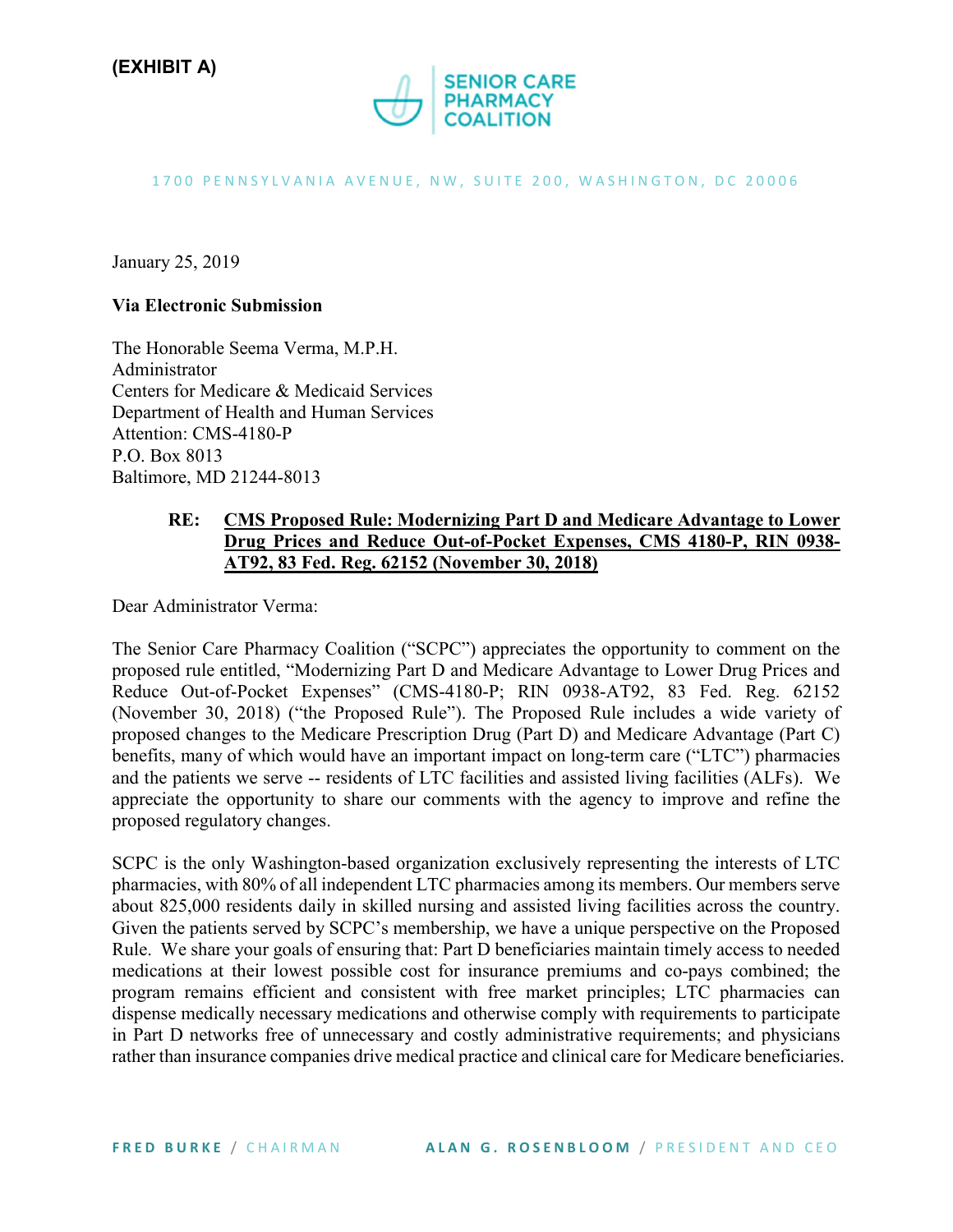**(EXHIBIT A)**

SENIOR CARE PHARMACY COALITION

1700 PENNSYLVANIA AVENUE, NW, SUITE 200, WASHINGTON, DC 20006

January 25, 2019

**Via Electronic Submission**

The Honorable Seema Verma, M.P.H.
Administrator
Centers for Medicare & Medicaid Services
Department of Health and Human Services
Attention: CMS-4180-P
P.O. Box 8013
Baltimore, MD 21244-8013

**RE: <u>CMS Proposed Rule: Modernizing Part D and Medicare Advantage to Lower Drug Prices and Reduce Out-of-Pocket Expenses, CMS 4180-P, RIN 0938-AT92, 83 Fed. Reg. 62152 (November 30, 2018)</u>**

Dear Administrator Verma:

The Senior Care Pharmacy Coalition ("SCPC") appreciates the opportunity to comment on the proposed rule entitled, "Modernizing Part D and Medicare Advantage to Lower Drug Prices and Reduce Out-of-Pocket Expenses" (CMS-4180-P; RIN 0938-AT92, 83 Fed. Reg. 62152 (November 30, 2018) ("the Proposed Rule"). The Proposed Rule includes a wide variety of proposed changes to the Medicare Prescription Drug (Part D) and Medicare Advantage (Part C) benefits, many of which would have an important impact on long-term care ("LTC") pharmacies and the patients we serve -- residents of LTC facilities and assisted living facilities (ALFs). We appreciate the opportunity to share our comments with the agency to improve and refine the proposed regulatory changes.

SCPC is the only Washington-based organization exclusively representing the interests of LTC pharmacies, with 80% of all independent LTC pharmacies among its members. Our members serve about 825,000 residents daily in skilled nursing and assisted living facilities across the country. Given the patients served by SCPC's membership, we have a unique perspective on the Proposed Rule. We share your goals of ensuring that: Part D beneficiaries maintain timely access to needed medications at their lowest possible cost for insurance premiums and co-pays combined; the program remains efficient and consistent with free market principles; LTC pharmacies can dispense medically necessary medications and otherwise comply with requirements to participate in Part D networks free of unnecessary and costly administrative requirements; and physicians rather than insurance companies drive medical practice and clinical care for Medicare beneficiaries.

**FRED BURKE** / CHAIRMAN **ALAN G. ROSENBLOOM** / PRESIDENT AND CEO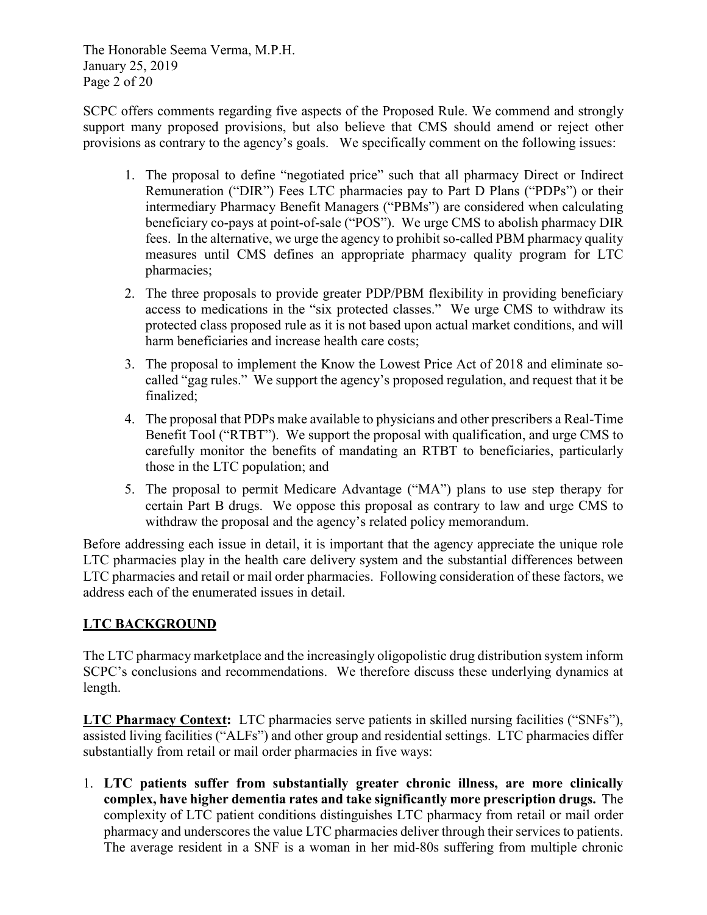SCPC offers comments regarding five aspects of the Proposed Rule. We commend and strongly support many proposed provisions, but also believe that CMS should amend or reject other provisions as contrary to the agency's goals. We specifically comment on the following issues:

1. The proposal to define "negotiated price" such that all pharmacy Direct or Indirect Remuneration ("DIR") Fees LTC pharmacies pay to Part D Plans ("PDPs") or their intermediary Pharmacy Benefit Managers ("PBMs") are considered when calculating beneficiary co-pays at point-of-sale ("POS"). We urge CMS to abolish pharmacy DIR fees. In the alternative, we urge the agency to prohibit so-called PBM pharmacy quality measures until CMS defines an appropriate pharmacy quality program for LTC pharmacies;
2. The three proposals to provide greater PDP/PBM flexibility in providing beneficiary access to medications in the "six protected classes." We urge CMS to withdraw its protected class proposed rule as it is not based upon actual market conditions, and will harm beneficiaries and increase health care costs;
3. The proposal to implement the Know the Lowest Price Act of 2018 and eliminate so-called "gag rules." We support the agency's proposed regulation, and request that it be finalized;
4. The proposal that PDPs make available to physicians and other prescribers a Real-Time Benefit Tool ("RTBT"). We support the proposal with qualification, and urge CMS to carefully monitor the benefits of mandating an RTBT to beneficiaries, particularly those in the LTC population; and
5. The proposal to permit Medicare Advantage ("MA") plans to use step therapy for certain Part B drugs. We oppose this proposal as contrary to law and urge CMS to withdraw the proposal and the agency's related policy memorandum.

Before addressing each issue in detail, it is important that the agency appreciate the unique role LTC pharmacies play in the health care delivery system and the substantial differences between LTC pharmacies and retail or mail order pharmacies. Following consideration of these factors, we address each of the enumerated issues in detail.

## LTC BACKGROUND

The LTC pharmacy marketplace and the increasingly oligopolistic drug distribution system inform SCPC's conclusions and recommendations. We therefore discuss these underlying dynamics at length.

**LTC Pharmacy Context:** LTC pharmacies serve patients in skilled nursing facilities ("SNFs"), assisted living facilities ("ALFs") and other group and residential settings. LTC pharmacies differ substantially from retail or mail order pharmacies in five ways:

1. **LTC patients suffer from substantially greater chronic illness, are more clinically complex, have higher dementia rates and take significantly more prescription drugs.** The complexity of LTC patient conditions distinguishes LTC pharmacy from retail or mail order pharmacy and underscores the value LTC pharmacies deliver through their services to patients. The average resident in a SNF is a woman in her mid-80s suffering from multiple chronic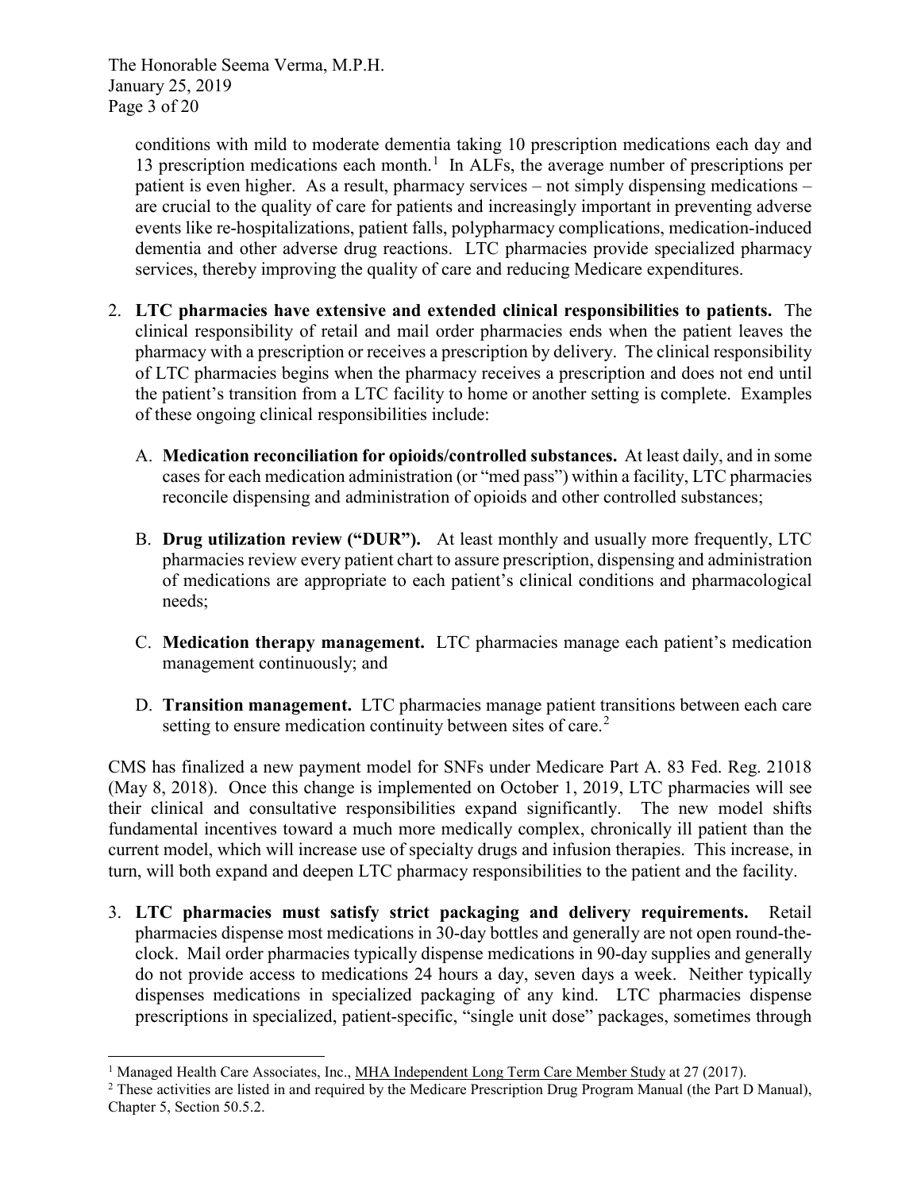conditions with mild to moderate dementia taking 10 prescription medications each day and 13 prescription medications each month.[1] In ALFs, the average number of prescriptions per patient is even higher. As a result, pharmacy services – not simply dispensing medications – are crucial to the quality of care for patients and increasingly important in preventing adverse events like re-hospitalizations, patient falls, polypharmacy complications, medication-induced dementia and other adverse drug reactions. LTC pharmacies provide specialized pharmacy services, thereby improving the quality of care and reducing Medicare expenditures.

2. **LTC pharmacies have extensive and extended clinical responsibilities to patients.** The clinical responsibility of retail and mail order pharmacies ends when the patient leaves the pharmacy with a prescription or receives a prescription by delivery. The clinical responsibility of LTC pharmacies begins when the pharmacy receives a prescription and does not end until the patient's transition from a LTC facility to home or another setting is complete. Examples of these ongoing clinical responsibilities include:

   A. **Medication reconciliation for opioids/controlled substances.** At least daily, and in some cases for each medication administration (or "med pass") within a facility, LTC pharmacies reconcile dispensing and administration of opioids and other controlled substances;

   B. **Drug utilization review ("DUR").** At least monthly and usually more frequently, LTC pharmacies review every patient chart to assure prescription, dispensing and administration of medications are appropriate to each patient's clinical conditions and pharmacological needs;

   C. **Medication therapy management.** LTC pharmacies manage each patient's medication management continuously; and

   D. **Transition management.** LTC pharmacies manage patient transitions between each care setting to ensure medication continuity between sites of care.[2]

CMS has finalized a new payment model for SNFs under Medicare Part A. 83 Fed. Reg. 21018 (May 8, 2018). Once this change is implemented on October 1, 2019, LTC pharmacies will see their clinical and consultative responsibilities expand significantly. The new model shifts fundamental incentives toward a much more medically complex, chronically ill patient than the current model, which will increase use of specialty drugs and infusion therapies. This increase, in turn, will both expand and deepen LTC pharmacy responsibilities to the patient and the facility.

3. **LTC pharmacies must satisfy strict packaging and delivery requirements.** Retail pharmacies dispense most medications in 30-day bottles and generally are not open round-the-clock. Mail order pharmacies typically dispense medications in 90-day supplies and generally do not provide access to medications 24 hours a day, seven days a week. Neither typically dispenses medications in specialized packaging of any kind. LTC pharmacies dispense prescriptions in specialized, patient-specific, "single unit dose" packages, sometimes through

---

[1] Managed Health Care Associates, Inc., MHA Independent Long Term Care Member Study at 27 (2017).

[2] These activities are listed in and required by the Medicare Prescription Drug Program Manual (the Part D Manual), Chapter 5, Section 50.5.2.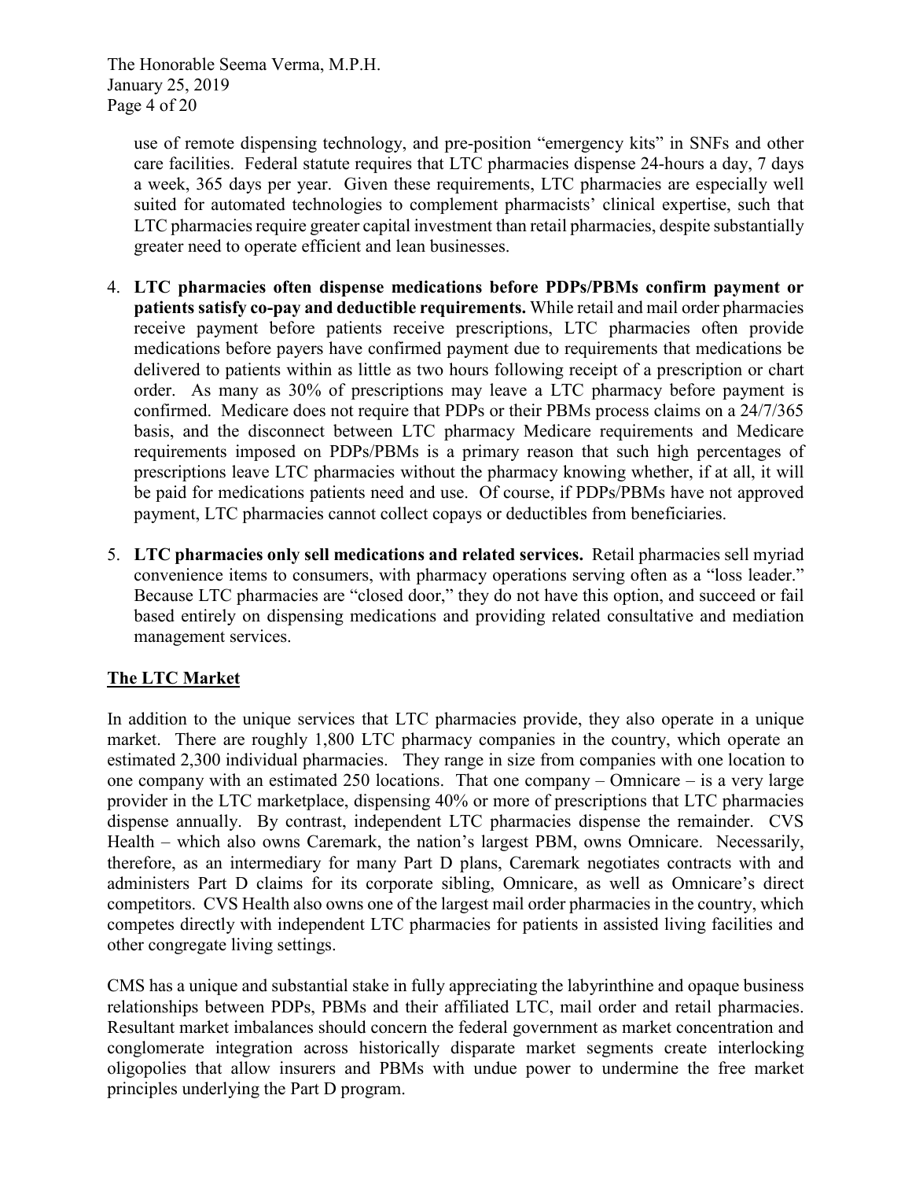use of remote dispensing technology, and pre-position "emergency kits" in SNFs and other care facilities. Federal statute requires that LTC pharmacies dispense 24-hours a day, 7 days a week, 365 days per year. Given these requirements, LTC pharmacies are especially well suited for automated technologies to complement pharmacists' clinical expertise, such that LTC pharmacies require greater capital investment than retail pharmacies, despite substantially greater need to operate efficient and lean businesses.

4. **LTC pharmacies often dispense medications before PDPs/PBMs confirm payment or patients satisfy co-pay and deductible requirements.** While retail and mail order pharmacies receive payment before patients receive prescriptions, LTC pharmacies often provide medications before payers have confirmed payment due to requirements that medications be delivered to patients within as little as two hours following receipt of a prescription or chart order. As many as 30% of prescriptions may leave a LTC pharmacy before payment is confirmed. Medicare does not require that PDPs or their PBMs process claims on a 24/7/365 basis, and the disconnect between LTC pharmacy Medicare requirements and Medicare requirements imposed on PDPs/PBMs is a primary reason that such high percentages of prescriptions leave LTC pharmacies without the pharmacy knowing whether, if at all, it will be paid for medications patients need and use. Of course, if PDPs/PBMs have not approved payment, LTC pharmacies cannot collect copays or deductibles from beneficiaries.

5. **LTC pharmacies only sell medications and related services.** Retail pharmacies sell myriad convenience items to consumers, with pharmacy operations serving often as a "loss leader." Because LTC pharmacies are "closed door," they do not have this option, and succeed or fail based entirely on dispensing medications and providing related consultative and mediation management services.

## The LTC Market

In addition to the unique services that LTC pharmacies provide, they also operate in a unique market. There are roughly 1,800 LTC pharmacy companies in the country, which operate an estimated 2,300 individual pharmacies. They range in size from companies with one location to one company with an estimated 250 locations. That one company – Omnicare – is a very large provider in the LTC marketplace, dispensing 40% or more of prescriptions that LTC pharmacies dispense annually. By contrast, independent LTC pharmacies dispense the remainder. CVS Health – which also owns Caremark, the nation's largest PBM, owns Omnicare. Necessarily, therefore, as an intermediary for many Part D plans, Caremark negotiates contracts with and administers Part D claims for its corporate sibling, Omnicare, as well as Omnicare's direct competitors. CVS Health also owns one of the largest mail order pharmacies in the country, which competes directly with independent LTC pharmacies for patients in assisted living facilities and other congregate living settings.

CMS has a unique and substantial stake in fully appreciating the labyrinthine and opaque business relationships between PDPs, PBMs and their affiliated LTC, mail order and retail pharmacies. Resultant market imbalances should concern the federal government as market concentration and conglomerate integration across historically disparate market segments create interlocking oligopolies that allow insurers and PBMs with undue power to undermine the free market principles underlying the Part D program.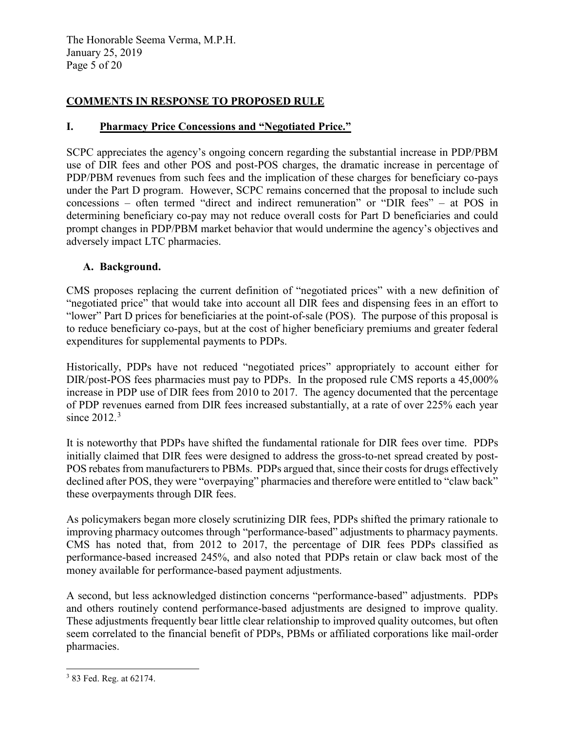## COMMENTS IN RESPONSE TO PROPOSED RULE

### I. Pharmacy Price Concessions and "Negotiated Price."

SCPC appreciates the agency's ongoing concern regarding the substantial increase in PDP/PBM use of DIR fees and other POS and post-POS charges, the dramatic increase in percentage of PDP/PBM revenues from such fees and the implication of these charges for beneficiary co-pays under the Part D program. However, SCPC remains concerned that the proposal to include such concessions – often termed "direct and indirect remuneration" or "DIR fees" – at POS in determining beneficiary co-pay may not reduce overall costs for Part D beneficiaries and could prompt changes in PDP/PBM market behavior that would undermine the agency's objectives and adversely impact LTC pharmacies.

#### A. Background.

CMS proposes replacing the current definition of "negotiated prices" with a new definition of "negotiated price" that would take into account all DIR fees and dispensing fees in an effort to "lower" Part D prices for beneficiaries at the point-of-sale (POS). The purpose of this proposal is to reduce beneficiary co-pays, but at the cost of higher beneficiary premiums and greater federal expenditures for supplemental payments to PDPs.

Historically, PDPs have not reduced "negotiated prices" appropriately to account either for DIR/post-POS fees pharmacies must pay to PDPs. In the proposed rule CMS reports a 45,000% increase in PDP use of DIR fees from 2010 to 2017. The agency documented that the percentage of PDP revenues earned from DIR fees increased substantially, at a rate of over 225% each year since 2012.[3]

It is noteworthy that PDPs have shifted the fundamental rationale for DIR fees over time. PDPs initially claimed that DIR fees were designed to address the gross-to-net spread created by post-POS rebates from manufacturers to PBMs. PDPs argued that, since their costs for drugs effectively declined after POS, they were "overpaying" pharmacies and therefore were entitled to "claw back" these overpayments through DIR fees.

As policymakers began more closely scrutinizing DIR fees, PDPs shifted the primary rationale to improving pharmacy outcomes through "performance-based" adjustments to pharmacy payments. CMS has noted that, from 2012 to 2017, the percentage of DIR fees PDPs classified as performance-based increased 245%, and also noted that PDPs retain or claw back most of the money available for performance-based payment adjustments.

A second, but less acknowledged distinction concerns "performance-based" adjustments. PDPs and others routinely contend performance-based adjustments are designed to improve quality. These adjustments frequently bear little clear relationship to improved quality outcomes, but often seem correlated to the financial benefit of PDPs, PBMs or affiliated corporations like mail-order pharmacies.

---

[3] 83 Fed. Reg. at 62174.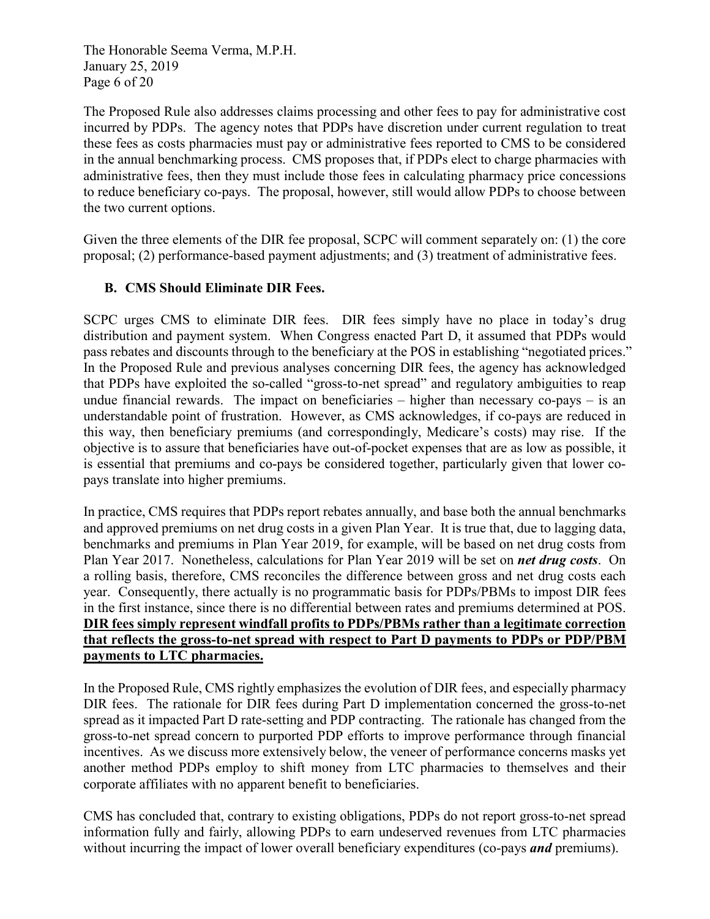The Proposed Rule also addresses claims processing and other fees to pay for administrative cost incurred by PDPs. The agency notes that PDPs have discretion under current regulation to treat these fees as costs pharmacies must pay or administrative fees reported to CMS to be considered in the annual benchmarking process. CMS proposes that, if PDPs elect to charge pharmacies with administrative fees, then they must include those fees in calculating pharmacy price concessions to reduce beneficiary co-pays. The proposal, however, still would allow PDPs to choose between the two current options.

Given the three elements of the DIR fee proposal, SCPC will comment separately on: (1) the core proposal; (2) performance-based payment adjustments; and (3) treatment of administrative fees.

### B. CMS Should Eliminate DIR Fees.

SCPC urges CMS to eliminate DIR fees. DIR fees simply have no place in today's drug distribution and payment system. When Congress enacted Part D, it assumed that PDPs would pass rebates and discounts through to the beneficiary at the POS in establishing "negotiated prices." In the Proposed Rule and previous analyses concerning DIR fees, the agency has acknowledged that PDPs have exploited the so-called "gross-to-net spread" and regulatory ambiguities to reap undue financial rewards. The impact on beneficiaries – higher than necessary co-pays – is an understandable point of frustration. However, as CMS acknowledges, if co-pays are reduced in this way, then beneficiary premiums (and correspondingly, Medicare's costs) may rise. If the objective is to assure that beneficiaries have out-of-pocket expenses that are as low as possible, it is essential that premiums and co-pays be considered together, particularly given that lower co-pays translate into higher premiums.

In practice, CMS requires that PDPs report rebates annually, and base both the annual benchmarks and approved premiums on net drug costs in a given Plan Year. It is true that, due to lagging data, benchmarks and premiums in Plan Year 2019, for example, will be based on net drug costs from Plan Year 2017. Nonetheless, calculations for Plan Year 2019 will be set on ***net drug costs***. On a rolling basis, therefore, CMS reconciles the difference between gross and net drug costs each year. Consequently, there actually is no programmatic basis for PDPs/PBMs to impost DIR fees in the first instance, since there is no differential between rates and premiums determined at POS. <u>**DIR fees simply represent windfall profits to PDPs/PBMs rather than a legitimate correction that reflects the gross-to-net spread with respect to Part D payments to PDPs or PDP/PBM payments to LTC pharmacies.**</u>

In the Proposed Rule, CMS rightly emphasizes the evolution of DIR fees, and especially pharmacy DIR fees. The rationale for DIR fees during Part D implementation concerned the gross-to-net spread as it impacted Part D rate-setting and PDP contracting. The rationale has changed from the gross-to-net spread concern to purported PDP efforts to improve performance through financial incentives. As we discuss more extensively below, the veneer of performance concerns masks yet another method PDPs employ to shift money from LTC pharmacies to themselves and their corporate affiliates with no apparent benefit to beneficiaries.

CMS has concluded that, contrary to existing obligations, PDPs do not report gross-to-net spread information fully and fairly, allowing PDPs to earn undeserved revenues from LTC pharmacies without incurring the impact of lower overall beneficiary expenditures (co-pays ***and*** premiums).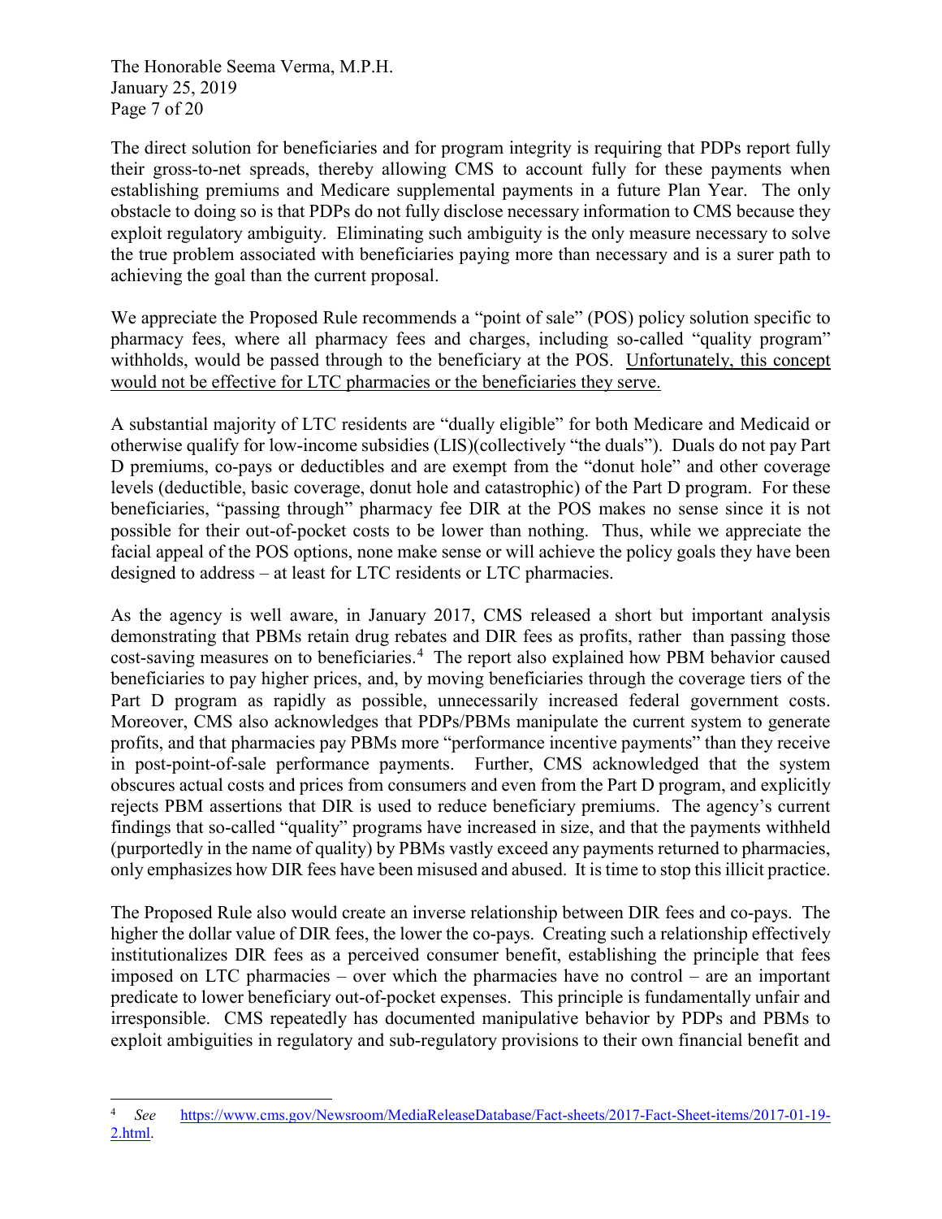The direct solution for beneficiaries and for program integrity is requiring that PDPs report fully their gross-to-net spreads, thereby allowing CMS to account fully for these payments when establishing premiums and Medicare supplemental payments in a future Plan Year. The only obstacle to doing so is that PDPs do not fully disclose necessary information to CMS because they exploit regulatory ambiguity. Eliminating such ambiguity is the only measure necessary to solve the true problem associated with beneficiaries paying more than necessary and is a surer path to achieving the goal than the current proposal.

We appreciate the Proposed Rule recommends a "point of sale" (POS) policy solution specific to pharmacy fees, where all pharmacy fees and charges, including so-called "quality program" withholds, would be passed through to the beneficiary at the POS. <u>Unfortunately, this concept would not be effective for LTC pharmacies or the beneficiaries they serve.</u>

A substantial majority of LTC residents are "dually eligible" for both Medicare and Medicaid or otherwise qualify for low-income subsidies (LIS)(collectively "the duals"). Duals do not pay Part D premiums, co-pays or deductibles and are exempt from the "donut hole" and other coverage levels (deductible, basic coverage, donut hole and catastrophic) of the Part D program. For these beneficiaries, "passing through" pharmacy fee DIR at the POS makes no sense since it is not possible for their out-of-pocket costs to be lower than nothing. Thus, while we appreciate the facial appeal of the POS options, none make sense or will achieve the policy goals they have been designed to address – at least for LTC residents or LTC pharmacies.

As the agency is well aware, in January 2017, CMS released a short but important analysis demonstrating that PBMs retain drug rebates and DIR fees as profits, rather than passing those cost-saving measures on to beneficiaries.[4] The report also explained how PBM behavior caused beneficiaries to pay higher prices, and, by moving beneficiaries through the coverage tiers of the Part D program as rapidly as possible, unnecessarily increased federal government costs. Moreover, CMS also acknowledges that PDPs/PBMs manipulate the current system to generate profits, and that pharmacies pay PBMs more "performance incentive payments" than they receive in post-point-of-sale performance payments. Further, CMS acknowledged that the system obscures actual costs and prices from consumers and even from the Part D program, and explicitly rejects PBM assertions that DIR is used to reduce beneficiary premiums. The agency's current findings that so-called "quality" programs have increased in size, and that the payments withheld (purportedly in the name of quality) by PBMs vastly exceed any payments returned to pharmacies, only emphasizes how DIR fees have been misused and abused. It is time to stop this illicit practice.

The Proposed Rule also would create an inverse relationship between DIR fees and co-pays. The higher the dollar value of DIR fees, the lower the co-pays. Creating such a relationship effectively institutionalizes DIR fees as a perceived consumer benefit, establishing the principle that fees imposed on LTC pharmacies – over which the pharmacies have no control – are an important predicate to lower beneficiary out-of-pocket expenses. This principle is fundamentally unfair and irresponsible. CMS repeatedly has documented manipulative behavior by PDPs and PBMs to exploit ambiguities in regulatory and sub-regulatory provisions to their own financial benefit and

---

[4] *See* https://www.cms.gov/Newsroom/MediaReleaseDatabase/Fact-sheets/2017-Fact-Sheet-items/2017-01-19-2.html.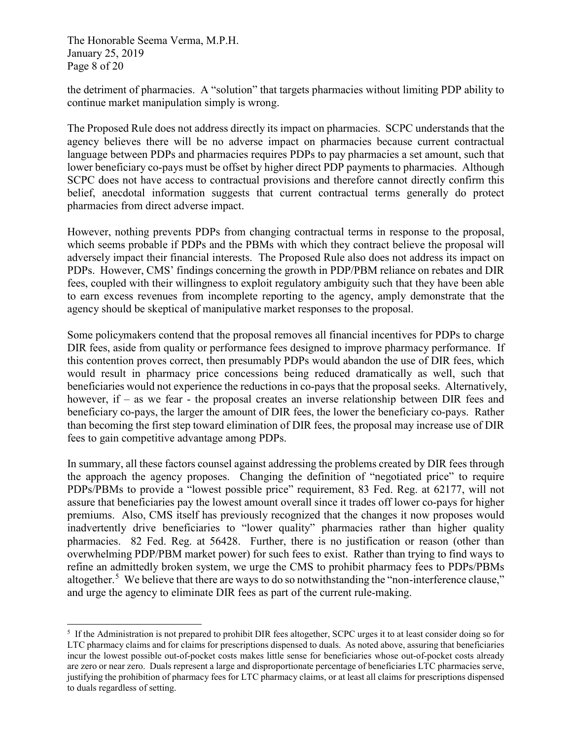the detriment of pharmacies. A "solution" that targets pharmacies without limiting PDP ability to continue market manipulation simply is wrong.

The Proposed Rule does not address directly its impact on pharmacies. SCPC understands that the agency believes there will be no adverse impact on pharmacies because current contractual language between PDPs and pharmacies requires PDPs to pay pharmacies a set amount, such that lower beneficiary co-pays must be offset by higher direct PDP payments to pharmacies. Although SCPC does not have access to contractual provisions and therefore cannot directly confirm this belief, anecdotal information suggests that current contractual terms generally do protect pharmacies from direct adverse impact.

However, nothing prevents PDPs from changing contractual terms in response to the proposal, which seems probable if PDPs and the PBMs with which they contract believe the proposal will adversely impact their financial interests. The Proposed Rule also does not address its impact on PDPs. However, CMS' findings concerning the growth in PDP/PBM reliance on rebates and DIR fees, coupled with their willingness to exploit regulatory ambiguity such that they have been able to earn excess revenues from incomplete reporting to the agency, amply demonstrate that the agency should be skeptical of manipulative market responses to the proposal.

Some policymakers contend that the proposal removes all financial incentives for PDPs to charge DIR fees, aside from quality or performance fees designed to improve pharmacy performance. If this contention proves correct, then presumably PDPs would abandon the use of DIR fees, which would result in pharmacy price concessions being reduced dramatically as well, such that beneficiaries would not experience the reductions in co-pays that the proposal seeks. Alternatively, however, if – as we fear - the proposal creates an inverse relationship between DIR fees and beneficiary co-pays, the larger the amount of DIR fees, the lower the beneficiary co-pays. Rather than becoming the first step toward elimination of DIR fees, the proposal may increase use of DIR fees to gain competitive advantage among PDPs.

In summary, all these factors counsel against addressing the problems created by DIR fees through the approach the agency proposes. Changing the definition of "negotiated price" to require PDPs/PBMs to provide a "lowest possible price" requirement, 83 Fed. Reg. at 62177, will not assure that beneficiaries pay the lowest amount overall since it trades off lower co-pays for higher premiums. Also, CMS itself has previously recognized that the changes it now proposes would inadvertently drive beneficiaries to "lower quality" pharmacies rather than higher quality pharmacies. 82 Fed. Reg. at 56428. Further, there is no justification or reason (other than overwhelming PDP/PBM market power) for such fees to exist. Rather than trying to find ways to refine an admittedly broken system, we urge the CMS to prohibit pharmacy fees to PDPs/PBMs altogether.[5] We believe that there are ways to do so notwithstanding the "non-interference clause," and urge the agency to eliminate DIR fees as part of the current rule-making.

---

[5] If the Administration is not prepared to prohibit DIR fees altogether, SCPC urges it to at least consider doing so for LTC pharmacy claims and for claims for prescriptions dispensed to duals. As noted above, assuring that beneficiaries incur the lowest possible out-of-pocket costs makes little sense for beneficiaries whose out-of-pocket costs already are zero or near zero. Duals represent a large and disproportionate percentage of beneficiaries LTC pharmacies serve, justifying the prohibition of pharmacy fees for LTC pharmacy claims, or at least all claims for prescriptions dispensed to duals regardless of setting.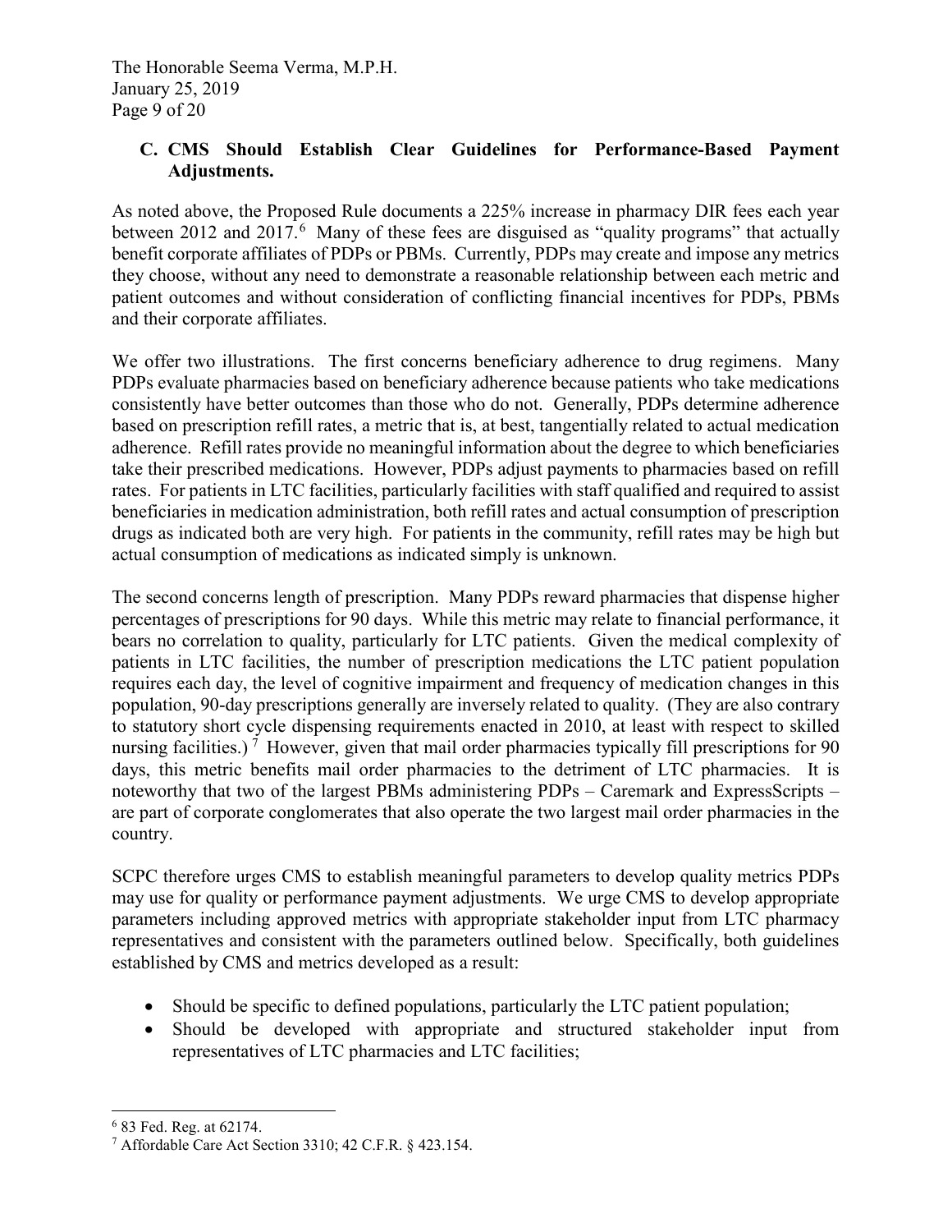### C. CMS Should Establish Clear Guidelines for Performance-Based Payment Adjustments.

As noted above, the Proposed Rule documents a 225% increase in pharmacy DIR fees each year between 2012 and 2017.[6] Many of these fees are disguised as "quality programs" that actually benefit corporate affiliates of PDPs or PBMs. Currently, PDPs may create and impose any metrics they choose, without any need to demonstrate a reasonable relationship between each metric and patient outcomes and without consideration of conflicting financial incentives for PDPs, PBMs and their corporate affiliates.

We offer two illustrations. The first concerns beneficiary adherence to drug regimens. Many PDPs evaluate pharmacies based on beneficiary adherence because patients who take medications consistently have better outcomes than those who do not. Generally, PDPs determine adherence based on prescription refill rates, a metric that is, at best, tangentially related to actual medication adherence. Refill rates provide no meaningful information about the degree to which beneficiaries take their prescribed medications. However, PDPs adjust payments to pharmacies based on refill rates. For patients in LTC facilities, particularly facilities with staff qualified and required to assist beneficiaries in medication administration, both refill rates and actual consumption of prescription drugs as indicated both are very high. For patients in the community, refill rates may be high but actual consumption of medications as indicated simply is unknown.

The second concerns length of prescription. Many PDPs reward pharmacies that dispense higher percentages of prescriptions for 90 days. While this metric may relate to financial performance, it bears no correlation to quality, particularly for LTC patients. Given the medical complexity of patients in LTC facilities, the number of prescription medications the LTC patient population requires each day, the level of cognitive impairment and frequency of medication changes in this population, 90-day prescriptions generally are inversely related to quality. (They are also contrary to statutory short cycle dispensing requirements enacted in 2010, at least with respect to skilled nursing facilities.)[7] However, given that mail order pharmacies typically fill prescriptions for 90 days, this metric benefits mail order pharmacies to the detriment of LTC pharmacies. It is noteworthy that two of the largest PBMs administering PDPs – Caremark and ExpressScripts – are part of corporate conglomerates that also operate the two largest mail order pharmacies in the country.

SCPC therefore urges CMS to establish meaningful parameters to develop quality metrics PDPs may use for quality or performance payment adjustments. We urge CMS to develop appropriate parameters including approved metrics with appropriate stakeholder input from LTC pharmacy representatives and consistent with the parameters outlined below. Specifically, both guidelines established by CMS and metrics developed as a result:

- Should be specific to defined populations, particularly the LTC patient population;
- Should be developed with appropriate and structured stakeholder input from representatives of LTC pharmacies and LTC facilities;

---

[6] 83 Fed. Reg. at 62174.

[7] Affordable Care Act Section 3310; 42 C.F.R. § 423.154.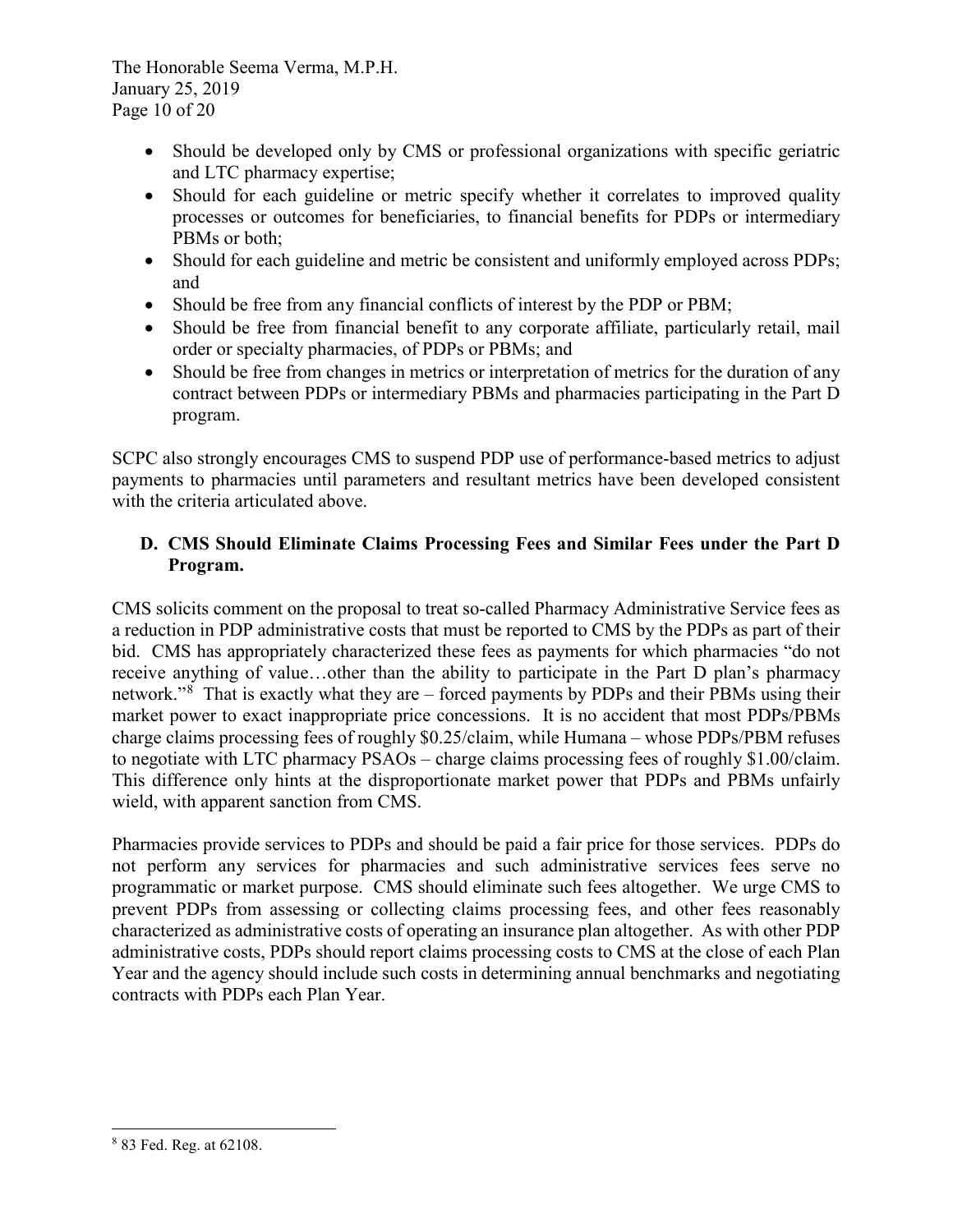- Should be developed only by CMS or professional organizations with specific geriatric and LTC pharmacy expertise;
- Should for each guideline or metric specify whether it correlates to improved quality processes or outcomes for beneficiaries, to financial benefits for PDPs or intermediary PBMs or both;
- Should for each guideline and metric be consistent and uniformly employed across PDPs; and
- Should be free from any financial conflicts of interest by the PDP or PBM;
- Should be free from financial benefit to any corporate affiliate, particularly retail, mail order or specialty pharmacies, of PDPs or PBMs; and
- Should be free from changes in metrics or interpretation of metrics for the duration of any contract between PDPs or intermediary PBMs and pharmacies participating in the Part D program.

SCPC also strongly encourages CMS to suspend PDP use of performance-based metrics to adjust payments to pharmacies until parameters and resultant metrics have been developed consistent with the criteria articulated above.

### D. CMS Should Eliminate Claims Processing Fees and Similar Fees under the Part D Program.

CMS solicits comment on the proposal to treat so-called Pharmacy Administrative Service fees as a reduction in PDP administrative costs that must be reported to CMS by the PDPs as part of their bid. CMS has appropriately characterized these fees as payments for which pharmacies "do not receive anything of value…other than the ability to participate in the Part D plan's pharmacy network."[8] That is exactly what they are – forced payments by PDPs and their PBMs using their market power to exact inappropriate price concessions. It is no accident that most PDPs/PBMs charge claims processing fees of roughly $0.25/claim, while Humana – whose PDPs/PBM refuses to negotiate with LTC pharmacy PSAOs – charge claims processing fees of roughly $1.00/claim. This difference only hints at the disproportionate market power that PDPs and PBMs unfairly wield, with apparent sanction from CMS.

Pharmacies provide services to PDPs and should be paid a fair price for those services. PDPs do not perform any services for pharmacies and such administrative services fees serve no programmatic or market purpose. CMS should eliminate such fees altogether. We urge CMS to prevent PDPs from assessing or collecting claims processing fees, and other fees reasonably characterized as administrative costs of operating an insurance plan altogether. As with other PDP administrative costs, PDPs should report claims processing costs to CMS at the close of each Plan Year and the agency should include such costs in determining annual benchmarks and negotiating contracts with PDPs each Plan Year.

---

[8] 83 Fed. Reg. at 62108.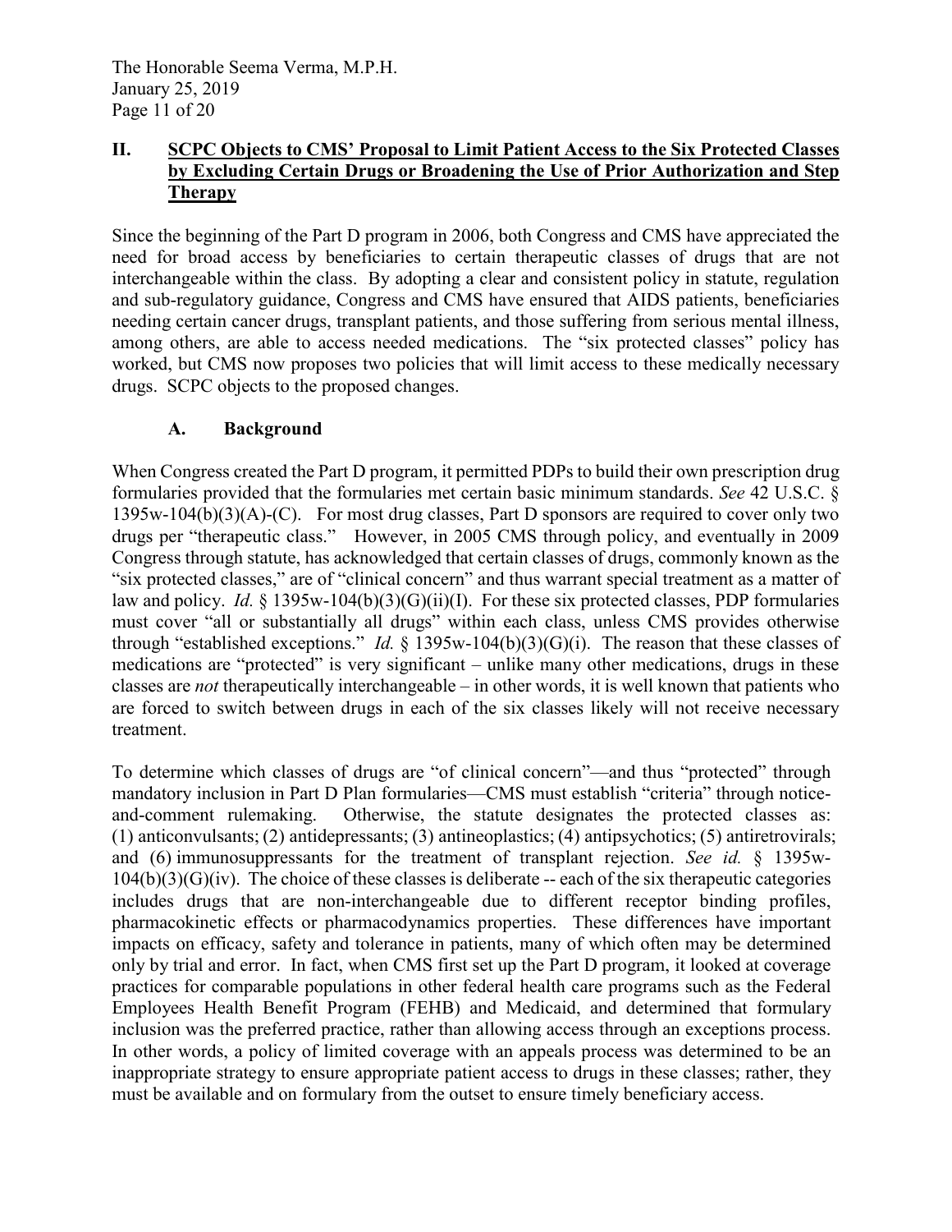## II. SCPC Objects to CMS' Proposal to Limit Patient Access to the Six Protected Classes by Excluding Certain Drugs or Broadening the Use of Prior Authorization and Step Therapy

Since the beginning of the Part D program in 2006, both Congress and CMS have appreciated the need for broad access by beneficiaries to certain therapeutic classes of drugs that are not interchangeable within the class. By adopting a clear and consistent policy in statute, regulation and sub-regulatory guidance, Congress and CMS have ensured that AIDS patients, beneficiaries needing certain cancer drugs, transplant patients, and those suffering from serious mental illness, among others, are able to access needed medications. The "six protected classes" policy has worked, but CMS now proposes two policies that will limit access to these medically necessary drugs. SCPC objects to the proposed changes.

### A. Background

When Congress created the Part D program, it permitted PDPs to build their own prescription drug formularies provided that the formularies met certain basic minimum standards. *See* 42 U.S.C. § 1395w-104(b)(3)(A)-(C). For most drug classes, Part D sponsors are required to cover only two drugs per "therapeutic class." However, in 2005 CMS through policy, and eventually in 2009 Congress through statute, has acknowledged that certain classes of drugs, commonly known as the "six protected classes," are of "clinical concern" and thus warrant special treatment as a matter of law and policy. *Id.* § 1395w-104(b)(3)(G)(ii)(I). For these six protected classes, PDP formularies must cover "all or substantially all drugs" within each class, unless CMS provides otherwise through "established exceptions." *Id.* § 1395w-104(b)(3)(G)(i). The reason that these classes of medications are "protected" is very significant – unlike many other medications, drugs in these classes are *not* therapeutically interchangeable – in other words, it is well known that patients who are forced to switch between drugs in each of the six classes likely will not receive necessary treatment.

To determine which classes of drugs are "of clinical concern"—and thus "protected" through mandatory inclusion in Part D Plan formularies—CMS must establish "criteria" through notice-and-comment rulemaking. Otherwise, the statute designates the protected classes as: (1) anticonvulsants; (2) antidepressants; (3) antineoplastics; (4) antipsychotics; (5) antiretrovirals; and (6) immunosuppressants for the treatment of transplant rejection. *See id.* § 1395w-104(b)(3)(G)(iv). The choice of these classes is deliberate -- each of the six therapeutic categories includes drugs that are non-interchangeable due to different receptor binding profiles, pharmacokinetic effects or pharmacodynamics properties. These differences have important impacts on efficacy, safety and tolerance in patients, many of which often may be determined only by trial and error. In fact, when CMS first set up the Part D program, it looked at coverage practices for comparable populations in other federal health care programs such as the Federal Employees Health Benefit Program (FEHB) and Medicaid, and determined that formulary inclusion was the preferred practice, rather than allowing access through an exceptions process. In other words, a policy of limited coverage with an appeals process was determined to be an inappropriate strategy to ensure appropriate patient access to drugs in these classes; rather, they must be available and on formulary from the outset to ensure timely beneficiary access.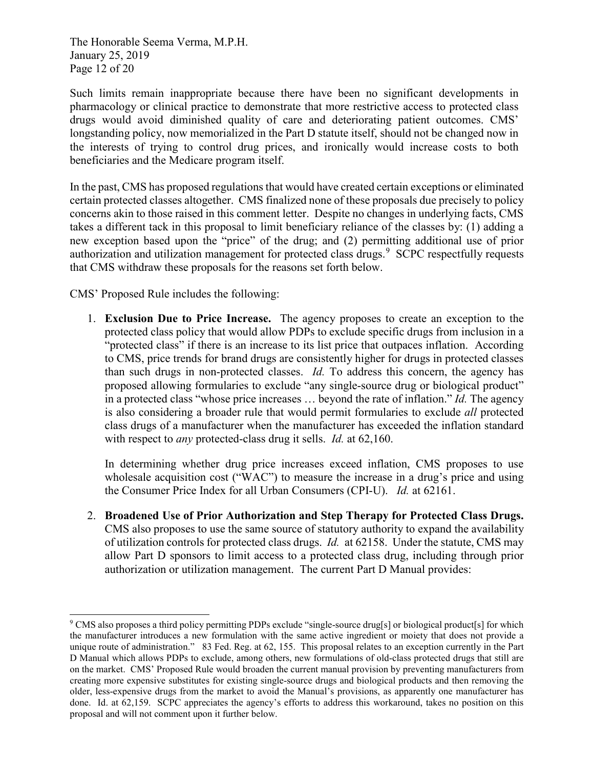Such limits remain inappropriate because there have been no significant developments in pharmacology or clinical practice to demonstrate that more restrictive access to protected class drugs would avoid diminished quality of care and deteriorating patient outcomes. CMS' longstanding policy, now memorialized in the Part D statute itself, should not be changed now in the interests of trying to control drug prices, and ironically would increase costs to both beneficiaries and the Medicare program itself.

In the past, CMS has proposed regulations that would have created certain exceptions or eliminated certain protected classes altogether. CMS finalized none of these proposals due precisely to policy concerns akin to those raised in this comment letter. Despite no changes in underlying facts, CMS takes a different tack in this proposal to limit beneficiary reliance of the classes by: (1) adding a new exception based upon the "price" of the drug; and (2) permitting additional use of prior authorization and utilization management for protected class drugs.[9] SCPC respectfully requests that CMS withdraw these proposals for the reasons set forth below.

CMS' Proposed Rule includes the following:

1. **Exclusion Due to Price Increase.** The agency proposes to create an exception to the protected class policy that would allow PDPs to exclude specific drugs from inclusion in a "protected class" if there is an increase to its list price that outpaces inflation. According to CMS, price trends for brand drugs are consistently higher for drugs in protected classes than such drugs in non-protected classes. *Id.* To address this concern, the agency has proposed allowing formularies to exclude "any single-source drug or biological product" in a protected class "whose price increases … beyond the rate of inflation." *Id.* The agency is also considering a broader rule that would permit formularies to exclude *all* protected class drugs of a manufacturer when the manufacturer has exceeded the inflation standard with respect to *any* protected-class drug it sells. *Id.* at 62,160.

   In determining whether drug price increases exceed inflation, CMS proposes to use wholesale acquisition cost ("WAC") to measure the increase in a drug's price and using the Consumer Price Index for all Urban Consumers (CPI-U). *Id.* at 62161.

2. **Broadened Use of Prior Authorization and Step Therapy for Protected Class Drugs.** CMS also proposes to use the same source of statutory authority to expand the availability of utilization controls for protected class drugs. *Id.* at 62158. Under the statute, CMS may allow Part D sponsors to limit access to a protected class drug, including through prior authorization or utilization management. The current Part D Manual provides:

---

[9] CMS also proposes a third policy permitting PDPs exclude "single-source drug[s] or biological product[s] for which the manufacturer introduces a new formulation with the same active ingredient or moiety that does not provide a unique route of administration." 83 Fed. Reg. at 62, 155. This proposal relates to an exception currently in the Part D Manual which allows PDPs to exclude, among others, new formulations of old-class protected drugs that still are on the market. CMS' Proposed Rule would broaden the current manual provision by preventing manufacturers from creating more expensive substitutes for existing single-source drugs and biological products and then removing the older, less-expensive drugs from the market to avoid the Manual's provisions, as apparently one manufacturer has done. Id. at 62,159. SCPC appreciates the agency's efforts to address this workaround, takes no position on this proposal and will not comment upon it further below.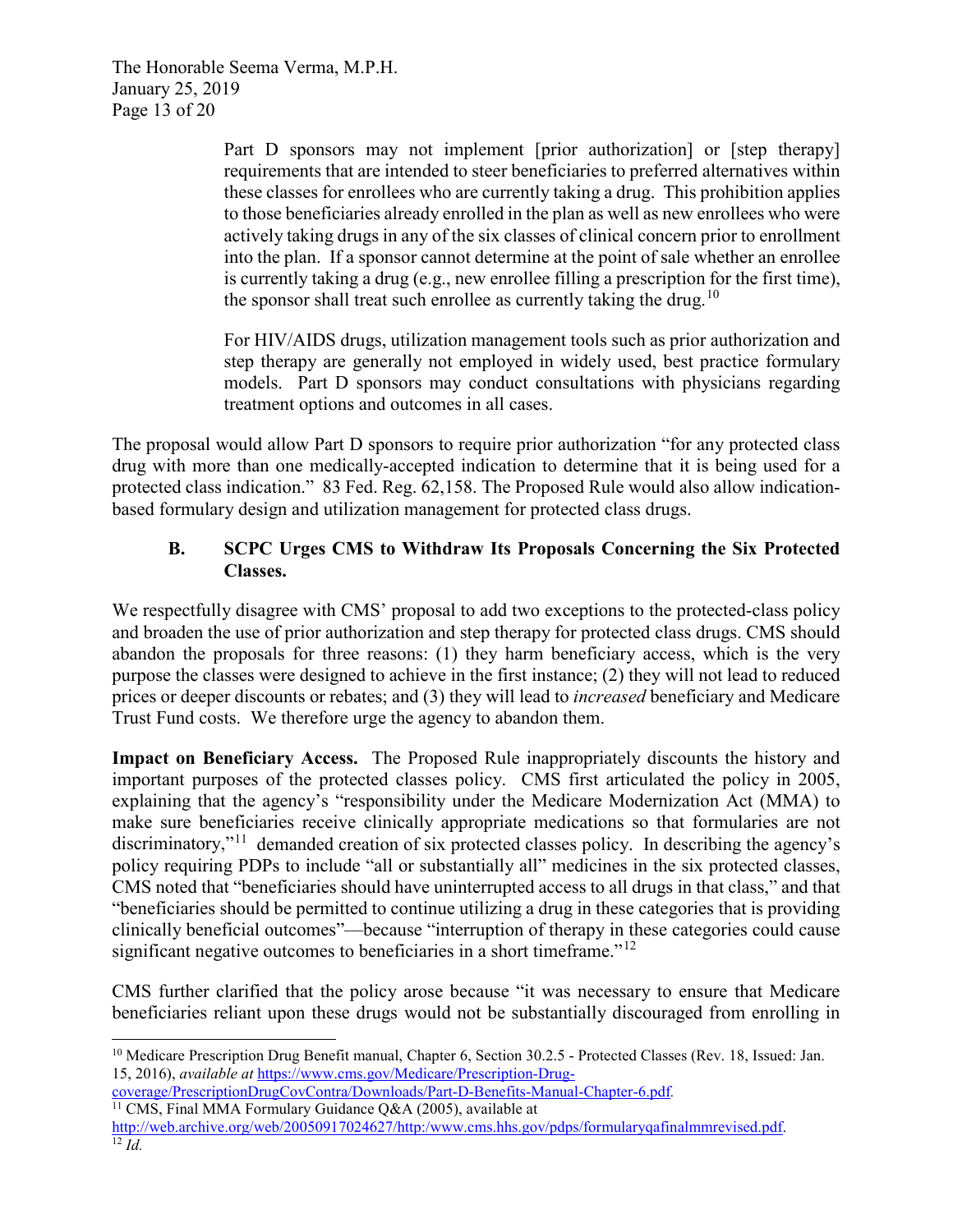> Part D sponsors may not implement [prior authorization] or [step therapy] requirements that are intended to steer beneficiaries to preferred alternatives within these classes for enrollees who are currently taking a drug. This prohibition applies to those beneficiaries already enrolled in the plan as well as new enrollees who were actively taking drugs in any of the six classes of clinical concern prior to enrollment into the plan. If a sponsor cannot determine at the point of sale whether an enrollee is currently taking a drug (e.g., new enrollee filling a prescription for the first time), the sponsor shall treat such enrollee as currently taking the drug.[10]
>
> For HIV/AIDS drugs, utilization management tools such as prior authorization and step therapy are generally not employed in widely used, best practice formulary models. Part D sponsors may conduct consultations with physicians regarding treatment options and outcomes in all cases.

The proposal would allow Part D sponsors to require prior authorization "for any protected class drug with more than one medically-accepted indication to determine that it is being used for a protected class indication." 83 Fed. Reg. 62,158. The Proposed Rule would also allow indication-based formulary design and utilization management for protected class drugs.

### B. SCPC Urges CMS to Withdraw Its Proposals Concerning the Six Protected Classes.

We respectfully disagree with CMS' proposal to add two exceptions to the protected-class policy and broaden the use of prior authorization and step therapy for protected class drugs. CMS should abandon the proposals for three reasons: (1) they harm beneficiary access, which is the very purpose the classes were designed to achieve in the first instance; (2) they will not lead to reduced prices or deeper discounts or rebates; and (3) they will lead to *increased* beneficiary and Medicare Trust Fund costs. We therefore urge the agency to abandon them.

**Impact on Beneficiary Access.** The Proposed Rule inappropriately discounts the history and important purposes of the protected classes policy. CMS first articulated the policy in 2005, explaining that the agency's "responsibility under the Medicare Modernization Act (MMA) to make sure beneficiaries receive clinically appropriate medications so that formularies are not discriminatory,"[11] demanded creation of six protected classes policy. In describing the agency's policy requiring PDPs to include "all or substantially all" medicines in the six protected classes, CMS noted that "beneficiaries should have uninterrupted access to all drugs in that class," and that "beneficiaries should be permitted to continue utilizing a drug in these categories that is providing clinically beneficial outcomes"—because "interruption of therapy in these categories could cause significant negative outcomes to beneficiaries in a short timeframe."[12]

CMS further clarified that the policy arose because "it was necessary to ensure that Medicare beneficiaries reliant upon these drugs would not be substantially discouraged from enrolling in

---

[10] Medicare Prescription Drug Benefit manual, Chapter 6, Section 30.2.5 - Protected Classes (Rev. 18, Issued: Jan. 15, 2016), *available at* https://www.cms.gov/Medicare/Prescription-Drug-coverage/PrescriptionDrugCovContra/Downloads/Part-D-Benefits-Manual-Chapter-6.pdf.

[11] CMS, Final MMA Formulary Guidance Q&A (2005), available at http://web.archive.org/web/20050917024627/http:/www.cms.hhs.gov/pdps/formularyqafinalmmrevised.pdf.

[12] *Id.*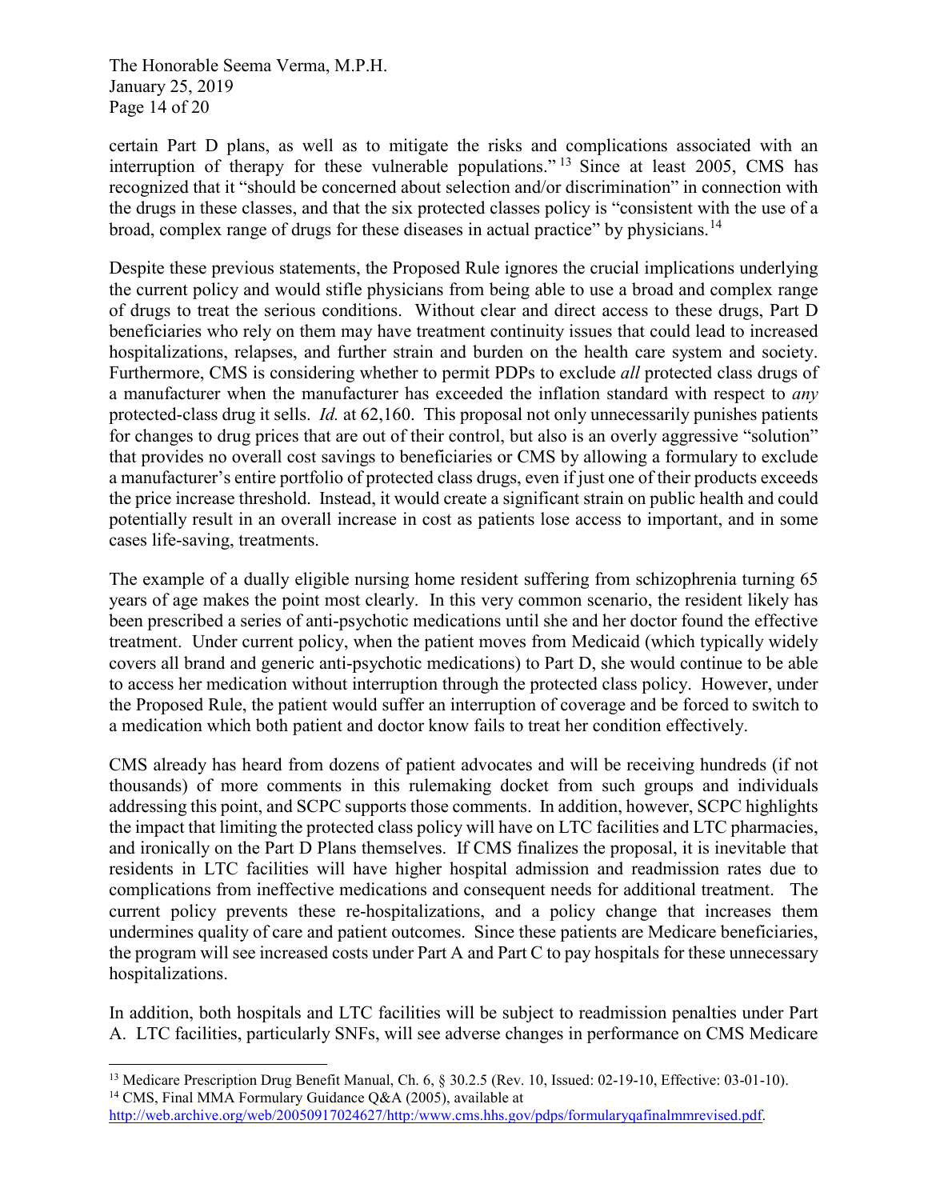certain Part D plans, as well as to mitigate the risks and complications associated with an interruption of therapy for these vulnerable populations."[13] Since at least 2005, CMS has recognized that it "should be concerned about selection and/or discrimination" in connection with the drugs in these classes, and that the six protected classes policy is "consistent with the use of a broad, complex range of drugs for these diseases in actual practice" by physicians.[14]

Despite these previous statements, the Proposed Rule ignores the crucial implications underlying the current policy and would stifle physicians from being able to use a broad and complex range of drugs to treat the serious conditions. Without clear and direct access to these drugs, Part D beneficiaries who rely on them may have treatment continuity issues that could lead to increased hospitalizations, relapses, and further strain and burden on the health care system and society. Furthermore, CMS is considering whether to permit PDPs to exclude *all* protected class drugs of a manufacturer when the manufacturer has exceeded the inflation standard with respect to *any* protected-class drug it sells. *Id.* at 62,160. This proposal not only unnecessarily punishes patients for changes to drug prices that are out of their control, but also is an overly aggressive "solution" that provides no overall cost savings to beneficiaries or CMS by allowing a formulary to exclude a manufacturer's entire portfolio of protected class drugs, even if just one of their products exceeds the price increase threshold. Instead, it would create a significant strain on public health and could potentially result in an overall increase in cost as patients lose access to important, and in some cases life-saving, treatments.

The example of a dually eligible nursing home resident suffering from schizophrenia turning 65 years of age makes the point most clearly. In this very common scenario, the resident likely has been prescribed a series of anti-psychotic medications until she and her doctor found the effective treatment. Under current policy, when the patient moves from Medicaid (which typically widely covers all brand and generic anti-psychotic medications) to Part D, she would continue to be able to access her medication without interruption through the protected class policy. However, under the Proposed Rule, the patient would suffer an interruption of coverage and be forced to switch to a medication which both patient and doctor know fails to treat her condition effectively.

CMS already has heard from dozens of patient advocates and will be receiving hundreds (if not thousands) of more comments in this rulemaking docket from such groups and individuals addressing this point, and SCPC supports those comments. In addition, however, SCPC highlights the impact that limiting the protected class policy will have on LTC facilities and LTC pharmacies, and ironically on the Part D Plans themselves. If CMS finalizes the proposal, it is inevitable that residents in LTC facilities will have higher hospital admission and readmission rates due to complications from ineffective medications and consequent needs for additional treatment. The current policy prevents these re-hospitalizations, and a policy change that increases them undermines quality of care and patient outcomes. Since these patients are Medicare beneficiaries, the program will see increased costs under Part A and Part C to pay hospitals for these unnecessary hospitalizations.

In addition, both hospitals and LTC facilities will be subject to readmission penalties under Part A. LTC facilities, particularly SNFs, will see adverse changes in performance on CMS Medicare

---

[13] Medicare Prescription Drug Benefit Manual, Ch. 6, § 30.2.5 (Rev. 10, Issued: 02-19-10, Effective: 03-01-10).

[14] CMS, Final MMA Formulary Guidance Q&A (2005), available at http://web.archive.org/web/20050917024627/http:/www.cms.hhs.gov/pdps/formularyqafinalmmrevised.pdf.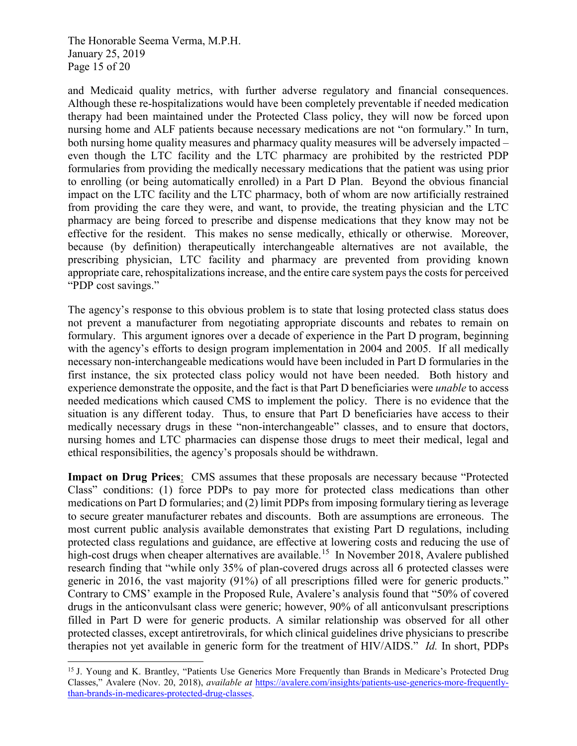and Medicaid quality metrics, with further adverse regulatory and financial consequences. Although these re-hospitalizations would have been completely preventable if needed medication therapy had been maintained under the Protected Class policy, they will now be forced upon nursing home and ALF patients because necessary medications are not "on formulary." In turn, both nursing home quality measures and pharmacy quality measures will be adversely impacted – even though the LTC facility and the LTC pharmacy are prohibited by the restricted PDP formularies from providing the medically necessary medications that the patient was using prior to enrolling (or being automatically enrolled) in a Part D Plan. Beyond the obvious financial impact on the LTC facility and the LTC pharmacy, both of whom are now artificially restrained from providing the care they were, and want, to provide, the treating physician and the LTC pharmacy are being forced to prescribe and dispense medications that they know may not be effective for the resident. This makes no sense medically, ethically or otherwise. Moreover, because (by definition) therapeutically interchangeable alternatives are not available, the prescribing physician, LTC facility and pharmacy are prevented from providing known appropriate care, rehospitalizations increase, and the entire care system pays the costs for perceived "PDP cost savings."

The agency's response to this obvious problem is to state that losing protected class status does not prevent a manufacturer from negotiating appropriate discounts and rebates to remain on formulary. This argument ignores over a decade of experience in the Part D program, beginning with the agency's efforts to design program implementation in 2004 and 2005. If all medically necessary non-interchangeable medications would have been included in Part D formularies in the first instance, the six protected class policy would not have been needed. Both history and experience demonstrate the opposite, and the fact is that Part D beneficiaries were *unable* to access needed medications which caused CMS to implement the policy. There is no evidence that the situation is any different today. Thus, to ensure that Part D beneficiaries have access to their medically necessary drugs in these "non-interchangeable" classes, and to ensure that doctors, nursing homes and LTC pharmacies can dispense those drugs to meet their medical, legal and ethical responsibilities, the agency's proposals should be withdrawn.

**Impact on Drug Prices**: CMS assumes that these proposals are necessary because "Protected Class" conditions: (1) force PDPs to pay more for protected class medications than other medications on Part D formularies; and (2) limit PDPs from imposing formulary tiering as leverage to secure greater manufacturer rebates and discounts. Both are assumptions are erroneous. The most current public analysis available demonstrates that existing Part D regulations, including protected class regulations and guidance, are effective at lowering costs and reducing the use of high-cost drugs when cheaper alternatives are available.[15] In November 2018, Avalere published research finding that "while only 35% of plan-covered drugs across all 6 protected classes were generic in 2016, the vast majority (91%) of all prescriptions filled were for generic products." Contrary to CMS' example in the Proposed Rule, Avalere's analysis found that "50% of covered drugs in the anticonvulsant class were generic; however, 90% of all anticonvulsant prescriptions filled in Part D were for generic products. A similar relationship was observed for all other protected classes, except antiretrovirals, for which clinical guidelines drive physicians to prescribe therapies not yet available in generic form for the treatment of HIV/AIDS." *Id.* In short, PDPs

[15] J. Young and K. Brantley, "Patients Use Generics More Frequently than Brands in Medicare's Protected Drug Classes," Avalere (Nov. 20, 2018), *available at* https://avalere.com/insights/patients-use-generics-more-frequently-than-brands-in-medicares-protected-drug-classes.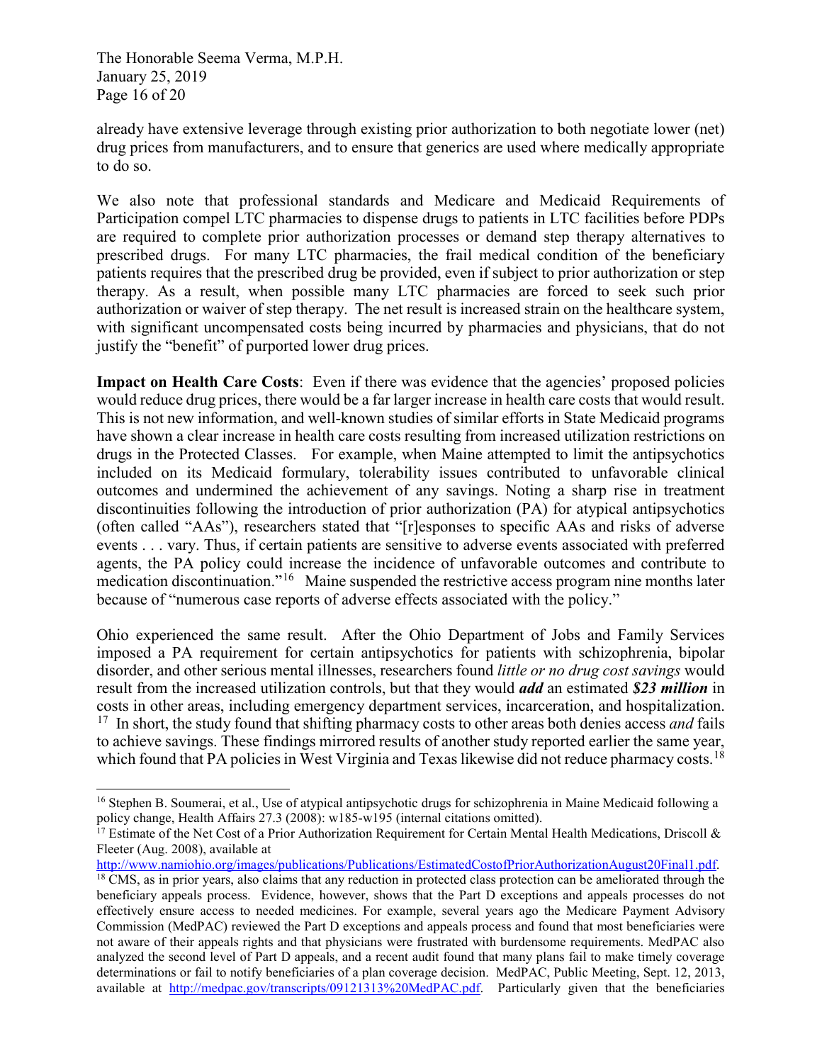already have extensive leverage through existing prior authorization to both negotiate lower (net) drug prices from manufacturers, and to ensure that generics are used where medically appropriate to do so.

We also note that professional standards and Medicare and Medicaid Requirements of Participation compel LTC pharmacies to dispense drugs to patients in LTC facilities before PDPs are required to complete prior authorization processes or demand step therapy alternatives to prescribed drugs. For many LTC pharmacies, the frail medical condition of the beneficiary patients requires that the prescribed drug be provided, even if subject to prior authorization or step therapy. As a result, when possible many LTC pharmacies are forced to seek such prior authorization or waiver of step therapy. The net result is increased strain on the healthcare system, with significant uncompensated costs being incurred by pharmacies and physicians, that do not justify the "benefit" of purported lower drug prices.

**Impact on Health Care Costs**: Even if there was evidence that the agencies' proposed policies would reduce drug prices, there would be a far larger increase in health care costs that would result. This is not new information, and well-known studies of similar efforts in State Medicaid programs have shown a clear increase in health care costs resulting from increased utilization restrictions on drugs in the Protected Classes. For example, when Maine attempted to limit the antipsychotics included on its Medicaid formulary, tolerability issues contributed to unfavorable clinical outcomes and undermined the achievement of any savings. Noting a sharp rise in treatment discontinuities following the introduction of prior authorization (PA) for atypical antipsychotics (often called "AAs"), researchers stated that "[r]esponses to specific AAs and risks of adverse events . . . vary. Thus, if certain patients are sensitive to adverse events associated with preferred agents, the PA policy could increase the incidence of unfavorable outcomes and contribute to medication discontinuation."[16] Maine suspended the restrictive access program nine months later because of "numerous case reports of adverse effects associated with the policy."

Ohio experienced the same result. After the Ohio Department of Jobs and Family Services imposed a PA requirement for certain antipsychotics for patients with schizophrenia, bipolar disorder, and other serious mental illnesses, researchers found *little or no drug cost savings* would result from the increased utilization controls, but that they would ***add*** an estimated ***$23 million*** in costs in other areas, including emergency department services, incarceration, and hospitalization.[17] In short, the study found that shifting pharmacy costs to other areas both denies access *and* fails to achieve savings. These findings mirrored results of another study reported earlier the same year, which found that PA policies in West Virginia and Texas likewise did not reduce pharmacy costs.[18]

---

[16] Stephen B. Soumerai, et al., Use of atypical antipsychotic drugs for schizophrenia in Maine Medicaid following a policy change, Health Affairs 27.3 (2008): w185-w195 (internal citations omitted).

[17] Estimate of the Net Cost of a Prior Authorization Requirement for Certain Mental Health Medications, Driscoll & Fleeter (Aug. 2008), available at http://www.namiohio.org/images/publications/Publications/EstimatedCostofPriorAuthorizationAugust20Final1.pdf.

[18] CMS, as in prior years, also claims that any reduction in protected class protection can be ameliorated through the beneficiary appeals process. Evidence, however, shows that the Part D exceptions and appeals processes do not effectively ensure access to needed medicines. For example, several years ago the Medicare Payment Advisory Commission (MedPAC) reviewed the Part D exceptions and appeals process and found that most beneficiaries were not aware of their appeals rights and that physicians were frustrated with burdensome requirements. MedPAC also analyzed the second level of Part D appeals, and a recent audit found that many plans fail to make timely coverage determinations or fail to notify beneficiaries of a plan coverage decision. MedPAC, Public Meeting, Sept. 12, 2013, available at http://medpac.gov/transcripts/09121313%20MedPAC.pdf. Particularly given that the beneficiaries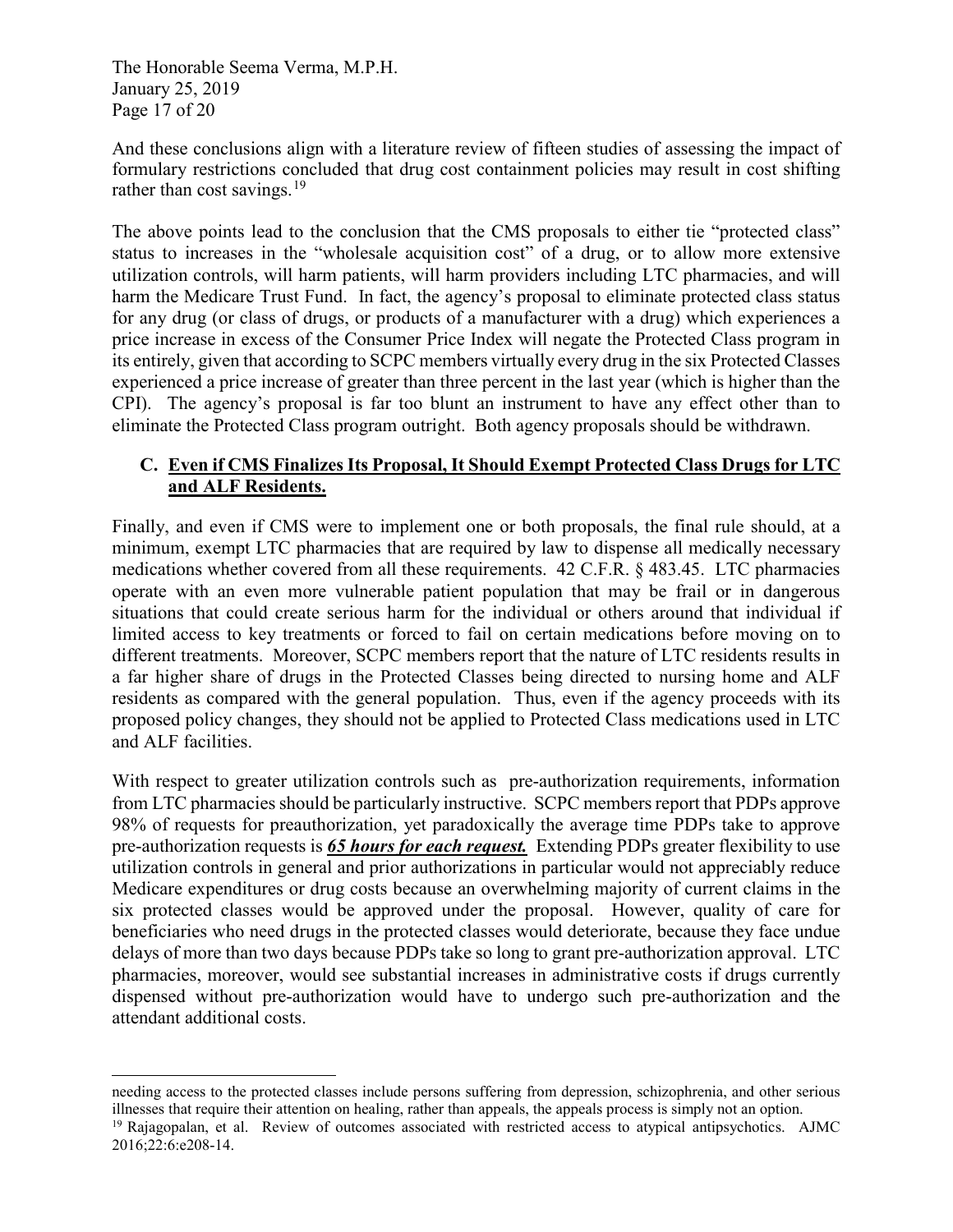And these conclusions align with a literature review of fifteen studies of assessing the impact of formulary restrictions concluded that drug cost containment policies may result in cost shifting rather than cost savings.[19]

The above points lead to the conclusion that the CMS proposals to either tie "protected class" status to increases in the "wholesale acquisition cost" of a drug, or to allow more extensive utilization controls, will harm patients, will harm providers including LTC pharmacies, and will harm the Medicare Trust Fund. In fact, the agency's proposal to eliminate protected class status for any drug (or class of drugs, or products of a manufacturer with a drug) which experiences a price increase in excess of the Consumer Price Index will negate the Protected Class program in its entirely, given that according to SCPC members virtually every drug in the six Protected Classes experienced a price increase of greater than three percent in the last year (which is higher than the CPI). The agency's proposal is far too blunt an instrument to have any effect other than to eliminate the Protected Class program outright. Both agency proposals should be withdrawn.

### C. <u>Even if CMS Finalizes Its Proposal, It Should Exempt Protected Class Drugs for LTC and ALF Residents.</u>

Finally, and even if CMS were to implement one or both proposals, the final rule should, at a minimum, exempt LTC pharmacies that are required by law to dispense all medically necessary medications whether covered from all these requirements. 42 C.F.R. § 483.45. LTC pharmacies operate with an even more vulnerable patient population that may be frail or in dangerous situations that could create serious harm for the individual or others around that individual if limited access to key treatments or forced to fail on certain medications before moving on to different treatments. Moreover, SCPC members report that the nature of LTC residents results in a far higher share of drugs in the Protected Classes being directed to nursing home and ALF residents as compared with the general population. Thus, even if the agency proceeds with its proposed policy changes, they should not be applied to Protected Class medications used in LTC and ALF facilities.

With respect to greater utilization controls such as pre-authorization requirements, information from LTC pharmacies should be particularly instructive. SCPC members report that PDPs approve 98% of requests for preauthorization, yet paradoxically the average time PDPs take to approve pre-authorization requests is ***<u>65 hours for each request.</u>*** Extending PDPs greater flexibility to use utilization controls in general and prior authorizations in particular would not appreciably reduce Medicare expenditures or drug costs because an overwhelming majority of current claims in the six protected classes would be approved under the proposal. However, quality of care for beneficiaries who need drugs in the protected classes would deteriorate, because they face undue delays of more than two days because PDPs take so long to grant pre-authorization approval. LTC pharmacies, moreover, would see substantial increases in administrative costs if drugs currently dispensed without pre-authorization would have to undergo such pre-authorization and the attendant additional costs.

---

needing access to the protected classes include persons suffering from depression, schizophrenia, and other serious illnesses that require their attention on healing, rather than appeals, the appeals process is simply not an option.

[19] Rajagopalan, et al. Review of outcomes associated with restricted access to atypical antipsychotics. AJMC 2016;22:6:e208-14.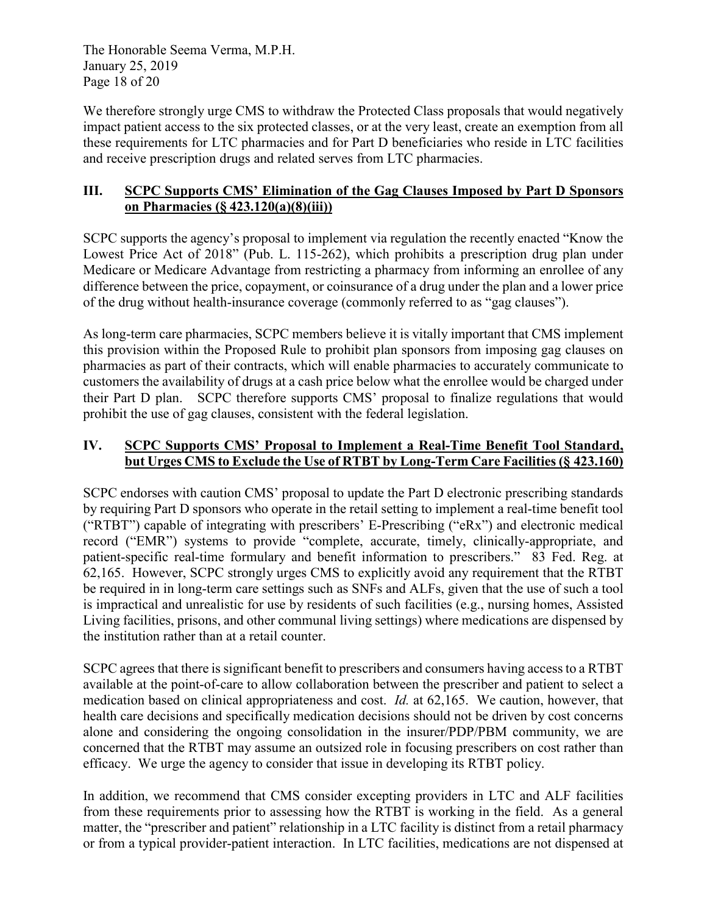We therefore strongly urge CMS to withdraw the Protected Class proposals that would negatively impact patient access to the six protected classes, or at the very least, create an exemption from all these requirements for LTC pharmacies and for Part D beneficiaries who reside in LTC facilities and receive prescription drugs and related serves from LTC pharmacies.

## III. SCPC Supports CMS' Elimination of the Gag Clauses Imposed by Part D Sponsors on Pharmacies (§ 423.120(a)(8)(iii))

SCPC supports the agency's proposal to implement via regulation the recently enacted "Know the Lowest Price Act of 2018" (Pub. L. 115-262), which prohibits a prescription drug plan under Medicare or Medicare Advantage from restricting a pharmacy from informing an enrollee of any difference between the price, copayment, or coinsurance of a drug under the plan and a lower price of the drug without health-insurance coverage (commonly referred to as "gag clauses").

As long-term care pharmacies, SCPC members believe it is vitally important that CMS implement this provision within the Proposed Rule to prohibit plan sponsors from imposing gag clauses on pharmacies as part of their contracts, which will enable pharmacies to accurately communicate to customers the availability of drugs at a cash price below what the enrollee would be charged under their Part D plan. SCPC therefore supports CMS' proposal to finalize regulations that would prohibit the use of gag clauses, consistent with the federal legislation.

## IV. SCPC Supports CMS' Proposal to Implement a Real-Time Benefit Tool Standard, but Urges CMS to Exclude the Use of RTBT by Long-Term Care Facilities (§ 423.160)

SCPC endorses with caution CMS' proposal to update the Part D electronic prescribing standards by requiring Part D sponsors who operate in the retail setting to implement a real-time benefit tool ("RTBT") capable of integrating with prescribers' E-Prescribing ("eRx") and electronic medical record ("EMR") systems to provide "complete, accurate, timely, clinically-appropriate, and patient-specific real-time formulary and benefit information to prescribers." 83 Fed. Reg. at 62,165. However, SCPC strongly urges CMS to explicitly avoid any requirement that the RTBT be required in in long-term care settings such as SNFs and ALFs, given that the use of such a tool is impractical and unrealistic for use by residents of such facilities (e.g., nursing homes, Assisted Living facilities, prisons, and other communal living settings) where medications are dispensed by the institution rather than at a retail counter.

SCPC agrees that there is significant benefit to prescribers and consumers having access to a RTBT available at the point-of-care to allow collaboration between the prescriber and patient to select a medication based on clinical appropriateness and cost. *Id.* at 62,165. We caution, however, that health care decisions and specifically medication decisions should not be driven by cost concerns alone and considering the ongoing consolidation in the insurer/PDP/PBM community, we are concerned that the RTBT may assume an outsized role in focusing prescribers on cost rather than efficacy. We urge the agency to consider that issue in developing its RTBT policy.

In addition, we recommend that CMS consider excepting providers in LTC and ALF facilities from these requirements prior to assessing how the RTBT is working in the field. As a general matter, the "prescriber and patient" relationship in a LTC facility is distinct from a retail pharmacy or from a typical provider-patient interaction. In LTC facilities, medications are not dispensed at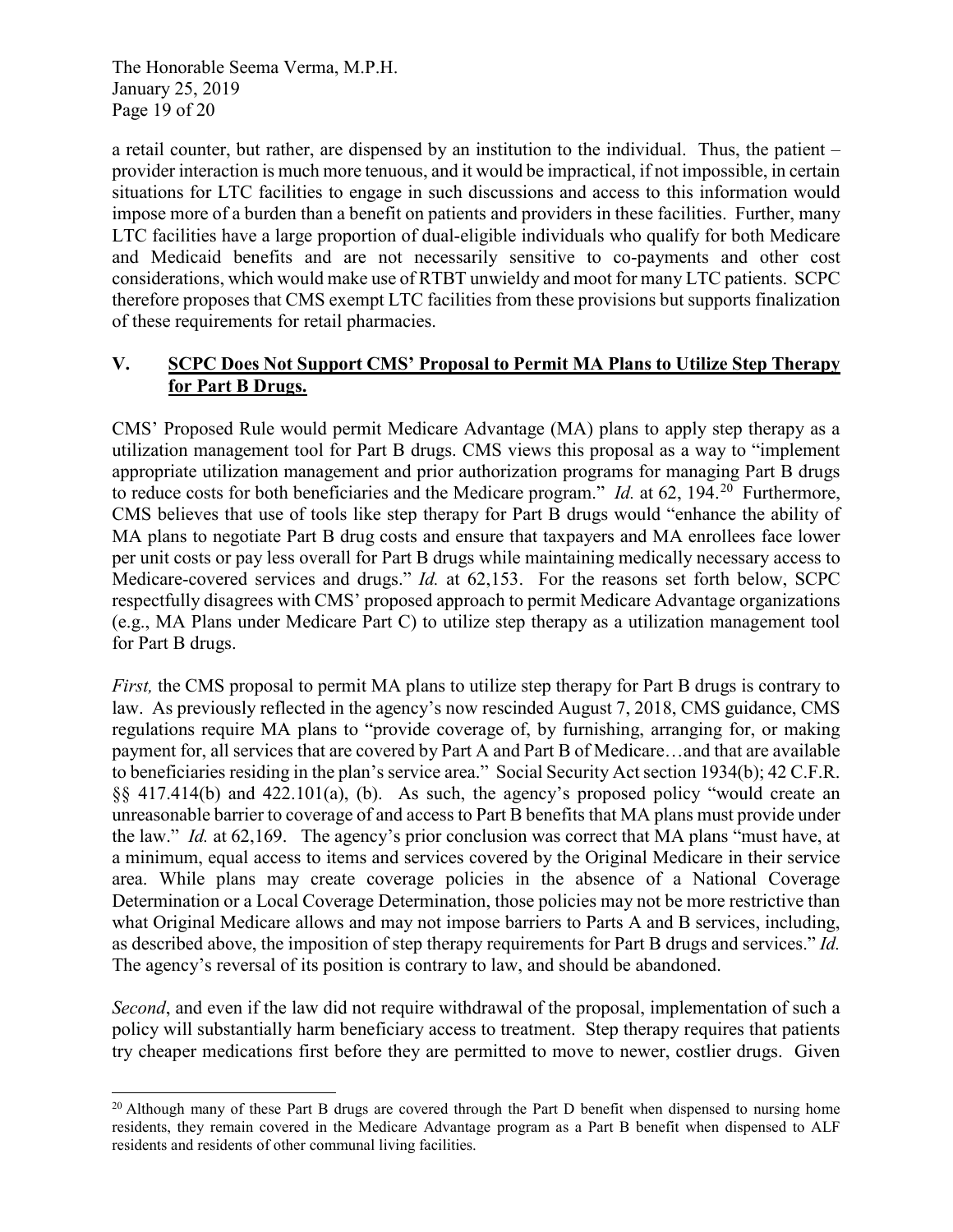a retail counter, but rather, are dispensed by an institution to the individual. Thus, the patient – provider interaction is much more tenuous, and it would be impractical, if not impossible, in certain situations for LTC facilities to engage in such discussions and access to this information would impose more of a burden than a benefit on patients and providers in these facilities. Further, many LTC facilities have a large proportion of dual-eligible individuals who qualify for both Medicare and Medicaid benefits and are not necessarily sensitive to co-payments and other cost considerations, which would make use of RTBT unwieldy and moot for many LTC patients. SCPC therefore proposes that CMS exempt LTC facilities from these provisions but supports finalization of these requirements for retail pharmacies.

## V. SCPC Does Not Support CMS' Proposal to Permit MA Plans to Utilize Step Therapy for Part B Drugs.

CMS' Proposed Rule would permit Medicare Advantage (MA) plans to apply step therapy as a utilization management tool for Part B drugs. CMS views this proposal as a way to "implement appropriate utilization management and prior authorization programs for managing Part B drugs to reduce costs for both beneficiaries and the Medicare program." *Id.* at 62, 194.[20] Furthermore, CMS believes that use of tools like step therapy for Part B drugs would "enhance the ability of MA plans to negotiate Part B drug costs and ensure that taxpayers and MA enrollees face lower per unit costs or pay less overall for Part B drugs while maintaining medically necessary access to Medicare-covered services and drugs." *Id.* at 62,153. For the reasons set forth below, SCPC respectfully disagrees with CMS' proposed approach to permit Medicare Advantage organizations (e.g., MA Plans under Medicare Part C) to utilize step therapy as a utilization management tool for Part B drugs.

*First,* the CMS proposal to permit MA plans to utilize step therapy for Part B drugs is contrary to law. As previously reflected in the agency's now rescinded August 7, 2018, CMS guidance, CMS regulations require MA plans to "provide coverage of, by furnishing, arranging for, or making payment for, all services that are covered by Part A and Part B of Medicare…and that are available to beneficiaries residing in the plan's service area." Social Security Act section 1934(b); 42 C.F.R. §§ 417.414(b) and 422.101(a), (b). As such, the agency's proposed policy "would create an unreasonable barrier to coverage of and access to Part B benefits that MA plans must provide under the law." *Id.* at 62,169. The agency's prior conclusion was correct that MA plans "must have, at a minimum, equal access to items and services covered by the Original Medicare in their service area. While plans may create coverage policies in the absence of a National Coverage Determination or a Local Coverage Determination, those policies may not be more restrictive than what Original Medicare allows and may not impose barriers to Parts A and B services, including, as described above, the imposition of step therapy requirements for Part B drugs and services." *Id.* The agency's reversal of its position is contrary to law, and should be abandoned.

*Second*, and even if the law did not require withdrawal of the proposal, implementation of such a policy will substantially harm beneficiary access to treatment. Step therapy requires that patients try cheaper medications first before they are permitted to move to newer, costlier drugs. Given

[20] Although many of these Part B drugs are covered through the Part D benefit when dispensed to nursing home residents, they remain covered in the Medicare Advantage program as a Part B benefit when dispensed to ALF residents and residents of other communal living facilities.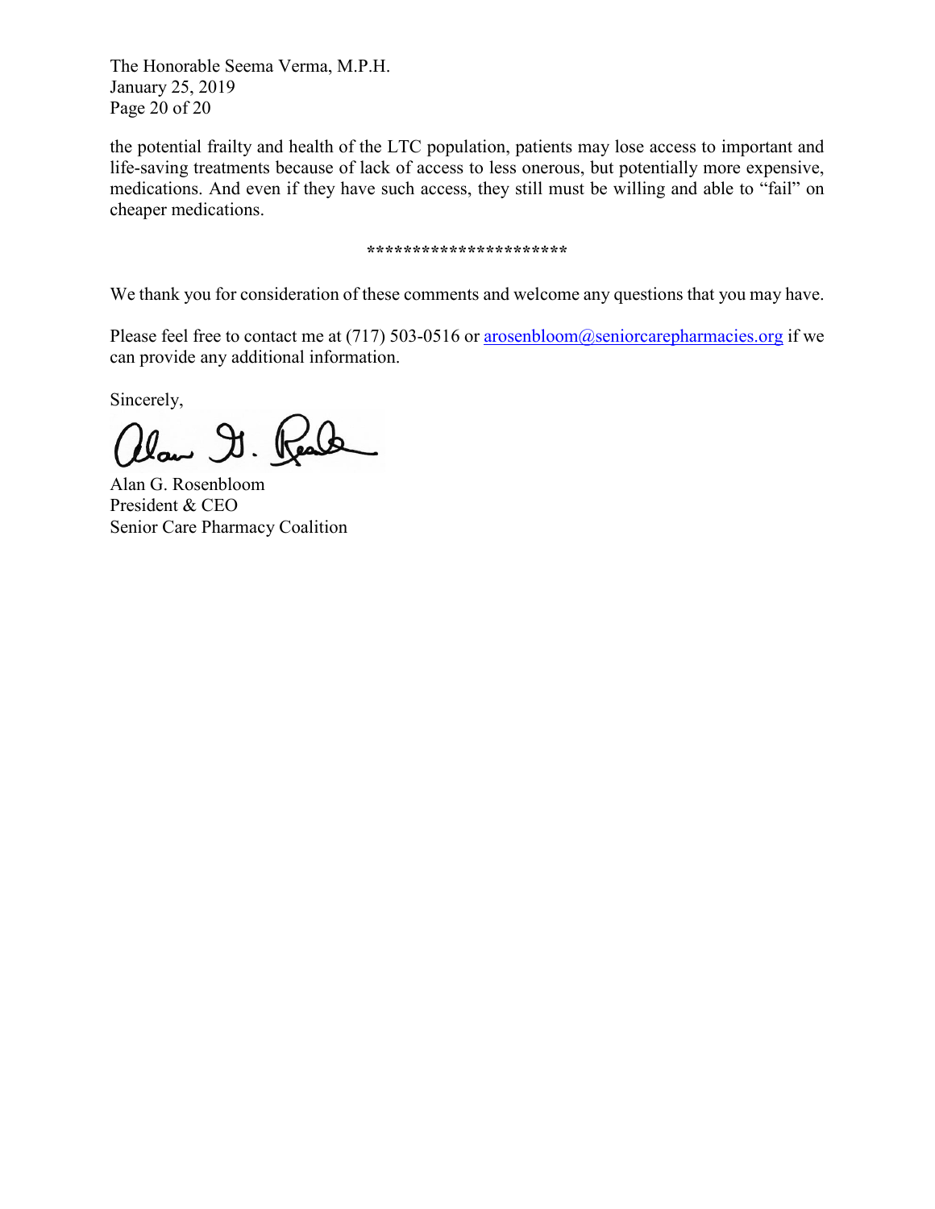the potential frailty and health of the LTC population, patients may lose access to important and life-saving treatments because of lack of access to less onerous, but potentially more expensive, medications. And even if they have such access, they still must be willing and able to "fail" on cheaper medications.

**********************

We thank you for consideration of these comments and welcome any questions that you may have.

Please feel free to contact me at (717) 503-0516 or arosenbloom@seniorcarepharmacies.org if we can provide any additional information.

Sincerely,

Alan G. Rosenbloom
President & CEO
Senior Care Pharmacy Coalition